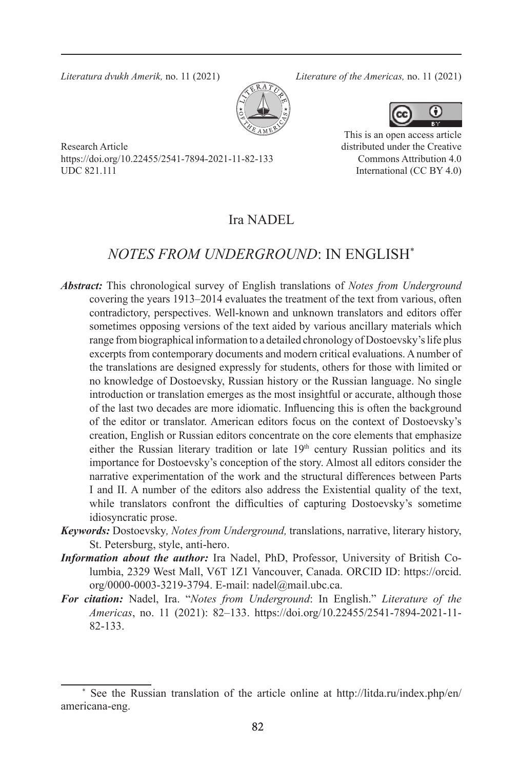Research Article
https://doi.org/10.22455/2541-7894-2021-11-82-133
UDC 821.111

This is an open access article distributed under the Creative Commons Attribution 4.0 International (CC BY 4.0)

Ira NADEL

# *NOTES FROM UNDERGROUND*: IN ENGLISH*

***Abstract:*** This chronological survey of English translations of *Notes from Underground* covering the years 1913–2014 evaluates the treatment of the text from various, often contradictory, perspectives. Well-known and unknown translators and editors offer sometimes opposing versions of the text aided by various ancillary materials which range from biographical information to a detailed chronology of Dostoevsky's life plus excerpts from contemporary documents and modern critical evaluations. A number of the translations are designed expressly for students, others for those with limited or no knowledge of Dostoevsky, Russian history or the Russian language. No single introduction or translation emerges as the most insightful or accurate, although those of the last two decades are more idiomatic. Influencing this is often the background of the editor or translator. American editors focus on the context of Dostoevsky's creation, English or Russian editors concentrate on the core elements that emphasize either the Russian literary tradition or late 19th century Russian politics and its importance for Dostoevsky's conception of the story. Almost all editors consider the narrative experimentation of the work and the structural differences between Parts I and II. A number of the editors also address the Existential quality of the text, while translators confront the difficulties of capturing Dostoevsky's sometime idiosyncratic prose.

***Keywords:*** Dostoevsky*, Notes from Underground,* translations, narrative, literary history, St. Petersburg, style, anti-hero.

***Information about the author:*** Ira Nadel, PhD, Professor, University of British Columbia, 2329 West Mall, V6T 1Z1 Vancouver, Canada. ORCID ID: https://orcid.org/0000-0003-3219-3794. E-mail: nadel@mail.ubc.ca.

***For citation:*** Nadel, Ira. "*Notes from Underground*: In English." *Literature of the Americas*, no. 11 (2021): 82–133. https://doi.org/10.22455/2541-7894-2021-11-82-133.

---

\* See the Russian translation of the article online at http://litda.ru/index.php/en/americana-eng.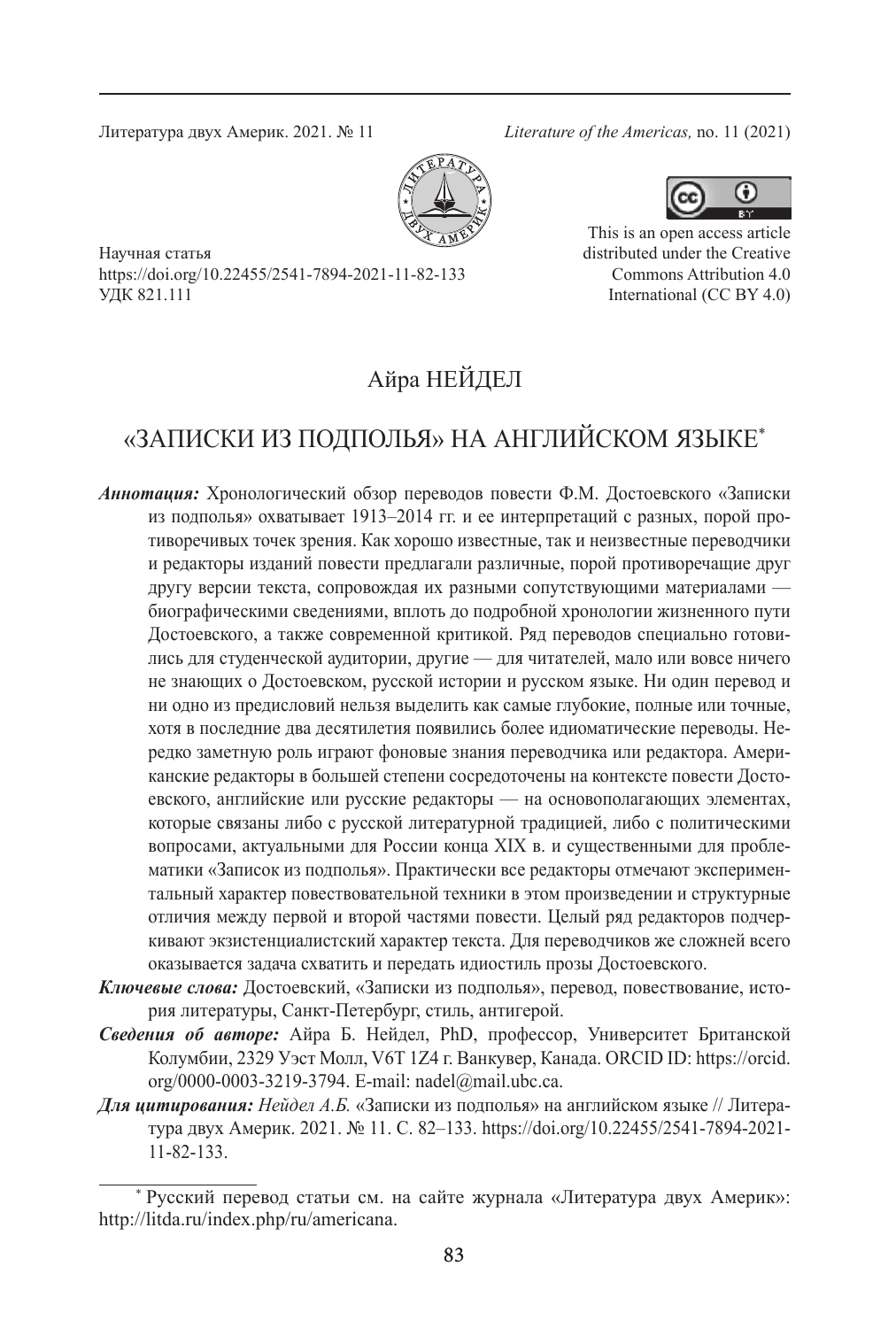Научная статья
https://doi.org/10.22455/2541-7894-2021-11-82-133
УДК 821.111

This is an open access article distributed under the Creative Commons Attribution 4.0 International (CC BY 4.0)

## Айра НЕЙДЕЛ

# «ЗАПИСКИ ИЗ ПОДПОЛЬЯ» НА АНГЛИЙСКОМ ЯЗЫКЕ*

***Аннотация:*** Хронологический обзор переводов повести Ф.М. Достоевского «Записки из подполья» охватывает 1913–2014 гг. и ее интерпретаций с разных, порой противоречивых точек зрения. Как хорошо известные, так и неизвестные переводчики и редакторы изданий повести предлагали различные, порой противоречащие друг другу версии текста, сопровождая их разными сопутствующими материалами — биографическими сведениями, вплоть до подробной хронологии жизненного пути Достоевского, а также современной критикой. Ряд переводов специально готовились для студенческой аудитории, другие — для читателей, мало или вовсе ничего не знающих о Достоевском, русской истории и русском языке. Ни один перевод и ни одно из предисловий нельзя выделить как самые глубокие, полные или точные, хотя в последние два десятилетия появились более идиоматические переводы. Нередко заметную роль играют фоновые знания переводчика или редактора. Американские редакторы в большей степени сосредоточены на контексте повести Достоевского, английские или русские редакторы — на основополагающих элементах, которые связаны либо с русской литературной традицией, либо с политическими вопросами, актуальными для России конца XIX в. и существенными для проблематики «Записок из подполья». Практически все редакторы отмечают экспериментальный характер повествовательной техники в этом произведении и структурные отличия между первой и второй частями повести. Целый ряд редакторов подчеркивают экзистенциалистский характер текста. Для переводчиков же сложней всего оказывается задача схватить и передать идиостиль прозы Достоевского.

***Ключевые слова:*** Достоевский, «Записки из подполья», перевод, повествование, история литературы, Санкт-Петербург, стиль, антигерой.

***Сведения об авторе:*** Айра Б. Нейдел, PhD, профессор, Университет Британской Колумбии, 2329 Уэст Молл, V6T 1Z4 г. Ванкувер, Канада. ORCID ID: https://orcid.org/0000-0003-3219-3794. E-mail: nadel@mail.ubc.ca.

***Для цитирования:*** *Нейдел А.Б.* «Записки из подполья» на английском языке // Литература двух Америк. 2021. № 11. С. 82–133. https://doi.org/10.22455/2541-7894-2021-11-82-133.

* Русский перевод статьи см. на сайте журнала «Литература двух Америк»: http://litda.ru/index.php/ru/americana.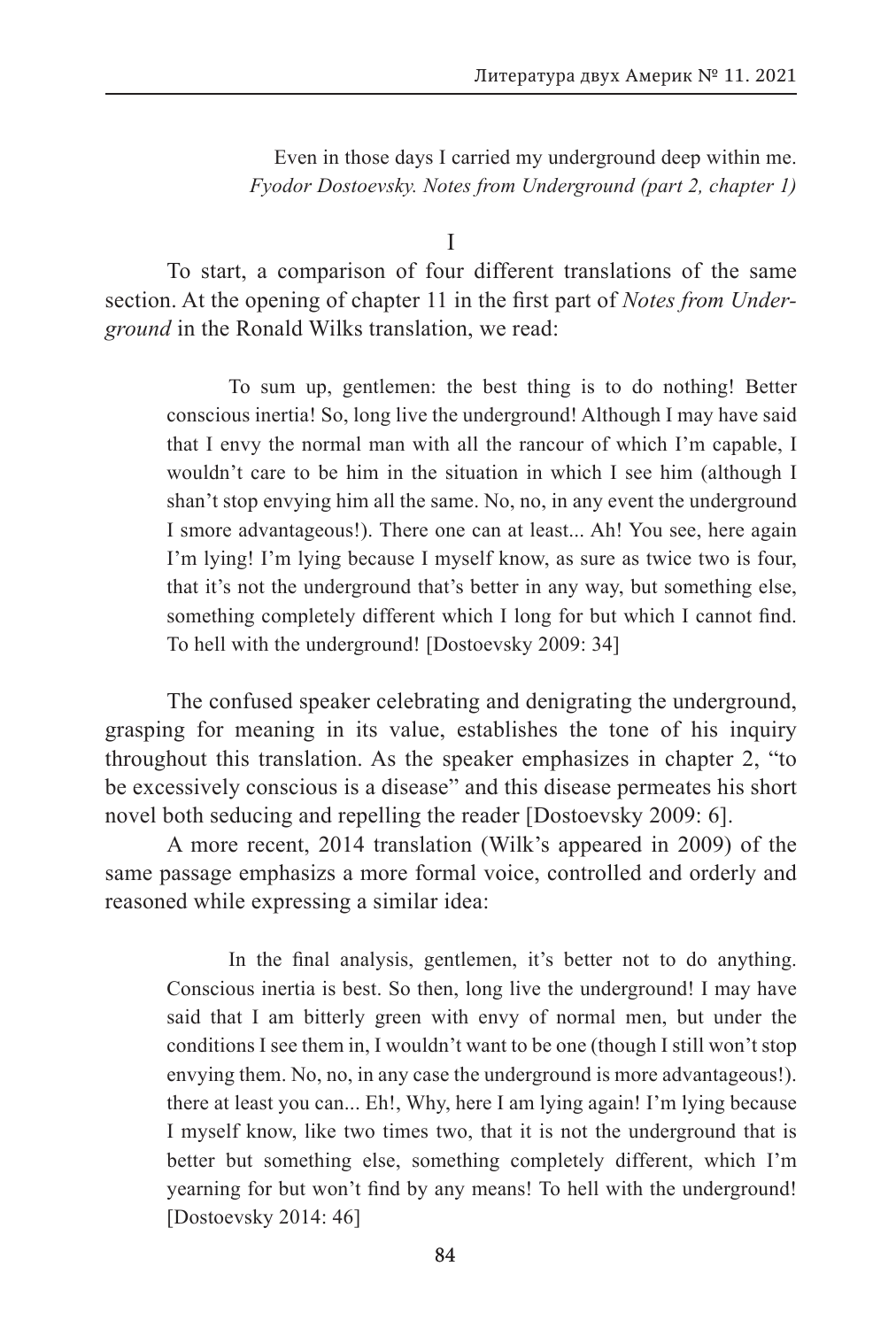Even in those days I carried my underground deep within me.
*Fyodor Dostoevsky. Notes from Underground (part 2, chapter 1)*

I

To start, a comparison of four different translations of the same section. At the opening of chapter 11 in the first part of *Notes from Underground* in the Ronald Wilks translation, we read:

> To sum up, gentlemen: the best thing is to do nothing! Better conscious inertia! So, long live the underground! Although I may have said that I envy the normal man with all the rancour of which I'm capable, I wouldn't care to be him in the situation in which I see him (although I shan't stop envying him all the same. No, no, in any event the underground I smore advantageous!). There one can at least... Ah! You see, here again I'm lying! I'm lying because I myself know, as sure as twice two is four, that it's not the underground that's better in any way, but something else, something completely different which I long for but which I cannot find. To hell with the underground! [Dostoevsky 2009: 34]

The confused speaker celebrating and denigrating the underground, grasping for meaning in its value, establishes the tone of his inquiry throughout this translation. As the speaker emphasizes in chapter 2, "to be excessively conscious is a disease" and this disease permeates his short novel both seducing and repelling the reader [Dostoevsky 2009: 6].

A more recent, 2014 translation (Wilk's appeared in 2009) of the same passage emphasizs a more formal voice, controlled and orderly and reasoned while expressing a similar idea:

> In the final analysis, gentlemen, it's better not to do anything. Conscious inertia is best. So then, long live the underground! I may have said that I am bitterly green with envy of normal men, but under the conditions I see them in, I wouldn't want to be one (though I still won't stop envying them. No, no, in any case the underground is more advantageous!). there at least you can... Eh!, Why, here I am lying again! I'm lying because I myself know, like two times two, that it is not the underground that is better but something else, something completely different, which I'm yearning for but won't find by any means! To hell with the underground! [Dostoevsky 2014: 46]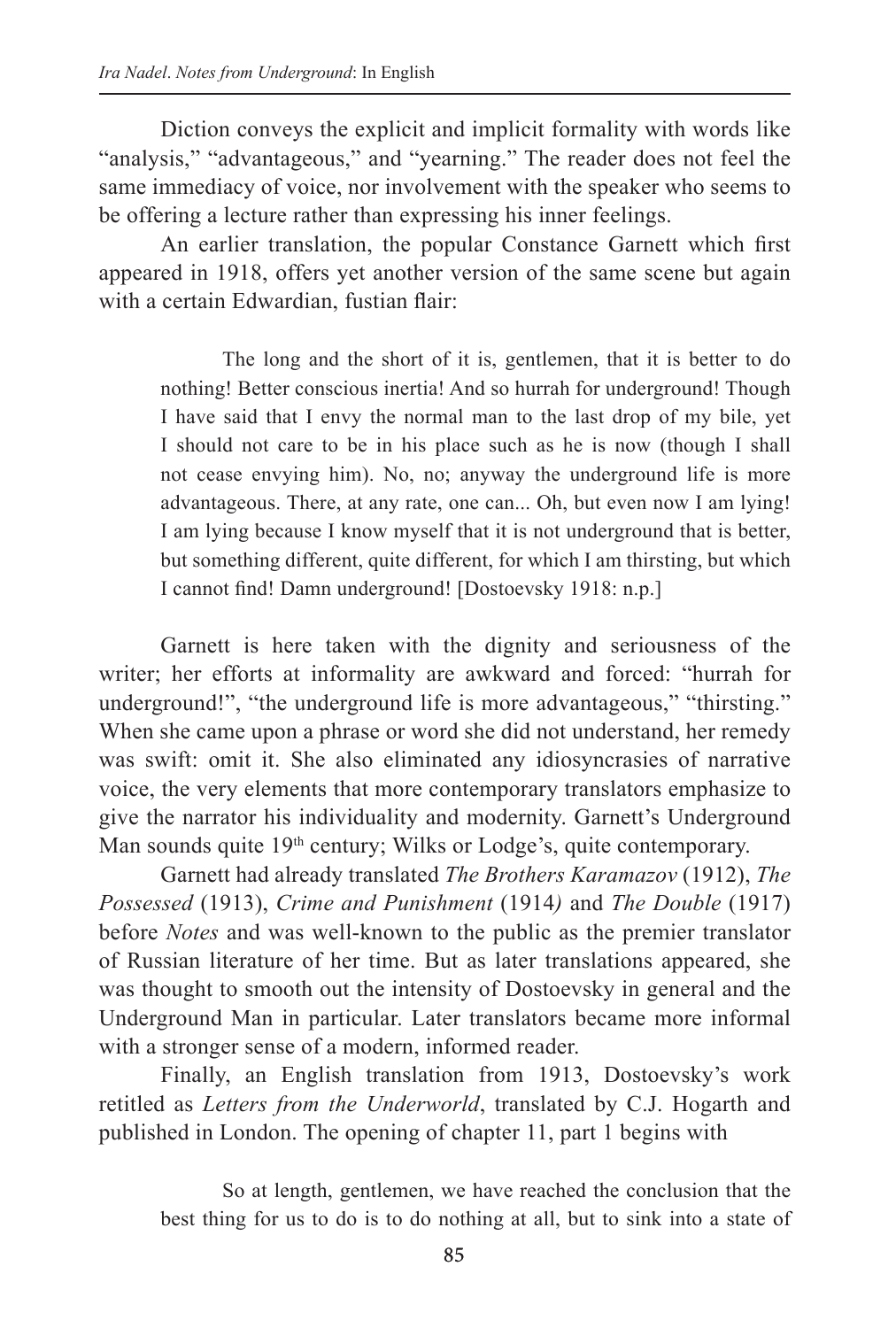Diction conveys the explicit and implicit formality with words like "analysis," "advantageous," and "yearning." The reader does not feel the same immediacy of voice, nor involvement with the speaker who seems to be offering a lecture rather than expressing his inner feelings.

An earlier translation, the popular Constance Garnett which first appeared in 1918, offers yet another version of the same scene but again with a certain Edwardian, fustian flair:

> The long and the short of it is, gentlemen, that it is better to do nothing! Better conscious inertia! And so hurrah for underground! Though I have said that I envy the normal man to the last drop of my bile, yet I should not care to be in his place such as he is now (though I shall not cease envying him). No, no; anyway the underground life is more advantageous. There, at any rate, one can... Oh, but even now I am lying! I am lying because I know myself that it is not underground that is better, but something different, quite different, for which I am thirsting, but which I cannot find! Damn underground! [Dostoevsky 1918: n.p.]

Garnett is here taken with the dignity and seriousness of the writer; her efforts at informality are awkward and forced: "hurrah for underground!", "the underground life is more advantageous," "thirsting." When she came upon a phrase or word she did not understand, her remedy was swift: omit it. She also eliminated any idiosyncrasies of narrative voice, the very elements that more contemporary translators emphasize to give the narrator his individuality and modernity. Garnett's Underground Man sounds quite 19th century; Wilks or Lodge's, quite contemporary.

Garnett had already translated *The Brothers Karamazov* (1912), *The Possessed* (1913), *Crime and Punishment* (1914) and *The Double* (1917) before *Notes* and was well-known to the public as the premier translator of Russian literature of her time. But as later translations appeared, she was thought to smooth out the intensity of Dostoevsky in general and the Underground Man in particular. Later translators became more informal with a stronger sense of a modern, informed reader.

Finally, an English translation from 1913, Dostoevsky's work retitled as *Letters from the Underworld*, translated by C.J. Hogarth and published in London. The opening of chapter 11, part 1 begins with

> So at length, gentlemen, we have reached the conclusion that the best thing for us to do is to do nothing at all, but to sink into a state of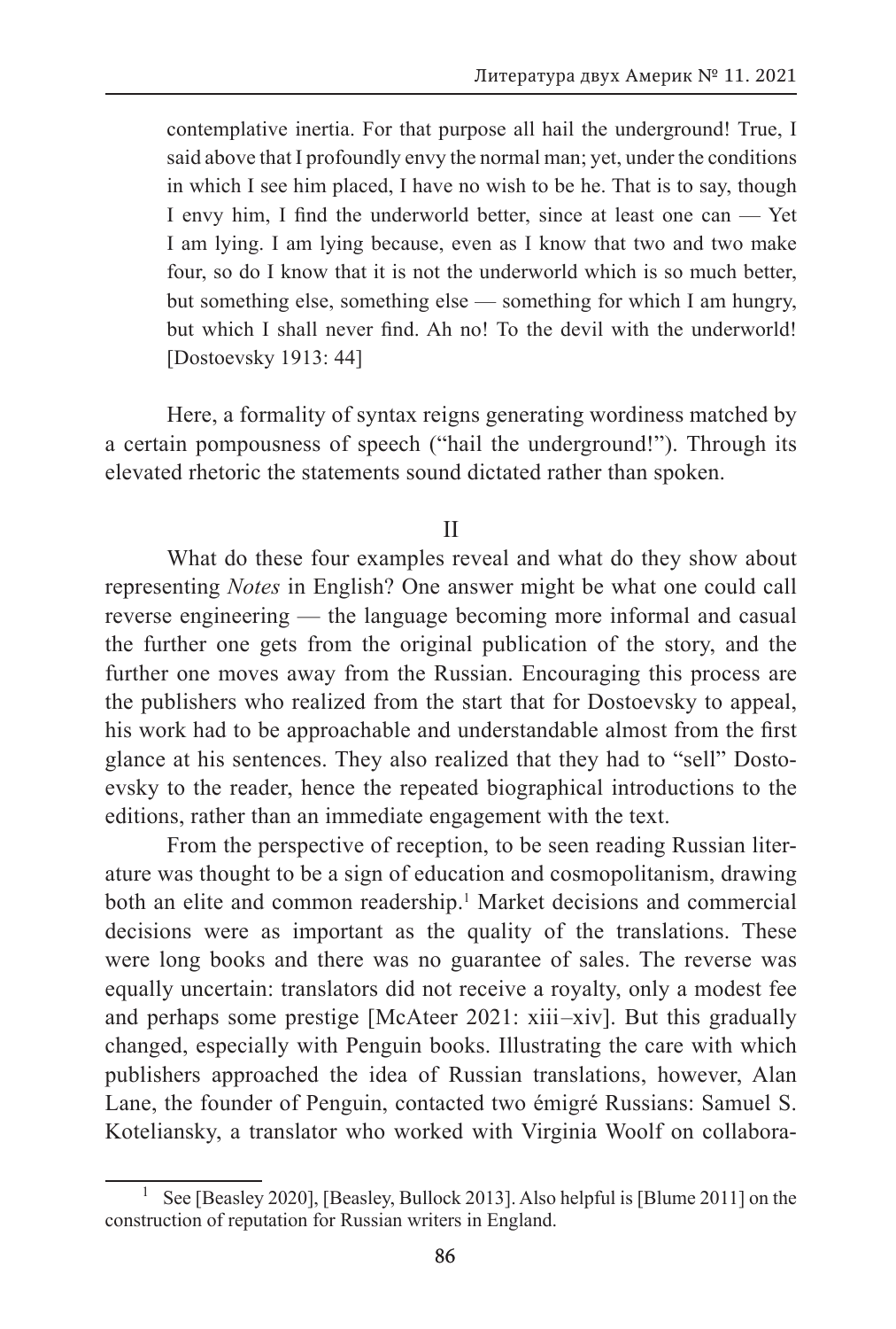> contemplative inertia. For that purpose all hail the underground! True, I said above that I profoundly envy the normal man; yet, under the conditions in which I see him placed, I have no wish to be he. That is to say, though I envy him, I find the underworld better, since at least one can — Yet I am lying. I am lying because, even as I know that two and two make four, so do I know that it is not the underworld which is so much better, but something else, something else — something for which I am hungry, but which I shall never find. Ah no! To the devil with the underworld! [Dostoevsky 1913: 44]

Here, a formality of syntax reigns generating wordiness matched by a certain pompousness of speech ("hail the underground!"). Through its elevated rhetoric the statements sound dictated rather than spoken.

II

What do these four examples reveal and what do they show about representing *Notes* in English? One answer might be what one could call reverse engineering — the language becoming more informal and casual the further one gets from the original publication of the story, and the further one moves away from the Russian. Encouraging this process are the publishers who realized from the start that for Dostoevsky to appeal, his work had to be approachable and understandable almost from the first glance at his sentences. They also realized that they had to "sell" Dostoevsky to the reader, hence the repeated biographical introductions to the editions, rather than an immediate engagement with the text.

From the perspective of reception, to be seen reading Russian literature was thought to be a sign of education and cosmopolitanism, drawing both an elite and common readership.[1] Market decisions and commercial decisions were as important as the quality of the translations. These were long books and there was no guarantee of sales. The reverse was equally uncertain: translators did not receive a royalty, only a modest fee and perhaps some prestige [McAteer 2021: xiii–xiv]. But this gradually changed, especially with Penguin books. Illustrating the care with which publishers approached the idea of Russian translations, however, Alan Lane, the founder of Penguin, contacted two émigré Russians: Samuel S. Koteliansky, a translator who worked with Virginia Woolf on collabora-

[1] See [Beasley 2020], [Beasley, Bullock 2013]. Also helpful is [Blume 2011] on the construction of reputation for Russian writers in England.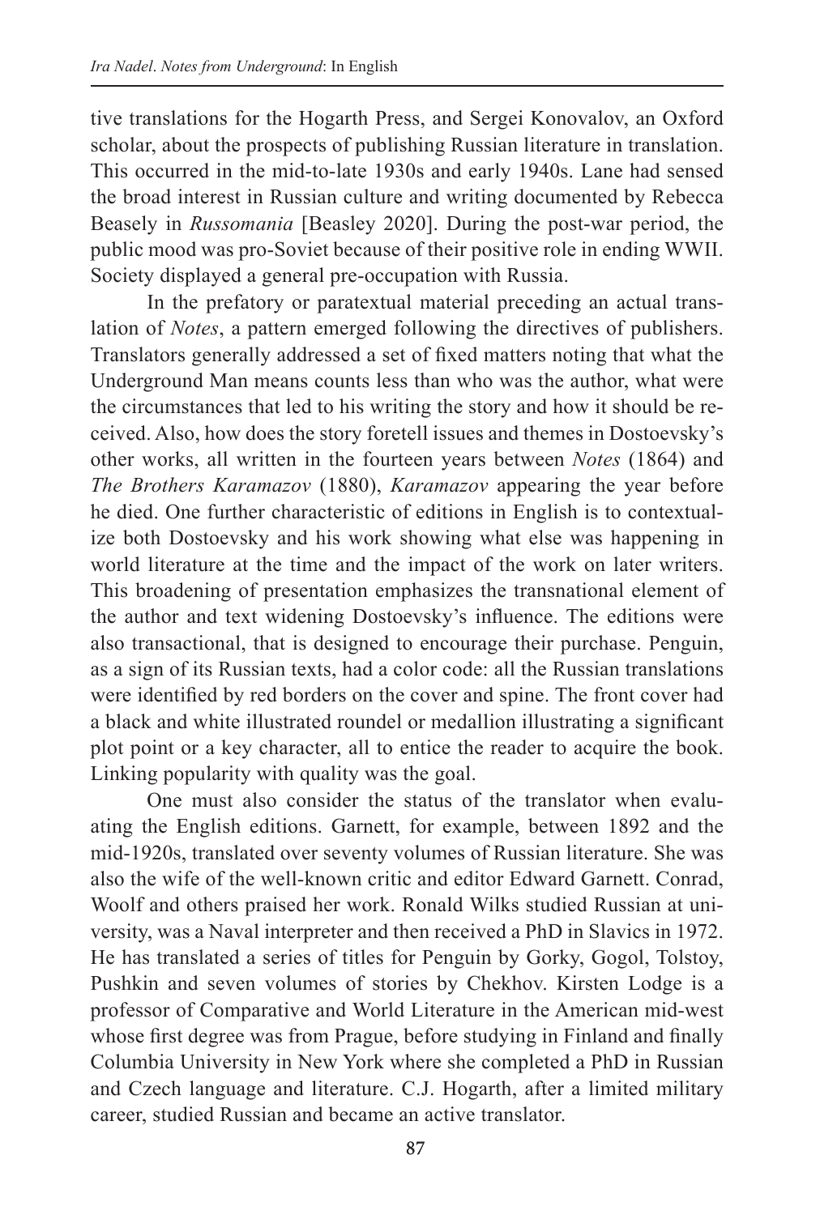tive translations for the Hogarth Press, and Sergei Konovalov, an Oxford scholar, about the prospects of publishing Russian literature in translation. This occurred in the mid-to-late 1930s and early 1940s. Lane had sensed the broad interest in Russian culture and writing documented by Rebecca Beasely in *Russomania* [Beasley 2020]. During the post-war period, the public mood was pro-Soviet because of their positive role in ending WWII. Society displayed a general pre-occupation with Russia.

In the prefatory or paratextual material preceding an actual translation of *Notes*, a pattern emerged following the directives of publishers. Translators generally addressed a set of fixed matters noting that what the Underground Man means counts less than who was the author, what were the circumstances that led to his writing the story and how it should be received. Also, how does the story foretell issues and themes in Dostoevsky's other works, all written in the fourteen years between *Notes* (1864) and *The Brothers Karamazov* (1880), *Karamazov* appearing the year before he died. One further characteristic of editions in English is to contextualize both Dostoevsky and his work showing what else was happening in world literature at the time and the impact of the work on later writers. This broadening of presentation emphasizes the transnational element of the author and text widening Dostoevsky's influence. The editions were also transactional, that is designed to encourage their purchase. Penguin, as a sign of its Russian texts, had a color code: all the Russian translations were identified by red borders on the cover and spine. The front cover had a black and white illustrated roundel or medallion illustrating a significant plot point or a key character, all to entice the reader to acquire the book. Linking popularity with quality was the goal.

One must also consider the status of the translator when evaluating the English editions. Garnett, for example, between 1892 and the mid-1920s, translated over seventy volumes of Russian literature. She was also the wife of the well-known critic and editor Edward Garnett. Conrad, Woolf and others praised her work. Ronald Wilks studied Russian at university, was a Naval interpreter and then received a PhD in Slavics in 1972. He has translated a series of titles for Penguin by Gorky, Gogol, Tolstoy, Pushkin and seven volumes of stories by Chekhov. Kirsten Lodge is a professor of Comparative and World Literature in the American mid-west whose first degree was from Prague, before studying in Finland and finally Columbia University in New York where she completed a PhD in Russian and Czech language and literature. C.J. Hogarth, after a limited military career, studied Russian and became an active translator.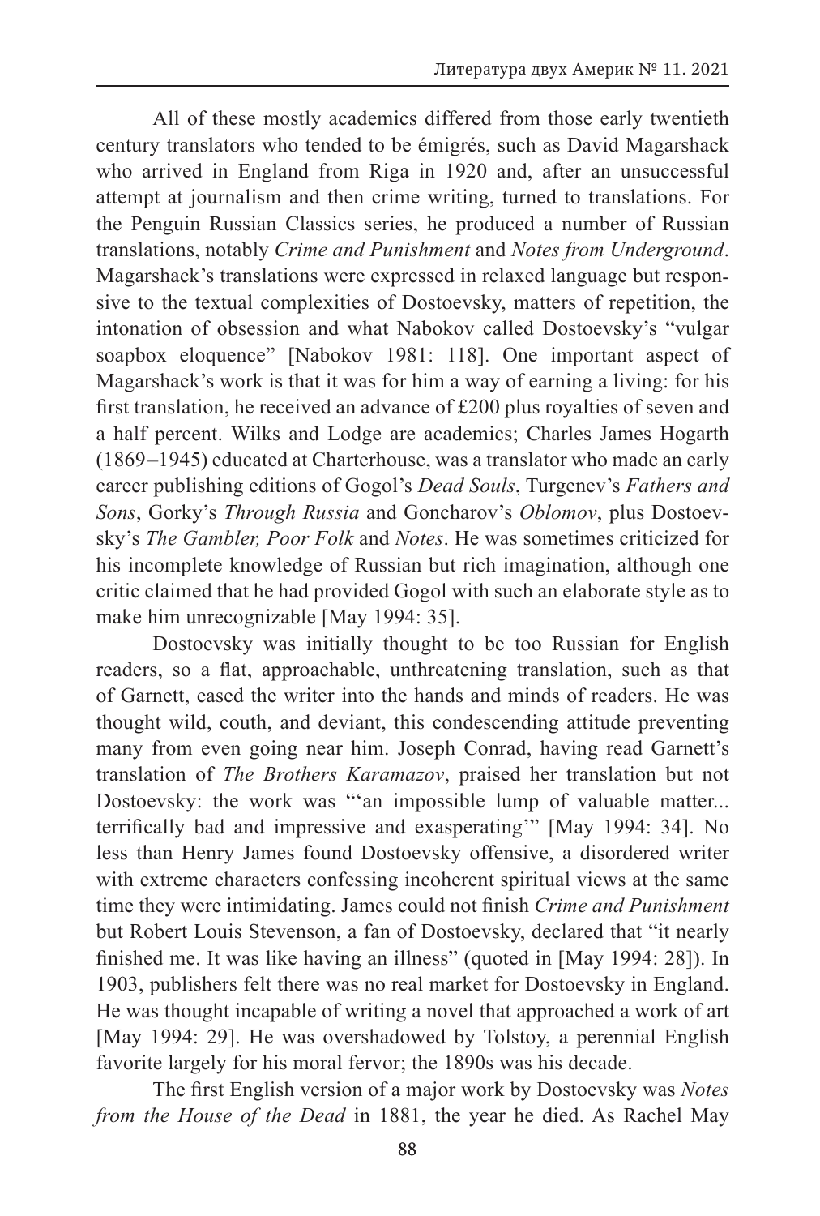All of these mostly academics differed from those early twentieth century translators who tended to be émigrés, such as David Magarshack who arrived in England from Riga in 1920 and, after an unsuccessful attempt at journalism and then crime writing, turned to translations. For the Penguin Russian Classics series, he produced a number of Russian translations, notably *Crime and Punishment* and *Notes from Underground*. Magarshack's translations were expressed in relaxed language but responsive to the textual complexities of Dostoevsky, matters of repetition, the intonation of obsession and what Nabokov called Dostoevsky's "vulgar soapbox eloquence" [Nabokov 1981: 118]. One important aspect of Magarshack's work is that it was for him a way of earning a living: for his first translation, he received an advance of £200 plus royalties of seven and a half percent. Wilks and Lodge are academics; Charles James Hogarth (1869–1945) educated at Charterhouse, was a translator who made an early career publishing editions of Gogol's *Dead Souls*, Turgenev's *Fathers and Sons*, Gorky's *Through Russia* and Goncharov's *Oblomov*, plus Dostoevsky's *The Gambler, Poor Folk* and *Notes*. He was sometimes criticized for his incomplete knowledge of Russian but rich imagination, although one critic claimed that he had provided Gogol with such an elaborate style as to make him unrecognizable [May 1994: 35].

Dostoevsky was initially thought to be too Russian for English readers, so a flat, approachable, unthreatening translation, such as that of Garnett, eased the writer into the hands and minds of readers. He was thought wild, couth, and deviant, this condescending attitude preventing many from even going near him. Joseph Conrad, having read Garnett's translation of *The Brothers Karamazov*, praised her translation but not Dostoevsky: the work was "'an impossible lump of valuable matter... terrifically bad and impressive and exasperating'" [May 1994: 34]. No less than Henry James found Dostoevsky offensive, a disordered writer with extreme characters confessing incoherent spiritual views at the same time they were intimidating. James could not finish *Crime and Punishment* but Robert Louis Stevenson, a fan of Dostoevsky, declared that "it nearly finished me. It was like having an illness" (quoted in [May 1994: 28]). In 1903, publishers felt there was no real market for Dostoevsky in England. He was thought incapable of writing a novel that approached a work of art [May 1994: 29]. He was overshadowed by Tolstoy, a perennial English favorite largely for his moral fervor; the 1890s was his decade.

The first English version of a major work by Dostoevsky was *Notes from the House of the Dead* in 1881, the year he died. As Rachel May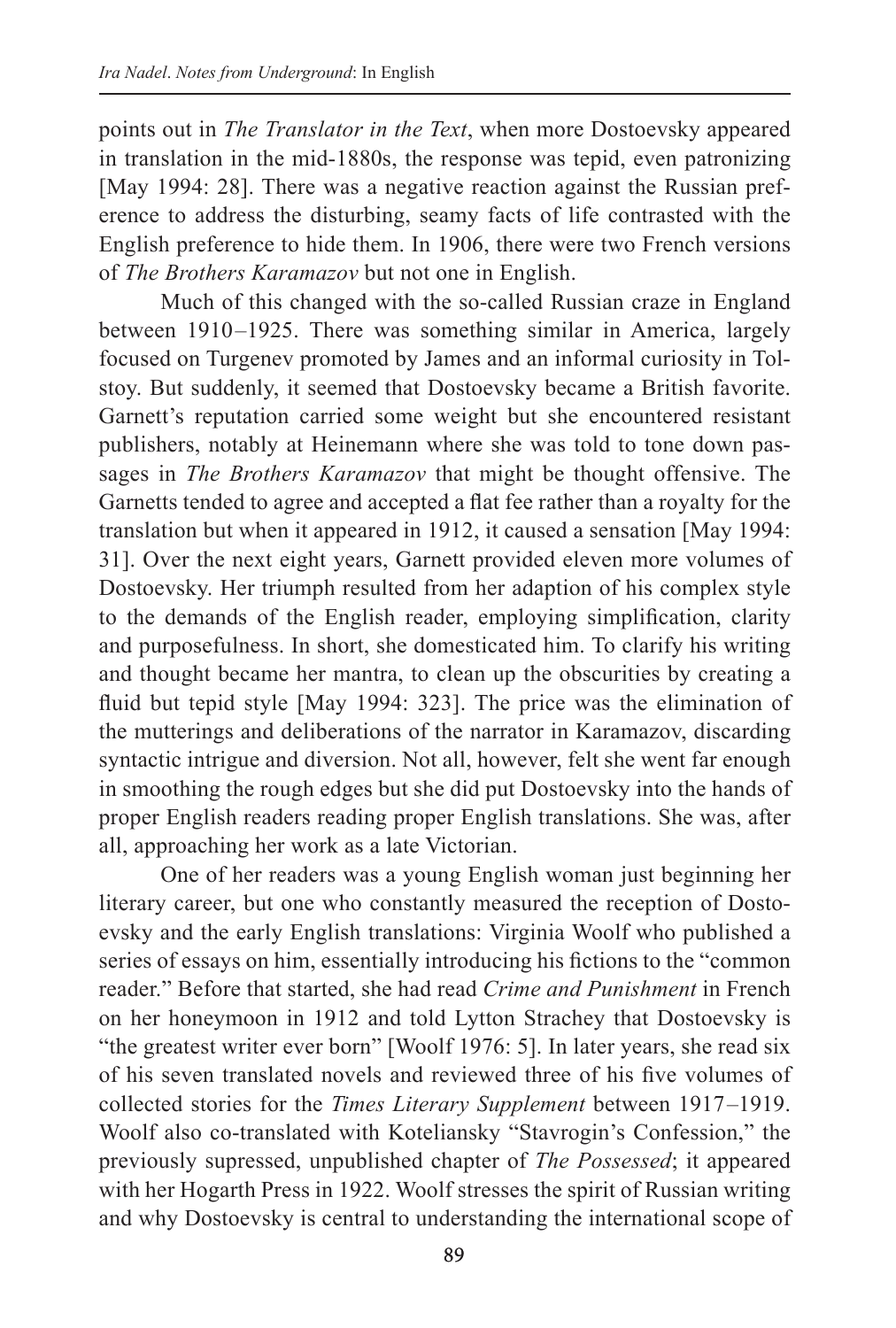points out in *The Translator in the Text*, when more Dostoevsky appeared in translation in the mid-1880s, the response was tepid, even patronizing [May 1994: 28]. There was a negative reaction against the Russian preference to address the disturbing, seamy facts of life contrasted with the English preference to hide them. In 1906, there were two French versions of *The Brothers Karamazov* but not one in English.

Much of this changed with the so-called Russian craze in England between 1910–1925. There was something similar in America, largely focused on Turgenev promoted by James and an informal curiosity in Tolstoy. But suddenly, it seemed that Dostoevsky became a British favorite. Garnett's reputation carried some weight but she encountered resistant publishers, notably at Heinemann where she was told to tone down passages in *The Brothers Karamazov* that might be thought offensive. The Garnetts tended to agree and accepted a flat fee rather than a royalty for the translation but when it appeared in 1912, it caused a sensation [May 1994: 31]. Over the next eight years, Garnett provided eleven more volumes of Dostoevsky. Her triumph resulted from her adaption of his complex style to the demands of the English reader, employing simplification, clarity and purposefulness. In short, she domesticated him. To clarify his writing and thought became her mantra, to clean up the obscurities by creating a fluid but tepid style [May 1994: 323]. The price was the elimination of the mutterings and deliberations of the narrator in Karamazov, discarding syntactic intrigue and diversion. Not all, however, felt she went far enough in smoothing the rough edges but she did put Dostoevsky into the hands of proper English readers reading proper English translations. She was, after all, approaching her work as a late Victorian.

One of her readers was a young English woman just beginning her literary career, but one who constantly measured the reception of Dostoevsky and the early English translations: Virginia Woolf who published a series of essays on him, essentially introducing his fictions to the "common reader." Before that started, she had read *Crime and Punishment* in French on her honeymoon in 1912 and told Lytton Strachey that Dostoevsky is "the greatest writer ever born" [Woolf 1976: 5]. In later years, she read six of his seven translated novels and reviewed three of his five volumes of collected stories for the *Times Literary Supplement* between 1917–1919. Woolf also co-translated with Koteliansky "Stavrogin's Confession," the previously supressed, unpublished chapter of *The Possessed*; it appeared with her Hogarth Press in 1922. Woolf stresses the spirit of Russian writing and why Dostoevsky is central to understanding the international scope of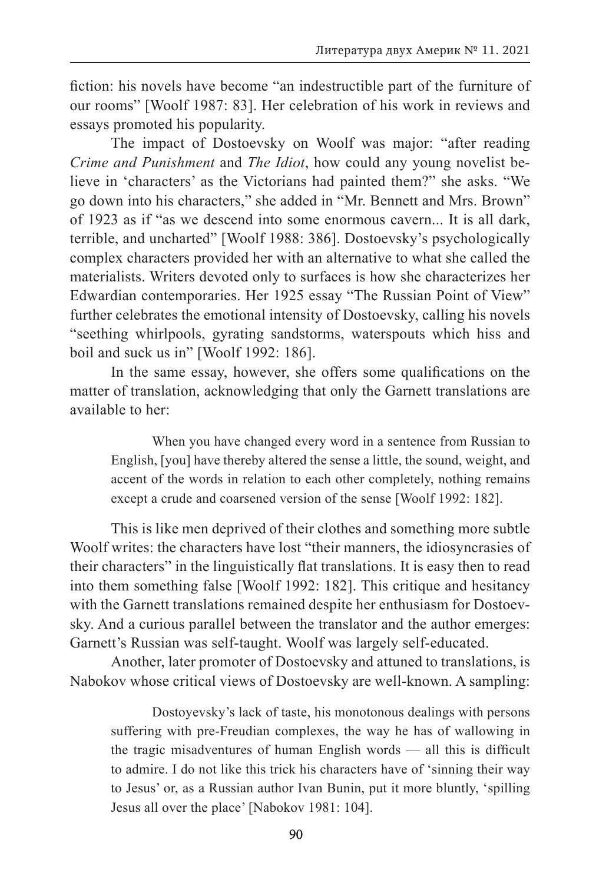fiction: his novels have become “an indestructible part of the furniture of our rooms” [Woolf 1987: 83]. Her celebration of his work in reviews and essays promoted his popularity.

The impact of Dostoevsky on Woolf was major: “after reading *Crime and Punishment* and *The Idiot*, how could any young novelist believe in ‘characters’ as the Victorians had painted them?” she asks. “We go down into his characters,” she added in “Mr. Bennett and Mrs. Brown” of 1923 as if “as we descend into some enormous cavern... It is all dark, terrible, and uncharted” [Woolf 1988: 386]. Dostoevsky’s psychologically complex characters provided her with an alternative to what she called the materialists. Writers devoted only to surfaces is how she characterizes her Edwardian contemporaries. Her 1925 essay “The Russian Point of View” further celebrates the emotional intensity of Dostoevsky, calling his novels “seething whirlpools, gyrating sandstorms, waterspouts which hiss and boil and suck us in” [Woolf 1992: 186].

In the same essay, however, she offers some qualifications on the matter of translation, acknowledging that only the Garnett translations are available to her:

> When you have changed every word in a sentence from Russian to English, [you] have thereby altered the sense a little, the sound, weight, and accent of the words in relation to each other completely, nothing remains except a crude and coarsened version of the sense [Woolf 1992: 182].

This is like men deprived of their clothes and something more subtle Woolf writes: the characters have lost “their manners, the idiosyncrasies of their characters” in the linguistically flat translations. It is easy then to read into them something false [Woolf 1992: 182]. This critique and hesitancy with the Garnett translations remained despite her enthusiasm for Dostoevsky. And a curious parallel between the translator and the author emerges: Garnett’s Russian was self-taught. Woolf was largely self-educated.

Another, later promoter of Dostoevsky and attuned to translations, is Nabokov whose critical views of Dostoevsky are well-known. A sampling:

> Dostoyevsky’s lack of taste, his monotonous dealings with persons suffering with pre-Freudian complexes, the way he has of wallowing in the tragic misadventures of human English words — all this is difficult to admire. I do not like this trick his characters have of ‘sinning their way to Jesus’ or, as a Russian author Ivan Bunin, put it more bluntly, ‘spilling Jesus all over the place’ [Nabokov 1981: 104].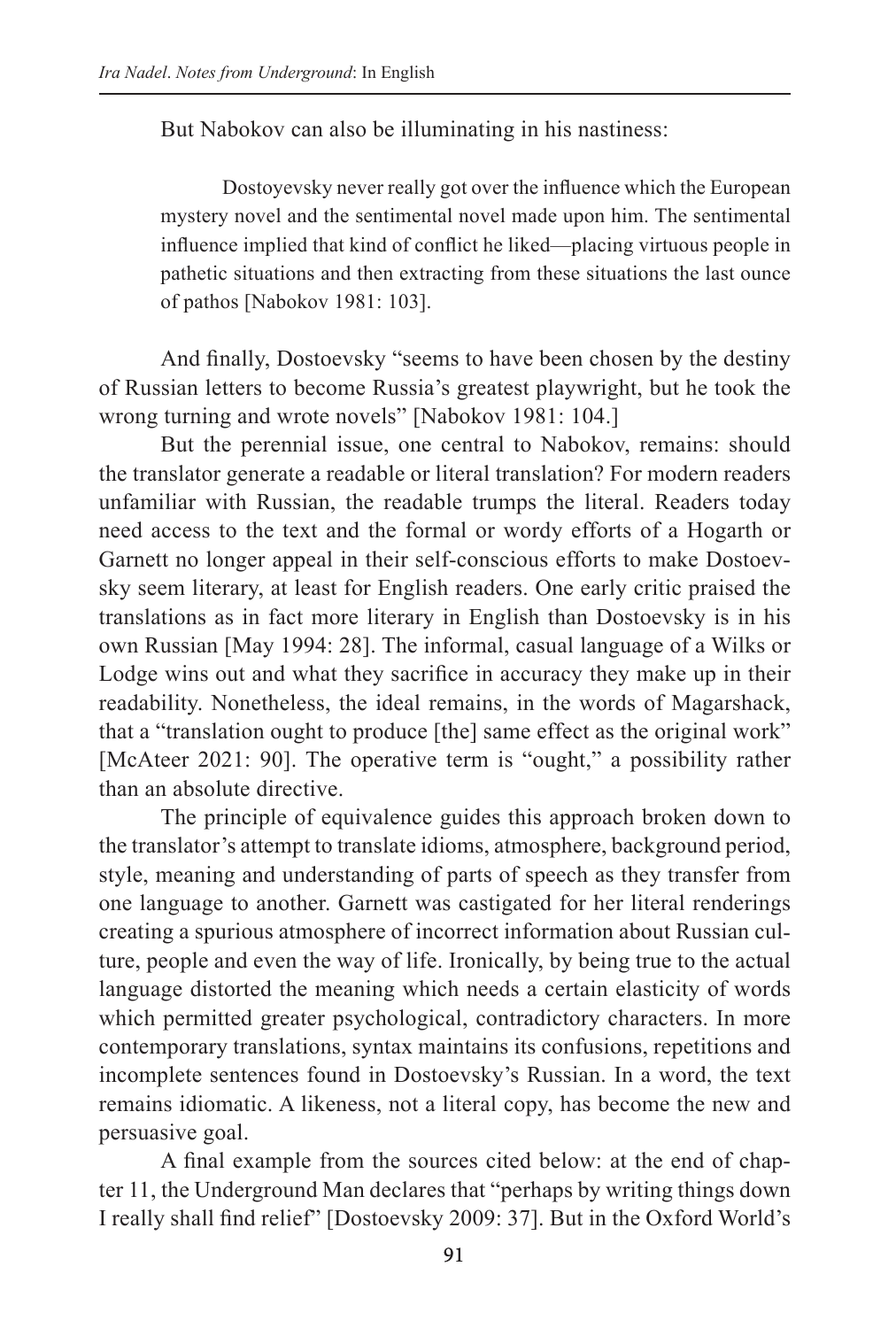But Nabokov can also be illuminating in his nastiness:

> Dostoyevsky never really got over the influence which the European mystery novel and the sentimental novel made upon him. The sentimental influence implied that kind of conflict he liked—placing virtuous people in pathetic situations and then extracting from these situations the last ounce of pathos [Nabokov 1981: 103].

And finally, Dostoevsky "seems to have been chosen by the destiny of Russian letters to become Russia's greatest playwright, but he took the wrong turning and wrote novels" [Nabokov 1981: 104.]

But the perennial issue, one central to Nabokov, remains: should the translator generate a readable or literal translation? For modern readers unfamiliar with Russian, the readable trumps the literal. Readers today need access to the text and the formal or wordy efforts of a Hogarth or Garnett no longer appeal in their self-conscious efforts to make Dostoevsky seem literary, at least for English readers. One early critic praised the translations as in fact more literary in English than Dostoevsky is in his own Russian [May 1994: 28]. The informal, casual language of a Wilks or Lodge wins out and what they sacrifice in accuracy they make up in their readability. Nonetheless, the ideal remains, in the words of Magarshack, that a "translation ought to produce [the] same effect as the original work" [McAteer 2021: 90]. The operative term is "ought," a possibility rather than an absolute directive.

The principle of equivalence guides this approach broken down to the translator's attempt to translate idioms, atmosphere, background period, style, meaning and understanding of parts of speech as they transfer from one language to another. Garnett was castigated for her literal renderings creating a spurious atmosphere of incorrect information about Russian culture, people and even the way of life. Ironically, by being true to the actual language distorted the meaning which needs a certain elasticity of words which permitted greater psychological, contradictory characters. In more contemporary translations, syntax maintains its confusions, repetitions and incomplete sentences found in Dostoevsky's Russian. In a word, the text remains idiomatic. A likeness, not a literal copy, has become the new and persuasive goal.

A final example from the sources cited below: at the end of chapter 11, the Underground Man declares that "perhaps by writing things down I really shall find relief" [Dostoevsky 2009: 37]. But in the Oxford World's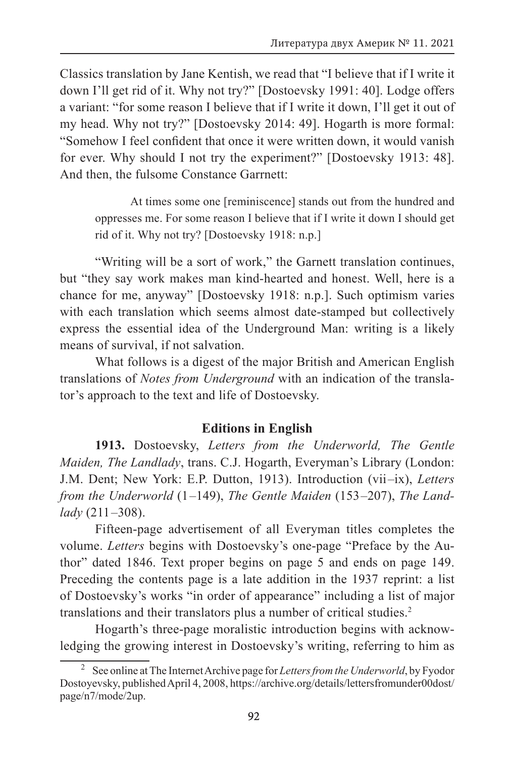Classics translation by Jane Kentish, we read that "I believe that if I write it down I'll get rid of it. Why not try?" [Dostoevsky 1991: 40]. Lodge offers a variant: "for some reason I believe that if I write it down, I'll get it out of my head. Why not try?" [Dostoevsky 2014: 49]. Hogarth is more formal: "Somehow I feel confident that once it were written down, it would vanish for ever. Why should I not try the experiment?" [Dostoevsky 1913: 48]. And then, the fulsome Constance Garrnett:

> At times some one [reminiscence] stands out from the hundred and oppresses me. For some reason I believe that if I write it down I should get rid of it. Why not try? [Dostoevsky 1918: n.p.]

"Writing will be a sort of work," the Garnett translation continues, but "they say work makes man kind-hearted and honest. Well, here is a chance for me, anyway" [Dostoevsky 1918: n.p.]. Such optimism varies with each translation which seems almost date-stamped but collectively express the essential idea of the Underground Man: writing is a likely means of survival, if not salvation.

What follows is a digest of the major British and American English translations of *Notes from Underground* with an indication of the translator's approach to the text and life of Dostoevsky.

## Editions in English

**1913.** Dostoevsky, *Letters from the Underworld, The Gentle Maiden, The Landlady*, trans. C.J. Hogarth, Everyman's Library (London: J.M. Dent; New York: E.P. Dutton, 1913). Introduction (vii–ix), *Letters from the Underworld* (1–149), *The Gentle Maiden* (153–207), *The Landlady* (211–308).

Fifteen-page advertisement of all Everyman titles completes the volume. *Letters* begins with Dostoevsky's one-page "Preface by the Author" dated 1846. Text proper begins on page 5 and ends on page 149. Preceding the contents page is a late addition in the 1937 reprint: a list of Dostoevsky's works "in order of appearance" including a list of major translations and their translators plus a number of critical studies.[2]

Hogarth's three-page moralistic introduction begins with acknowledging the growing interest in Dostoevsky's writing, referring to him as

[2] See online at The Internet Archive page for *Letters from the Underworld*, by Fyodor Dostoyevsky, published April 4, 2008, https://archive.org/details/lettersfromunder00dost/page/n7/mode/2up.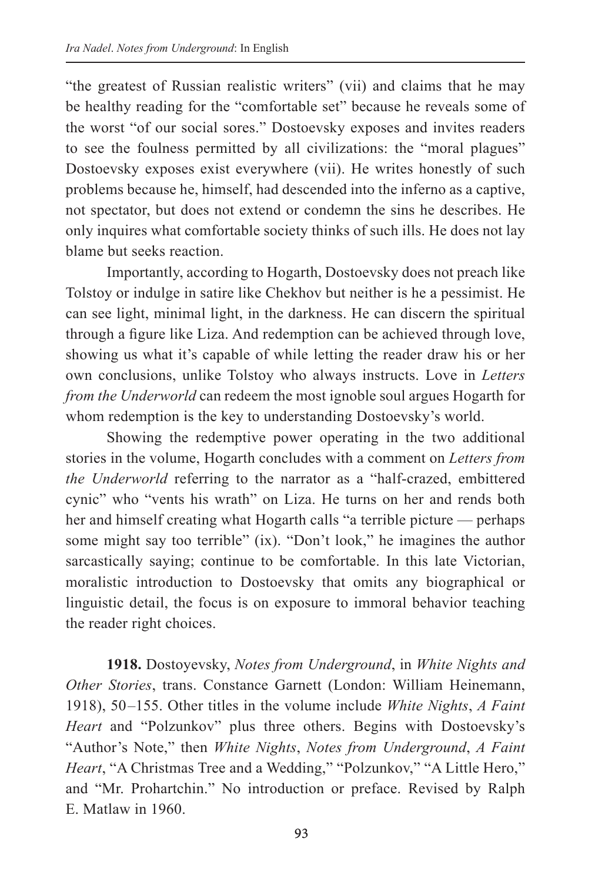"the greatest of Russian realistic writers" (vii) and claims that he may be healthy reading for the "comfortable set" because he reveals some of the worst "of our social sores." Dostoevsky exposes and invites readers to see the foulness permitted by all civilizations: the "moral plagues" Dostoevsky exposes exist everywhere (vii). He writes honestly of such problems because he, himself, had descended into the inferno as a captive, not spectator, but does not extend or condemn the sins he describes. He only inquires what comfortable society thinks of such ills. He does not lay blame but seeks reaction.

Importantly, according to Hogarth, Dostoevsky does not preach like Tolstoy or indulge in satire like Chekhov but neither is he a pessimist. He can see light, minimal light, in the darkness. He can discern the spiritual through a figure like Liza. And redemption can be achieved through love, showing us what it's capable of while letting the reader draw his or her own conclusions, unlike Tolstoy who always instructs. Love in *Letters from the Underworld* can redeem the most ignoble soul argues Hogarth for whom redemption is the key to understanding Dostoevsky's world.

Showing the redemptive power operating in the two additional stories in the volume, Hogarth concludes with a comment on *Letters from the Underworld* referring to the narrator as a "half-crazed, embittered cynic" who "vents his wrath" on Liza. He turns on her and rends both her and himself creating what Hogarth calls "a terrible picture — perhaps some might say too terrible" (ix). "Don't look," he imagines the author sarcastically saying; continue to be comfortable. In this late Victorian, moralistic introduction to Dostoevsky that omits any biographical or linguistic detail, the focus is on exposure to immoral behavior teaching the reader right choices.

**1918.** Dostoyevsky, *Notes from Underground*, in *White Nights and Other Stories*, trans. Constance Garnett (London: William Heinemann, 1918), 50–155. Other titles in the volume include *White Nights*, *A Faint Heart* and "Polzunkov" plus three others. Begins with Dostoevsky's "Author's Note," then *White Nights*, *Notes from Underground*, *A Faint Heart*, "A Christmas Tree and a Wedding," "Polzunkov," "A Little Hero," and "Mr. Prohartchin." No introduction or preface. Revised by Ralph E. Matlaw in 1960.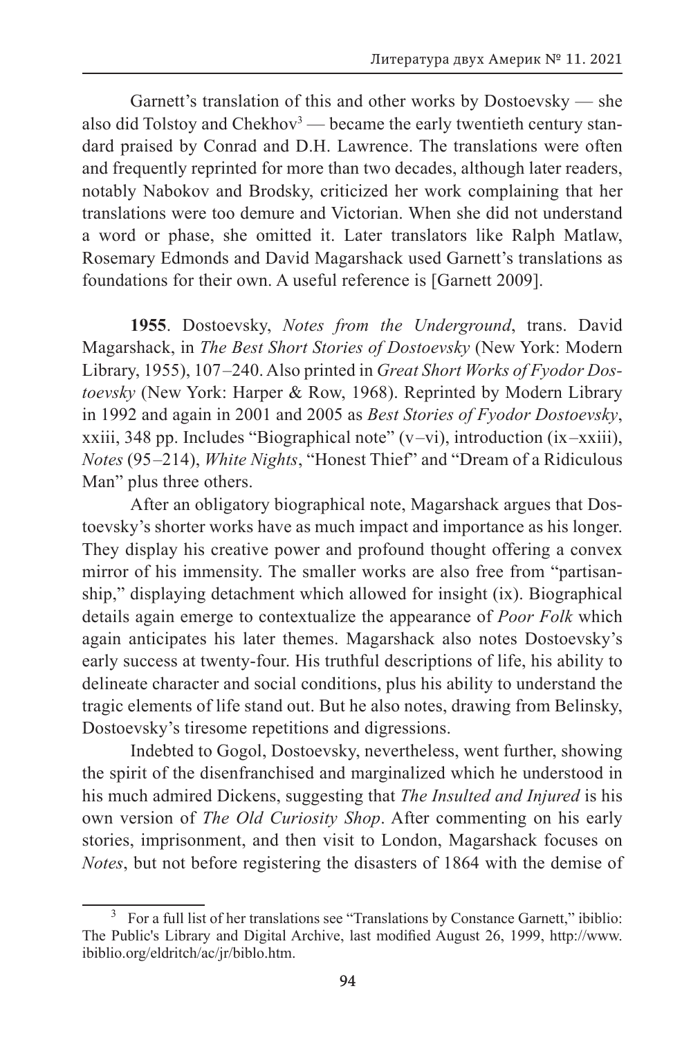Garnett's translation of this and other works by Dostoevsky — she also did Tolstoy and Chekhov[3] — became the early twentieth century standard praised by Conrad and D.H. Lawrence. The translations were often and frequently reprinted for more than two decades, although later readers, notably Nabokov and Brodsky, criticized her work complaining that her translations were too demure and Victorian. When she did not understand a word or phase, she omitted it. Later translators like Ralph Matlaw, Rosemary Edmonds and David Magarshack used Garnett's translations as foundations for their own. A useful reference is [Garnett 2009].

**1955**. Dostoevsky, *Notes from the Underground*, trans. David Magarshack, in *The Best Short Stories of Dostoevsky* (New York: Modern Library, 1955), 107–240. Also printed in *Great Short Works of Fyodor Dostoevsky* (New York: Harper & Row, 1968). Reprinted by Modern Library in 1992 and again in 2001 and 2005 as *Best Stories of Fyodor Dostoevsky*, xxiii, 348 pp. Includes "Biographical note" (v–vi), introduction (ix–xxiii), *Notes* (95–214), *White Nights*, "Honest Thief" and "Dream of a Ridiculous Man" plus three others.

After an obligatory biographical note, Magarshack argues that Dostoevsky's shorter works have as much impact and importance as his longer. They display his creative power and profound thought offering a convex mirror of his immensity. The smaller works are also free from "partisanship," displaying detachment which allowed for insight (ix). Biographical details again emerge to contextualize the appearance of *Poor Folk* which again anticipates his later themes. Magarshack also notes Dostoevsky's early success at twenty-four. His truthful descriptions of life, his ability to delineate character and social conditions, plus his ability to understand the tragic elements of life stand out. But he also notes, drawing from Belinsky, Dostoevsky's tiresome repetitions and digressions.

Indebted to Gogol, Dostoevsky, nevertheless, went further, showing the spirit of the disenfranchised and marginalized which he understood in his much admired Dickens, suggesting that *The Insulted and Injured* is his own version of *The Old Curiosity Shop*. After commenting on his early stories, imprisonment, and then visit to London, Magarshack focuses on *Notes*, but not before registering the disasters of 1864 with the demise of

[3] For a full list of her translations see "Translations by Constance Garnett," ibiblio: The Public's Library and Digital Archive, last modified August 26, 1999, http://www.ibiblio.org/eldritch/ac/jr/biblo.htm.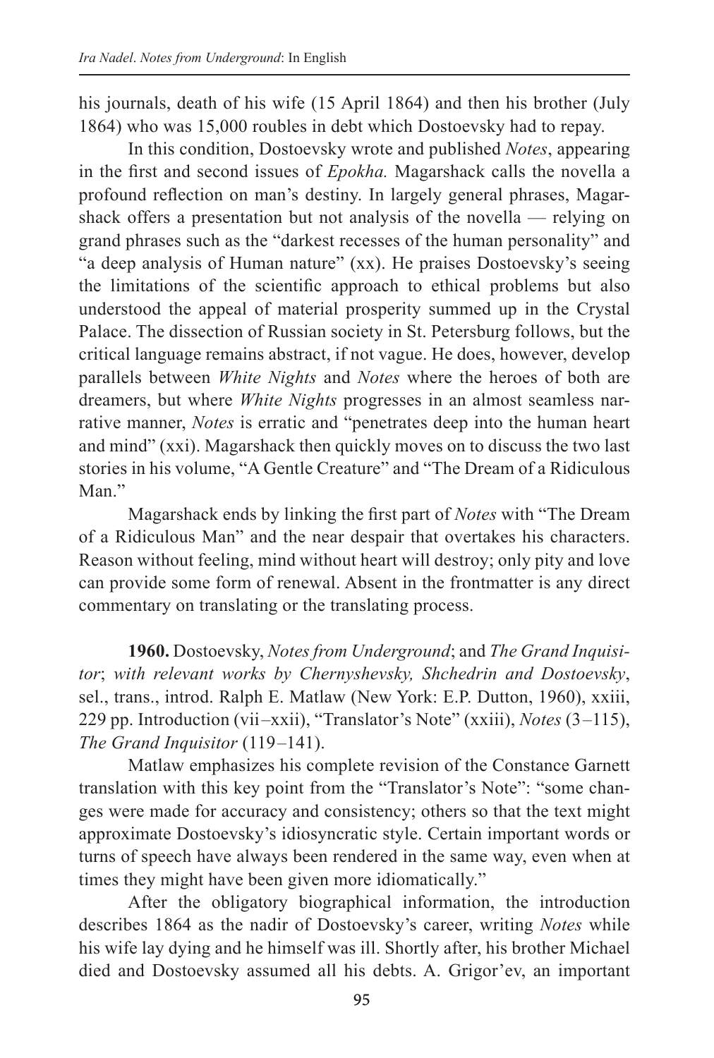his journals, death of his wife (15 April 1864) and then his brother (July 1864) who was 15,000 roubles in debt which Dostoevsky had to repay.

In this condition, Dostoevsky wrote and published *Notes*, appearing in the first and second issues of *Epokha.* Magarshack calls the novella a profound reflection on man's destiny. In largely general phrases, Magarshack offers a presentation but not analysis of the novella — relying on grand phrases such as the "darkest recesses of the human personality" and "a deep analysis of Human nature" (xx). He praises Dostoevsky's seeing the limitations of the scientific approach to ethical problems but also understood the appeal of material prosperity summed up in the Crystal Palace. The dissection of Russian society in St. Petersburg follows, but the critical language remains abstract, if not vague. He does, however, develop parallels between *White Nights* and *Notes* where the heroes of both are dreamers, but where *White Nights* progresses in an almost seamless narrative manner, *Notes* is erratic and "penetrates deep into the human heart and mind" (xxi). Magarshack then quickly moves on to discuss the two last stories in his volume, "A Gentle Creature" and "The Dream of a Ridiculous Man."

Magarshack ends by linking the first part of *Notes* with "The Dream of a Ridiculous Man" and the near despair that overtakes his characters. Reason without feeling, mind without heart will destroy; only pity and love can provide some form of renewal. Absent in the frontmatter is any direct commentary on translating or the translating process.

**1960.** Dostoevsky, *Notes from Underground*; and *The Grand Inquisitor*; *with relevant works by Chernyshevsky, Shchedrin and Dostoevsky*, sel., trans., introd. Ralph E. Matlaw (New York: E.P. Dutton, 1960), xxiii, 229 pp. Introduction (vii–xxii), "Translator's Note" (xxiii), *Notes* (3–115), *The Grand Inquisitor* (119–141).

Matlaw emphasizes his complete revision of the Constance Garnett translation with this key point from the "Translator's Note": "some changes were made for accuracy and consistency; others so that the text might approximate Dostoevsky's idiosyncratic style. Certain important words or turns of speech have always been rendered in the same way, even when at times they might have been given more idiomatically."

After the obligatory biographical information, the introduction describes 1864 as the nadir of Dostoevsky's career, writing *Notes* while his wife lay dying and he himself was ill. Shortly after, his brother Michael died and Dostoevsky assumed all his debts. A. Grigor'ev, an important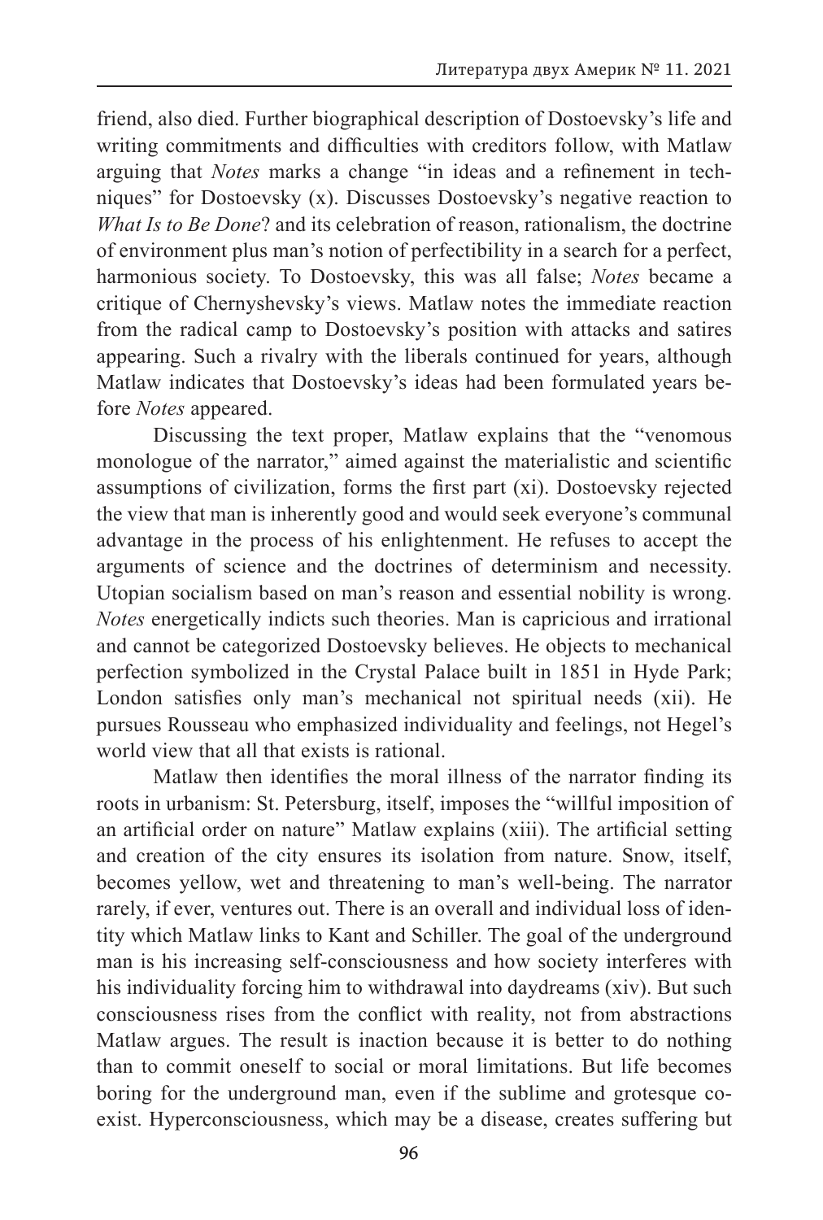friend, also died. Further biographical description of Dostoevsky's life and writing commitments and difficulties with creditors follow, with Matlaw arguing that *Notes* marks a change "in ideas and a refinement in techniques" for Dostoevsky (x). Discusses Dostoevsky's negative reaction to *What Is to Be Done*? and its celebration of reason, rationalism, the doctrine of environment plus man's notion of perfectibility in a search for a perfect, harmonious society. To Dostoevsky, this was all false; *Notes* became a critique of Chernyshevsky's views. Matlaw notes the immediate reaction from the radical camp to Dostoevsky's position with attacks and satires appearing. Such a rivalry with the liberals continued for years, although Matlaw indicates that Dostoevsky's ideas had been formulated years before *Notes* appeared.

Discussing the text proper, Matlaw explains that the "venomous monologue of the narrator," aimed against the materialistic and scientific assumptions of civilization, forms the first part (xi). Dostoevsky rejected the view that man is inherently good and would seek everyone's communal advantage in the process of his enlightenment. He refuses to accept the arguments of science and the doctrines of determinism and necessity. Utopian socialism based on man's reason and essential nobility is wrong. *Notes* energetically indicts such theories. Man is capricious and irrational and cannot be categorized Dostoevsky believes. He objects to mechanical perfection symbolized in the Crystal Palace built in 1851 in Hyde Park; London satisfies only man's mechanical not spiritual needs (xii). He pursues Rousseau who emphasized individuality and feelings, not Hegel's world view that all that exists is rational.

Matlaw then identifies the moral illness of the narrator finding its roots in urbanism: St. Petersburg, itself, imposes the "willful imposition of an artificial order on nature" Matlaw explains (xiii). The artificial setting and creation of the city ensures its isolation from nature. Snow, itself, becomes yellow, wet and threatening to man's well-being. The narrator rarely, if ever, ventures out. There is an overall and individual loss of identity which Matlaw links to Kant and Schiller. The goal of the underground man is his increasing self-consciousness and how society interferes with his individuality forcing him to withdrawal into daydreams (xiv). But such consciousness rises from the conflict with reality, not from abstractions Matlaw argues. The result is inaction because it is better to do nothing than to commit oneself to social or moral limitations. But life becomes boring for the underground man, even if the sublime and grotesque co-exist. Hyperconsciousness, which may be a disease, creates suffering but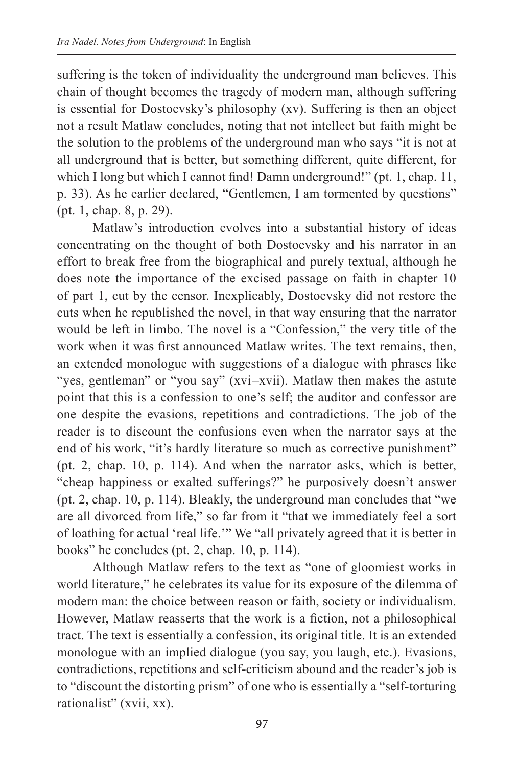suffering is the token of individuality the underground man believes. This chain of thought becomes the tragedy of modern man, although suffering is essential for Dostoevsky's philosophy (xv). Suffering is then an object not a result Matlaw concludes, noting that not intellect but faith might be the solution to the problems of the underground man who says "it is not at all underground that is better, but something different, quite different, for which I long but which I cannot find! Damn underground!" (pt. 1, chap. 11, p. 33). As he earlier declared, "Gentlemen, I am tormented by questions" (pt. 1, chap. 8, p. 29).

Matlaw's introduction evolves into a substantial history of ideas concentrating on the thought of both Dostoevsky and his narrator in an effort to break free from the biographical and purely textual, although he does note the importance of the excised passage on faith in chapter 10 of part 1, cut by the censor. Inexplicably, Dostoevsky did not restore the cuts when he republished the novel, in that way ensuring that the narrator would be left in limbo. The novel is a "Confession," the very title of the work when it was first announced Matlaw writes. The text remains, then, an extended monologue with suggestions of a dialogue with phrases like "yes, gentleman" or "you say" (xvi–xvii). Matlaw then makes the astute point that this is a confession to one's self; the auditor and confessor are one despite the evasions, repetitions and contradictions. The job of the reader is to discount the confusions even when the narrator says at the end of his work, "it's hardly literature so much as corrective punishment" (pt. 2, chap. 10, p. 114). And when the narrator asks, which is better, "cheap happiness or exalted sufferings?" he purposively doesn't answer (pt. 2, chap. 10, p. 114). Bleakly, the underground man concludes that "we are all divorced from life," so far from it "that we immediately feel a sort of loathing for actual 'real life.'" We "all privately agreed that it is better in books" he concludes (pt. 2, chap. 10, p. 114).

Although Matlaw refers to the text as "one of gloomiest works in world literature," he celebrates its value for its exposure of the dilemma of modern man: the choice between reason or faith, society or individualism. However, Matlaw reasserts that the work is a fiction, not a philosophical tract. The text is essentially a confession, its original title. It is an extended monologue with an implied dialogue (you say, you laugh, etc.). Evasions, contradictions, repetitions and self-criticism abound and the reader's job is to "discount the distorting prism" of one who is essentially a "self-torturing rationalist" (xvii, xx).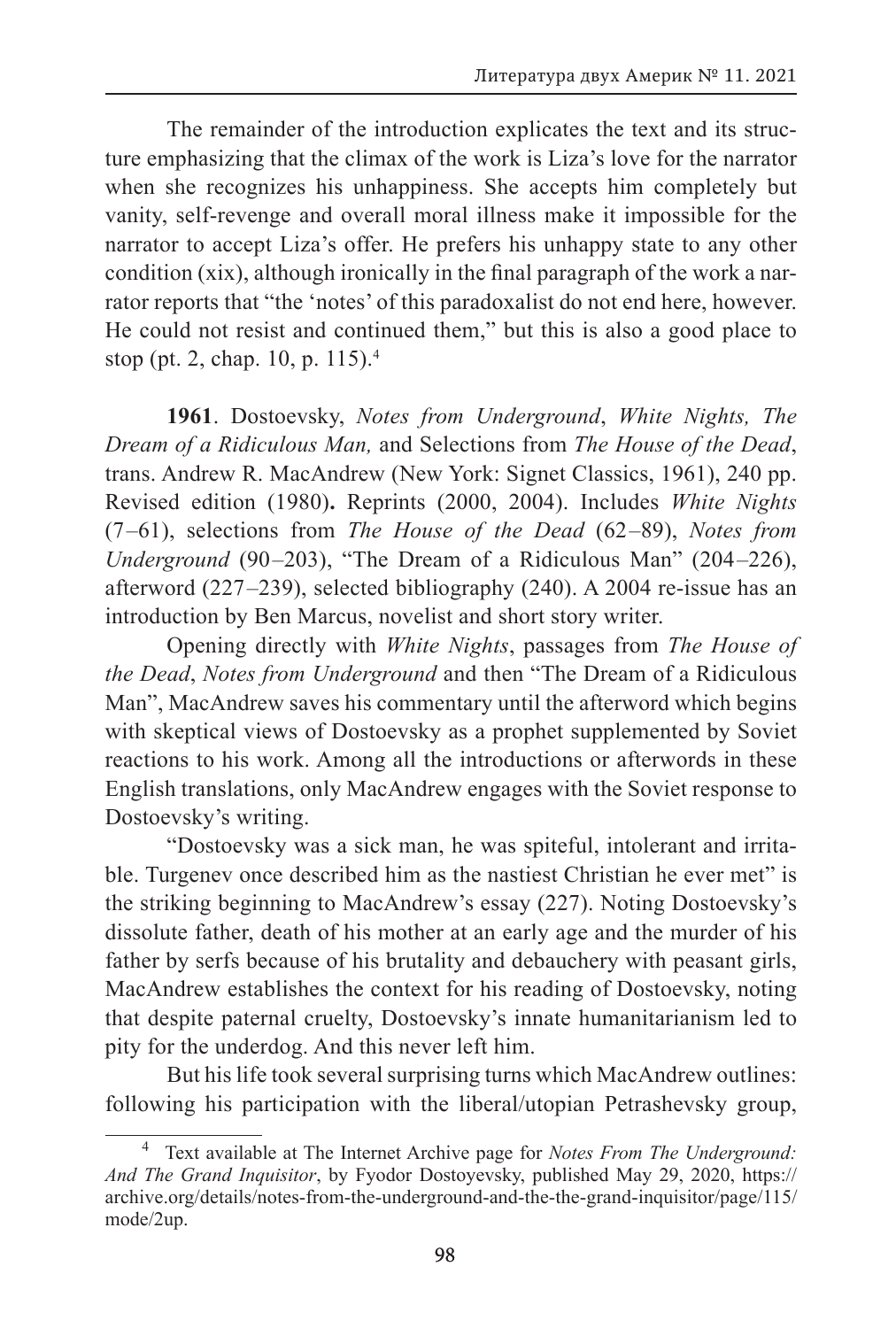The remainder of the introduction explicates the text and its structure emphasizing that the climax of the work is Liza's love for the narrator when she recognizes his unhappiness. She accepts him completely but vanity, self-revenge and overall moral illness make it impossible for the narrator to accept Liza's offer. He prefers his unhappy state to any other condition (xix), although ironically in the final paragraph of the work a narrator reports that "the 'notes' of this paradoxalist do not end here, however. He could not resist and continued them," but this is also a good place to stop (pt. 2, chap. 10, p. 115).[4]

**1961**. Dostoevsky, *Notes from Underground*, *White Nights, The Dream of a Ridiculous Man,* and Selections from *The House of the Dead*, trans. Andrew R. MacAndrew (New York: Signet Classics, 1961), 240 pp. Revised edition (1980)**.** Reprints (2000, 2004). Includes *White Nights* (7–61), selections from *The House of the Dead* (62–89), *Notes from Underground* (90–203), "The Dream of a Ridiculous Man" (204–226), afterword (227–239), selected bibliography (240). A 2004 re-issue has an introduction by Ben Marcus, novelist and short story writer.

Opening directly with *White Nights*, passages from *The House of the Dead*, *Notes from Underground* and then "The Dream of a Ridiculous Man", MacAndrew saves his commentary until the afterword which begins with skeptical views of Dostoevsky as a prophet supplemented by Soviet reactions to his work. Among all the introductions or afterwords in these English translations, only MacAndrew engages with the Soviet response to Dostoevsky's writing.

"Dostoevsky was a sick man, he was spiteful, intolerant and irritable. Turgenev once described him as the nastiest Christian he ever met" is the striking beginning to MacAndrew's essay (227). Noting Dostoevsky's dissolute father, death of his mother at an early age and the murder of his father by serfs because of his brutality and debauchery with peasant girls, MacAndrew establishes the context for his reading of Dostoevsky, noting that despite paternal cruelty, Dostoevsky's innate humanitarianism led to pity for the underdog. And this never left him.

But his life took several surprising turns which MacAndrew outlines: following his participation with the liberal/utopian Petrashevsky group,

---

[4] Text available at The Internet Archive page for *Notes From The Underground: And The Grand Inquisitor*, by Fyodor Dostoyevsky, published May 29, 2020, https://archive.org/details/notes-from-the-underground-and-the-the-grand-inquisitor/page/115/mode/2up.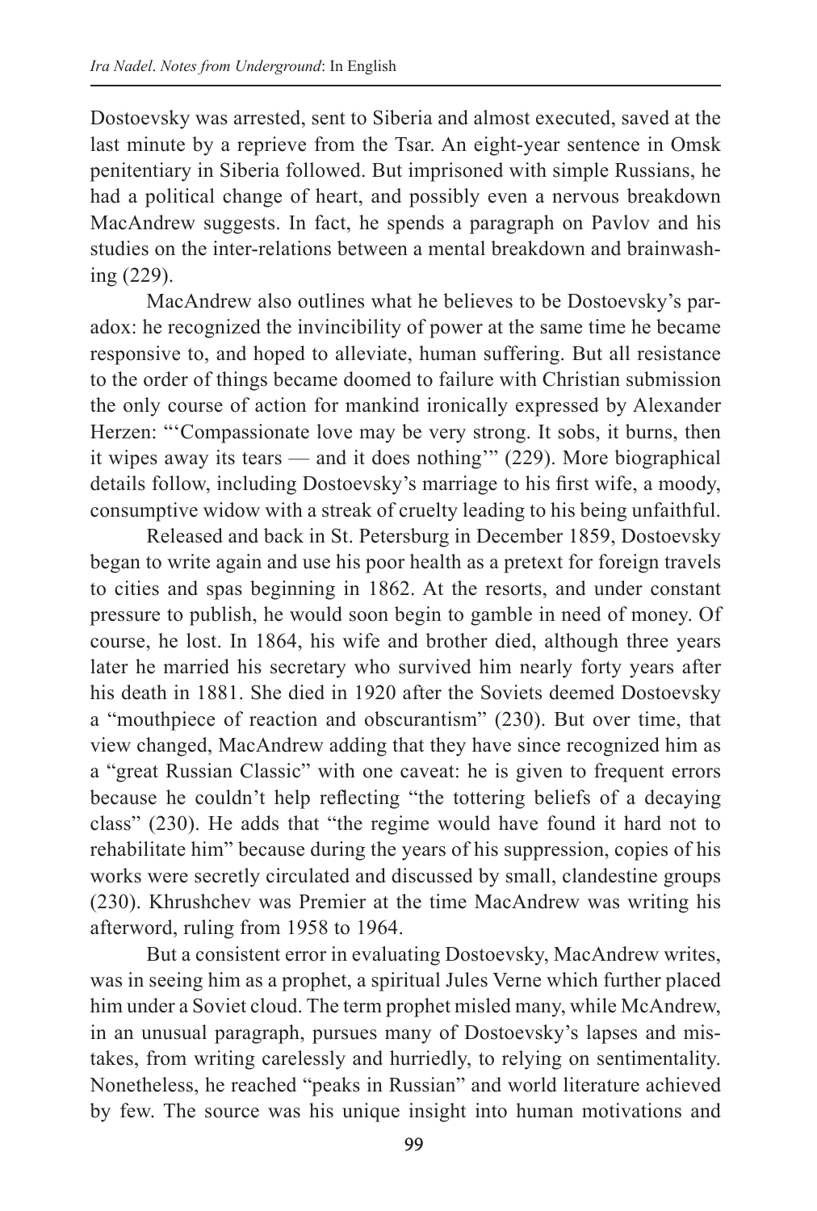Dostoevsky was arrested, sent to Siberia and almost executed, saved at the last minute by a reprieve from the Tsar. An eight-year sentence in Omsk penitentiary in Siberia followed. But imprisoned with simple Russians, he had a political change of heart, and possibly even a nervous breakdown MacAndrew suggests. In fact, he spends a paragraph on Pavlov and his studies on the inter-relations between a mental breakdown and brainwashing (229).

MacAndrew also outlines what he believes to be Dostoevsky's paradox: he recognized the invincibility of power at the same time he became responsive to, and hoped to alleviate, human suffering. But all resistance to the order of things became doomed to failure with Christian submission the only course of action for mankind ironically expressed by Alexander Herzen: "'Compassionate love may be very strong. It sobs, it burns, then it wipes away its tears — and it does nothing'" (229). More biographical details follow, including Dostoevsky's marriage to his first wife, a moody, consumptive widow with a streak of cruelty leading to his being unfaithful.

Released and back in St. Petersburg in December 1859, Dostoevsky began to write again and use his poor health as a pretext for foreign travels to cities and spas beginning in 1862. At the resorts, and under constant pressure to publish, he would soon begin to gamble in need of money. Of course, he lost. In 1864, his wife and brother died, although three years later he married his secretary who survived him nearly forty years after his death in 1881. She died in 1920 after the Soviets deemed Dostoevsky a "mouthpiece of reaction and obscurantism" (230). But over time, that view changed, MacAndrew adding that they have since recognized him as a "great Russian Classic" with one caveat: he is given to frequent errors because he couldn't help reflecting "the tottering beliefs of a decaying class" (230). He adds that "the regime would have found it hard not to rehabilitate him" because during the years of his suppression, copies of his works were secretly circulated and discussed by small, clandestine groups (230). Khrushchev was Premier at the time MacAndrew was writing his afterword, ruling from 1958 to 1964.

But a consistent error in evaluating Dostoevsky, MacAndrew writes, was in seeing him as a prophet, a spiritual Jules Verne which further placed him under a Soviet cloud. The term prophet misled many, while McAndrew, in an unusual paragraph, pursues many of Dostoevsky's lapses and mistakes, from writing carelessly and hurriedly, to relying on sentimentality. Nonetheless, he reached "peaks in Russian" and world literature achieved by few. The source was his unique insight into human motivations and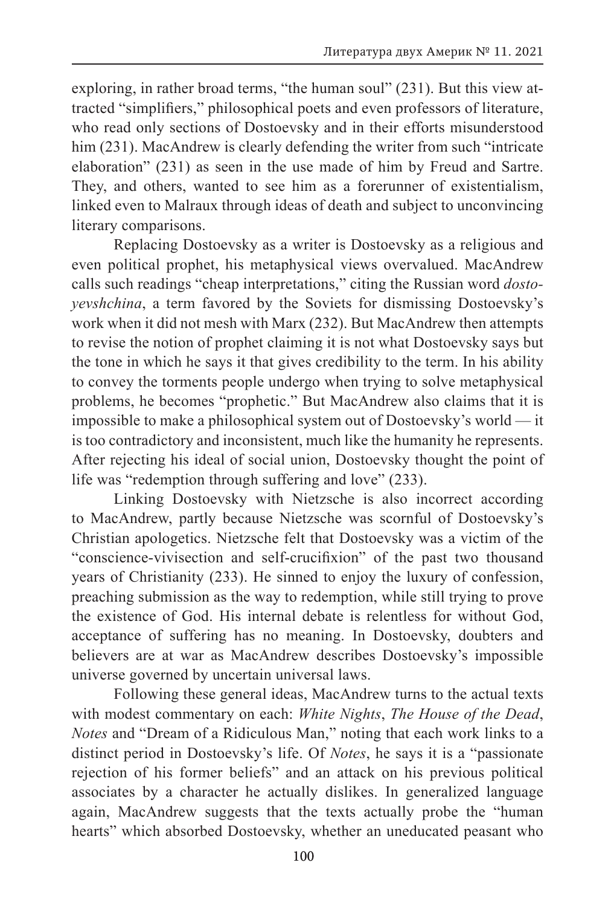exploring, in rather broad terms, "the human soul" (231). But this view attracted "simplifiers," philosophical poets and even professors of literature, who read only sections of Dostoevsky and in their efforts misunderstood him (231). MacAndrew is clearly defending the writer from such "intricate elaboration" (231) as seen in the use made of him by Freud and Sartre. They, and others, wanted to see him as a forerunner of existentialism, linked even to Malraux through ideas of death and subject to unconvincing literary comparisons.

Replacing Dostoevsky as a writer is Dostoevsky as a religious and even political prophet, his metaphysical views overvalued. MacAndrew calls such readings "cheap interpretations," citing the Russian word *dostoyevshchina*, a term favored by the Soviets for dismissing Dostoevsky's work when it did not mesh with Marx (232). But MacAndrew then attempts to revise the notion of prophet claiming it is not what Dostoevsky says but the tone in which he says it that gives credibility to the term. In his ability to convey the torments people undergo when trying to solve metaphysical problems, he becomes "prophetic." But MacAndrew also claims that it is impossible to make a philosophical system out of Dostoevsky's world — it is too contradictory and inconsistent, much like the humanity he represents. After rejecting his ideal of social union, Dostoevsky thought the point of life was "redemption through suffering and love" (233).

Linking Dostoevsky with Nietzsche is also incorrect according to MacAndrew, partly because Nietzsche was scornful of Dostoevsky's Christian apologetics. Nietzsche felt that Dostoevsky was a victim of the "conscience-vivisection and self-crucifixion" of the past two thousand years of Christianity (233). He sinned to enjoy the luxury of confession, preaching submission as the way to redemption, while still trying to prove the existence of God. His internal debate is relentless for without God, acceptance of suffering has no meaning. In Dostoevsky, doubters and believers are at war as MacAndrew describes Dostoevsky's impossible universe governed by uncertain universal laws.

Following these general ideas, MacAndrew turns to the actual texts with modest commentary on each: *White Nights*, *The House of the Dead*, *Notes* and "Dream of a Ridiculous Man," noting that each work links to a distinct period in Dostoevsky's life. Of *Notes*, he says it is a "passionate rejection of his former beliefs" and an attack on his previous political associates by a character he actually dislikes. In generalized language again, MacAndrew suggests that the texts actually probe the "human hearts" which absorbed Dostoevsky, whether an uneducated peasant who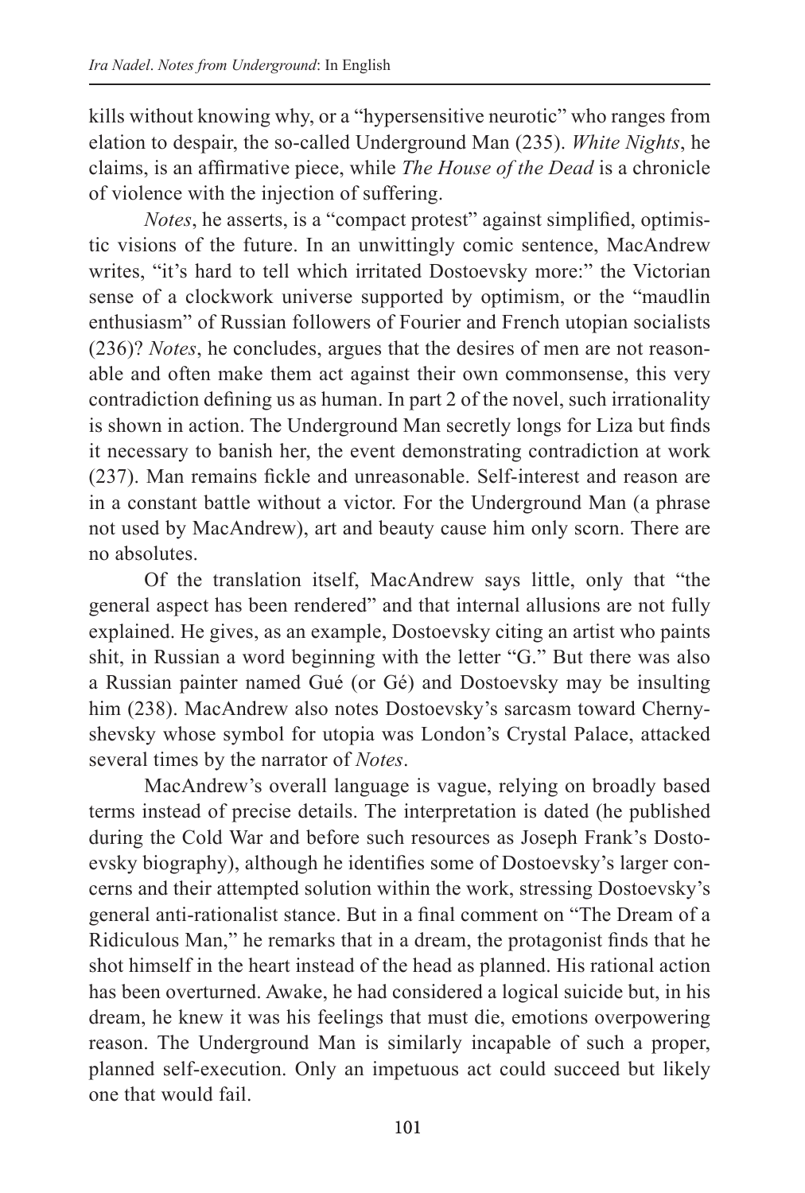kills without knowing why, or a "hypersensitive neurotic" who ranges from elation to despair, the so-called Underground Man (235). *White Nights*, he claims, is an affirmative piece, while *The House of the Dead* is a chronicle of violence with the injection of suffering.

*Notes*, he asserts, is a "compact protest" against simplified, optimistic visions of the future. In an unwittingly comic sentence, MacAndrew writes, "it's hard to tell which irritated Dostoevsky more:" the Victorian sense of a clockwork universe supported by optimism, or the "maudlin enthusiasm" of Russian followers of Fourier and French utopian socialists (236)? *Notes*, he concludes, argues that the desires of men are not reasonable and often make them act against their own commonsense, this very contradiction defining us as human. In part 2 of the novel, such irrationality is shown in action. The Underground Man secretly longs for Liza but finds it necessary to banish her, the event demonstrating contradiction at work (237). Man remains fickle and unreasonable. Self-interest and reason are in a constant battle without a victor. For the Underground Man (a phrase not used by MacAndrew), art and beauty cause him only scorn. There are no absolutes.

Of the translation itself, MacAndrew says little, only that "the general aspect has been rendered" and that internal allusions are not fully explained. He gives, as an example, Dostoevsky citing an artist who paints shit, in Russian a word beginning with the letter "G." But there was also a Russian painter named Gué (or Gé) and Dostoevsky may be insulting him (238). MacAndrew also notes Dostoevsky's sarcasm toward Chernyshevsky whose symbol for utopia was London's Crystal Palace, attacked several times by the narrator of *Notes*.

MacAndrew's overall language is vague, relying on broadly based terms instead of precise details. The interpretation is dated (he published during the Cold War and before such resources as Joseph Frank's Dostoevsky biography), although he identifies some of Dostoevsky's larger concerns and their attempted solution within the work, stressing Dostoevsky's general anti-rationalist stance. But in a final comment on "The Dream of a Ridiculous Man," he remarks that in a dream, the protagonist finds that he shot himself in the heart instead of the head as planned. His rational action has been overturned. Awake, he had considered a logical suicide but, in his dream, he knew it was his feelings that must die, emotions overpowering reason. The Underground Man is similarly incapable of such a proper, planned self-execution. Only an impetuous act could succeed but likely one that would fail.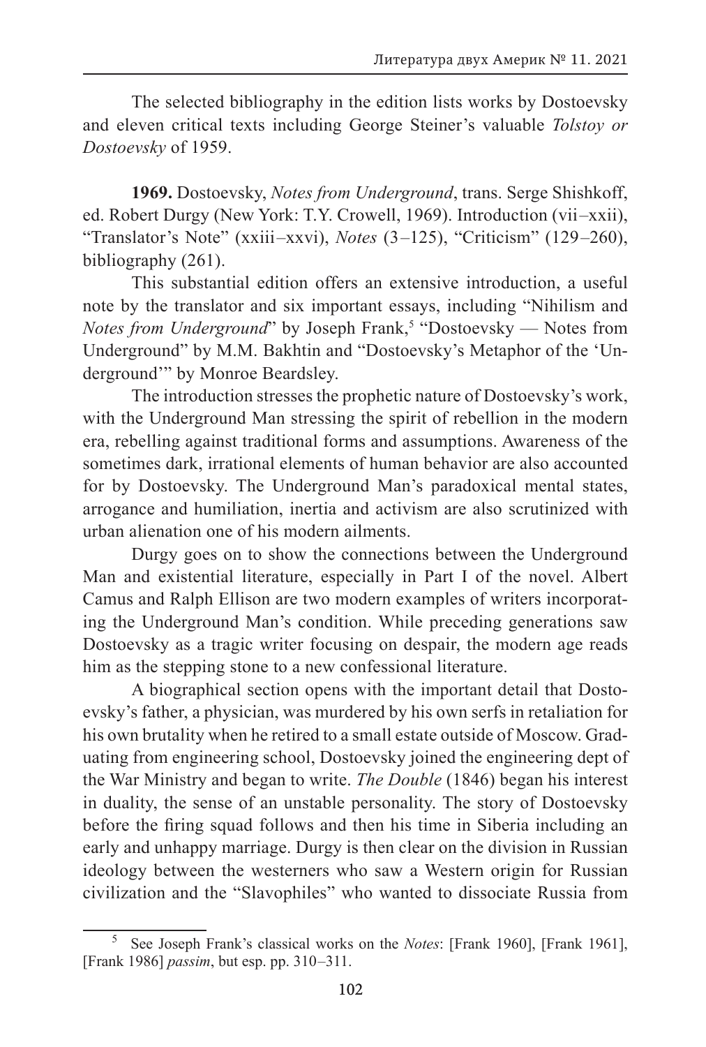The selected bibliography in the edition lists works by Dostoevsky and eleven critical texts including George Steiner's valuable *Tolstoy or Dostoevsky* of 1959.

**1969.** Dostoevsky, *Notes from Underground*, trans. Serge Shishkoff, ed. Robert Durgy (New York: T.Y. Crowell, 1969). Introduction (vii–xxii), "Translator's Note" (xxiii–xxvi), *Notes* (3–125), "Criticism" (129–260), bibliography (261).

This substantial edition offers an extensive introduction, a useful note by the translator and six important essays, including "Nihilism and *Notes from Underground*" by Joseph Frank,[5] "Dostoevsky — Notes from Underground" by M.M. Bakhtin and "Dostoevsky's Metaphor of the 'Underground'" by Monroe Beardsley.

The introduction stresses the prophetic nature of Dostoevsky's work, with the Underground Man stressing the spirit of rebellion in the modern era, rebelling against traditional forms and assumptions. Awareness of the sometimes dark, irrational elements of human behavior are also accounted for by Dostoevsky. The Underground Man's paradoxical mental states, arrogance and humiliation, inertia and activism are also scrutinized with urban alienation one of his modern ailments.

Durgy goes on to show the connections between the Underground Man and existential literature, especially in Part I of the novel. Albert Camus and Ralph Ellison are two modern examples of writers incorporating the Underground Man's condition. While preceding generations saw Dostoevsky as a tragic writer focusing on despair, the modern age reads him as the stepping stone to a new confessional literature.

A biographical section opens with the important detail that Dostoevsky's father, a physician, was murdered by his own serfs in retaliation for his own brutality when he retired to a small estate outside of Moscow. Graduating from engineering school, Dostoevsky joined the engineering dept of the War Ministry and began to write. *The Double* (1846) began his interest in duality, the sense of an unstable personality. The story of Dostoevsky before the firing squad follows and then his time in Siberia including an early and unhappy marriage. Durgy is then clear on the division in Russian ideology between the westerners who saw a Western origin for Russian civilization and the "Slavophiles" who wanted to dissociate Russia from

[5] See Joseph Frank's classical works on the *Notes*: [Frank 1960], [Frank 1961], [Frank 1986] *passim*, but esp. pp. 310–311.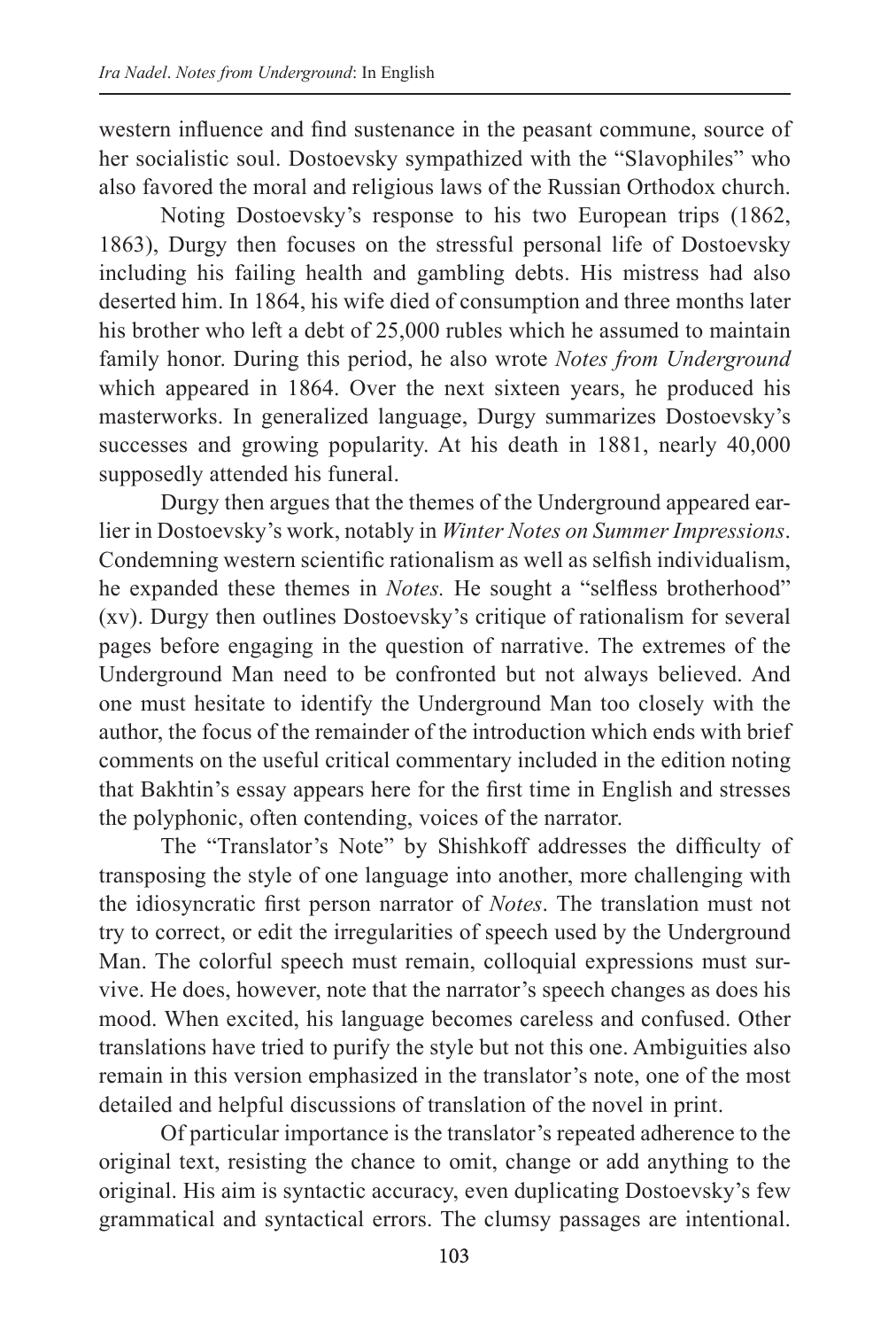western influence and find sustenance in the peasant commune, source of her socialistic soul. Dostoevsky sympathized with the "Slavophiles" who also favored the moral and religious laws of the Russian Orthodox church.

Noting Dostoevsky's response to his two European trips (1862, 1863), Durgy then focuses on the stressful personal life of Dostoevsky including his failing health and gambling debts. His mistress had also deserted him. In 1864, his wife died of consumption and three months later his brother who left a debt of 25,000 rubles which he assumed to maintain family honor. During this period, he also wrote *Notes from Underground* which appeared in 1864. Over the next sixteen years, he produced his masterworks. In generalized language, Durgy summarizes Dostoevsky's successes and growing popularity. At his death in 1881, nearly 40,000 supposedly attended his funeral.

Durgy then argues that the themes of the Underground appeared earlier in Dostoevsky's work, notably in *Winter Notes on Summer Impressions*. Condemning western scientific rationalism as well as selfish individualism, he expanded these themes in *Notes.* He sought a "selfless brotherhood" (xv). Durgy then outlines Dostoevsky's critique of rationalism for several pages before engaging in the question of narrative. The extremes of the Underground Man need to be confronted but not always believed. And one must hesitate to identify the Underground Man too closely with the author, the focus of the remainder of the introduction which ends with brief comments on the useful critical commentary included in the edition noting that Bakhtin's essay appears here for the first time in English and stresses the polyphonic, often contending, voices of the narrator.

The "Translator's Note" by Shishkoff addresses the difficulty of transposing the style of one language into another, more challenging with the idiosyncratic first person narrator of *Notes*. The translation must not try to correct, or edit the irregularities of speech used by the Underground Man. The colorful speech must remain, colloquial expressions must survive. He does, however, note that the narrator's speech changes as does his mood. When excited, his language becomes careless and confused. Other translations have tried to purify the style but not this one. Ambiguities also remain in this version emphasized in the translator's note, one of the most detailed and helpful discussions of translation of the novel in print.

Of particular importance is the translator's repeated adherence to the original text, resisting the chance to omit, change or add anything to the original. His aim is syntactic accuracy, even duplicating Dostoevsky's few grammatical and syntactical errors. The clumsy passages are intentional.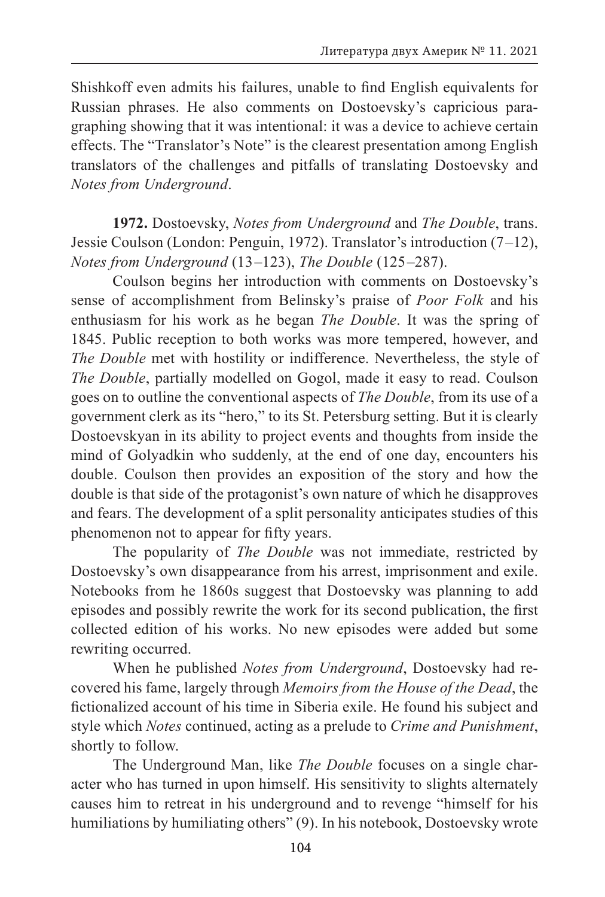Shishkoff even admits his failures, unable to find English equivalents for Russian phrases. He also comments on Dostoevsky's capricious paragraphing showing that it was intentional: it was a device to achieve certain effects. The "Translator's Note" is the clearest presentation among English translators of the challenges and pitfalls of translating Dostoevsky and *Notes from Underground*.

**1972.** Dostoevsky, *Notes from Underground* and *The Double*, trans. Jessie Coulson (London: Penguin, 1972). Translator's introduction (7–12), *Notes from Underground* (13–123), *The Double* (125–287).

Coulson begins her introduction with comments on Dostoevsky's sense of accomplishment from Belinsky's praise of *Poor Folk* and his enthusiasm for his work as he began *The Double*. It was the spring of 1845. Public reception to both works was more tempered, however, and *The Double* met with hostility or indifference. Nevertheless, the style of *The Double*, partially modelled on Gogol, made it easy to read. Coulson goes on to outline the conventional aspects of *The Double*, from its use of a government clerk as its "hero," to its St. Petersburg setting. But it is clearly Dostoevskyan in its ability to project events and thoughts from inside the mind of Golyadkin who suddenly, at the end of one day, encounters his double. Coulson then provides an exposition of the story and how the double is that side of the protagonist's own nature of which he disapproves and fears. The development of a split personality anticipates studies of this phenomenon not to appear for fifty years.

The popularity of *The Double* was not immediate, restricted by Dostoevsky's own disappearance from his arrest, imprisonment and exile. Notebooks from he 1860s suggest that Dostoevsky was planning to add episodes and possibly rewrite the work for its second publication, the first collected edition of his works. No new episodes were added but some rewriting occurred.

When he published *Notes from Underground*, Dostoevsky had recovered his fame, largely through *Memoirs from the House of the Dead*, the fictionalized account of his time in Siberia exile. He found his subject and style which *Notes* continued, acting as a prelude to *Crime and Punishment*, shortly to follow.

The Underground Man, like *The Double* focuses on a single character who has turned in upon himself. His sensitivity to slights alternately causes him to retreat in his underground and to revenge "himself for his humiliations by humiliating others" (9). In his notebook, Dostoevsky wrote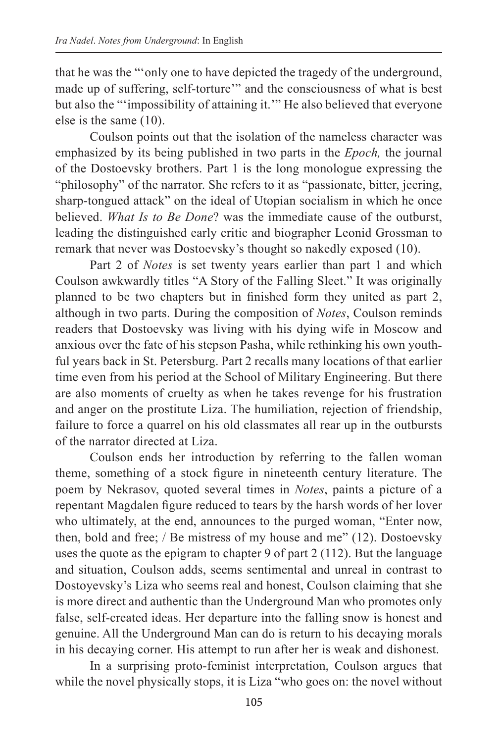that he was the "'only one to have depicted the tragedy of the underground, made up of suffering, self-torture'" and the consciousness of what is best but also the "'impossibility of attaining it.'" He also believed that everyone else is the same (10).

Coulson points out that the isolation of the nameless character was emphasized by its being published in two parts in the *Epoch,* the journal of the Dostoevsky brothers. Part 1 is the long monologue expressing the "philosophy" of the narrator. She refers to it as "passionate, bitter, jeering, sharp-tongued attack" on the ideal of Utopian socialism in which he once believed. *What Is to Be Done*? was the immediate cause of the outburst, leading the distinguished early critic and biographer Leonid Grossman to remark that never was Dostoevsky's thought so nakedly exposed (10).

Part 2 of *Notes* is set twenty years earlier than part 1 and which Coulson awkwardly titles "A Story of the Falling Sleet." It was originally planned to be two chapters but in finished form they united as part 2, although in two parts. During the composition of *Notes*, Coulson reminds readers that Dostoevsky was living with his dying wife in Moscow and anxious over the fate of his stepson Pasha, while rethinking his own youthful years back in St. Petersburg. Part 2 recalls many locations of that earlier time even from his period at the School of Military Engineering. But there are also moments of cruelty as when he takes revenge for his frustration and anger on the prostitute Liza. The humiliation, rejection of friendship, failure to force a quarrel on his old classmates all rear up in the outbursts of the narrator directed at Liza.

Coulson ends her introduction by referring to the fallen woman theme, something of a stock figure in nineteenth century literature. The poem by Nekrasov, quoted several times in *Notes*, paints a picture of a repentant Magdalen figure reduced to tears by the harsh words of her lover who ultimately, at the end, announces to the purged woman, "Enter now, then, bold and free; / Be mistress of my house and me" (12). Dostoevsky uses the quote as the epigram to chapter 9 of part 2 (112). But the language and situation, Coulson adds, seems sentimental and unreal in contrast to Dostoyevsky's Liza who seems real and honest, Coulson claiming that she is more direct and authentic than the Underground Man who promotes only false, self-created ideas. Her departure into the falling snow is honest and genuine. All the Underground Man can do is return to his decaying morals in his decaying corner. His attempt to run after her is weak and dishonest.

In a surprising proto-feminist interpretation, Coulson argues that while the novel physically stops, it is Liza "who goes on: the novel without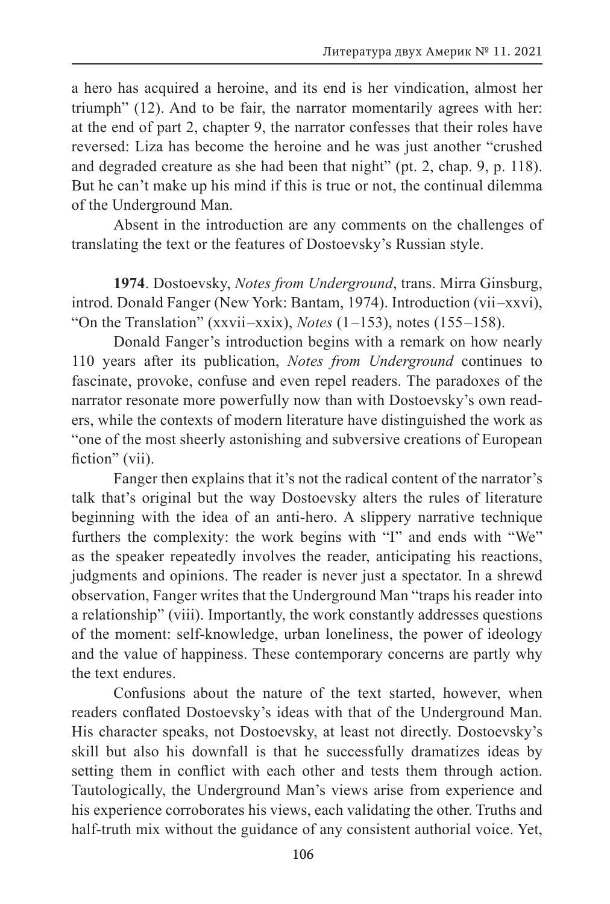a hero has acquired a heroine, and its end is her vindication, almost her triumph" (12). And to be fair, the narrator momentarily agrees with her: at the end of part 2, chapter 9, the narrator confesses that their roles have reversed: Liza has become the heroine and he was just another "crushed and degraded creature as she had been that night" (pt. 2, chap. 9, p. 118). But he can't make up his mind if this is true or not, the continual dilemma of the Underground Man.

Absent in the introduction are any comments on the challenges of translating the text or the features of Dostoevsky's Russian style.

**1974**. Dostoevsky, *Notes from Underground*, trans. Mirra Ginsburg, introd. Donald Fanger (New York: Bantam, 1974). Introduction (vii–xxvi), "On the Translation" (xxvii–xxix), *Notes* (1–153), notes (155–158).

Donald Fanger's introduction begins with a remark on how nearly 110 years after its publication, *Notes from Underground* continues to fascinate, provoke, confuse and even repel readers. The paradoxes of the narrator resonate more powerfully now than with Dostoevsky's own readers, while the contexts of modern literature have distinguished the work as "one of the most sheerly astonishing and subversive creations of European fiction" (vii).

Fanger then explains that it's not the radical content of the narrator's talk that's original but the way Dostoevsky alters the rules of literature beginning with the idea of an anti-hero. A slippery narrative technique furthers the complexity: the work begins with "I" and ends with "We" as the speaker repeatedly involves the reader, anticipating his reactions, judgments and opinions. The reader is never just a spectator. In a shrewd observation, Fanger writes that the Underground Man "traps his reader into a relationship" (viii). Importantly, the work constantly addresses questions of the moment: self-knowledge, urban loneliness, the power of ideology and the value of happiness. These contemporary concerns are partly why the text endures.

Confusions about the nature of the text started, however, when readers conflated Dostoevsky's ideas with that of the Underground Man. His character speaks, not Dostoevsky, at least not directly. Dostoevsky's skill but also his downfall is that he successfully dramatizes ideas by setting them in conflict with each other and tests them through action. Tautologically, the Underground Man's views arise from experience and his experience corroborates his views, each validating the other. Truths and half-truth mix without the guidance of any consistent authorial voice. Yet,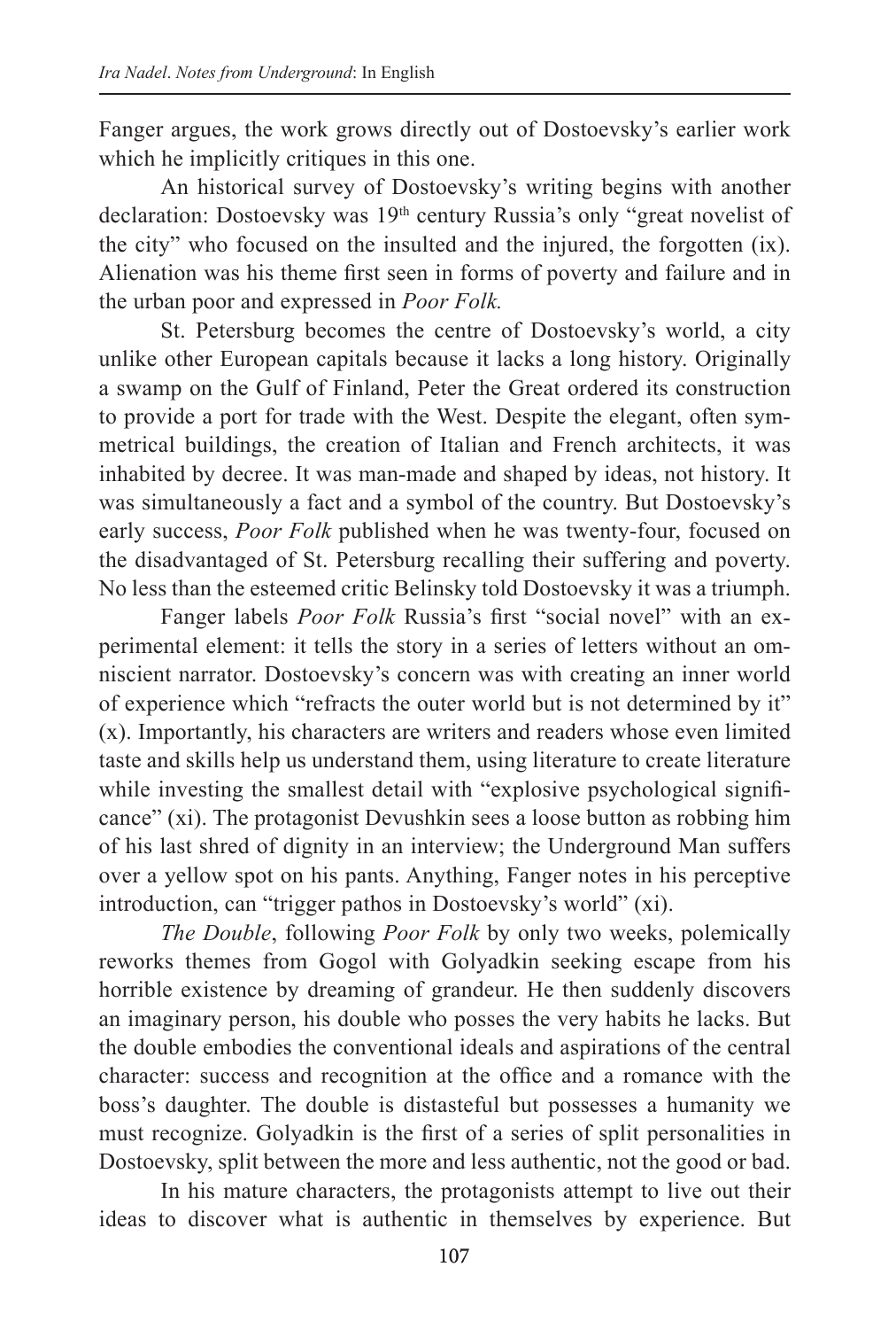Fanger argues, the work grows directly out of Dostoevsky's earlier work which he implicitly critiques in this one.

An historical survey of Dostoevsky's writing begins with another declaration: Dostoevsky was 19th century Russia's only "great novelist of the city" who focused on the insulted and the injured, the forgotten (ix). Alienation was his theme first seen in forms of poverty and failure and in the urban poor and expressed in *Poor Folk.*

St. Petersburg becomes the centre of Dostoevsky's world, a city unlike other European capitals because it lacks a long history. Originally a swamp on the Gulf of Finland, Peter the Great ordered its construction to provide a port for trade with the West. Despite the elegant, often symmetrical buildings, the creation of Italian and French architects, it was inhabited by decree. It was man-made and shaped by ideas, not history. It was simultaneously a fact and a symbol of the country. But Dostoevsky's early success, *Poor Folk* published when he was twenty-four, focused on the disadvantaged of St. Petersburg recalling their suffering and poverty. No less than the esteemed critic Belinsky told Dostoevsky it was a triumph.

Fanger labels *Poor Folk* Russia's first "social novel" with an experimental element: it tells the story in a series of letters without an omniscient narrator. Dostoevsky's concern was with creating an inner world of experience which "refracts the outer world but is not determined by it" (x). Importantly, his characters are writers and readers whose even limited taste and skills help us understand them, using literature to create literature while investing the smallest detail with "explosive psychological significance" (xi). The protagonist Devushkin sees a loose button as robbing him of his last shred of dignity in an interview; the Underground Man suffers over a yellow spot on his pants. Anything, Fanger notes in his perceptive introduction, can "trigger pathos in Dostoevsky's world" (xi).

*The Double*, following *Poor Folk* by only two weeks, polemically reworks themes from Gogol with Golyadkin seeking escape from his horrible existence by dreaming of grandeur. He then suddenly discovers an imaginary person, his double who posses the very habits he lacks. But the double embodies the conventional ideals and aspirations of the central character: success and recognition at the office and a romance with the boss's daughter. The double is distasteful but possesses a humanity we must recognize. Golyadkin is the first of a series of split personalities in Dostoevsky, split between the more and less authentic, not the good or bad.

In his mature characters, the protagonists attempt to live out their ideas to discover what is authentic in themselves by experience. But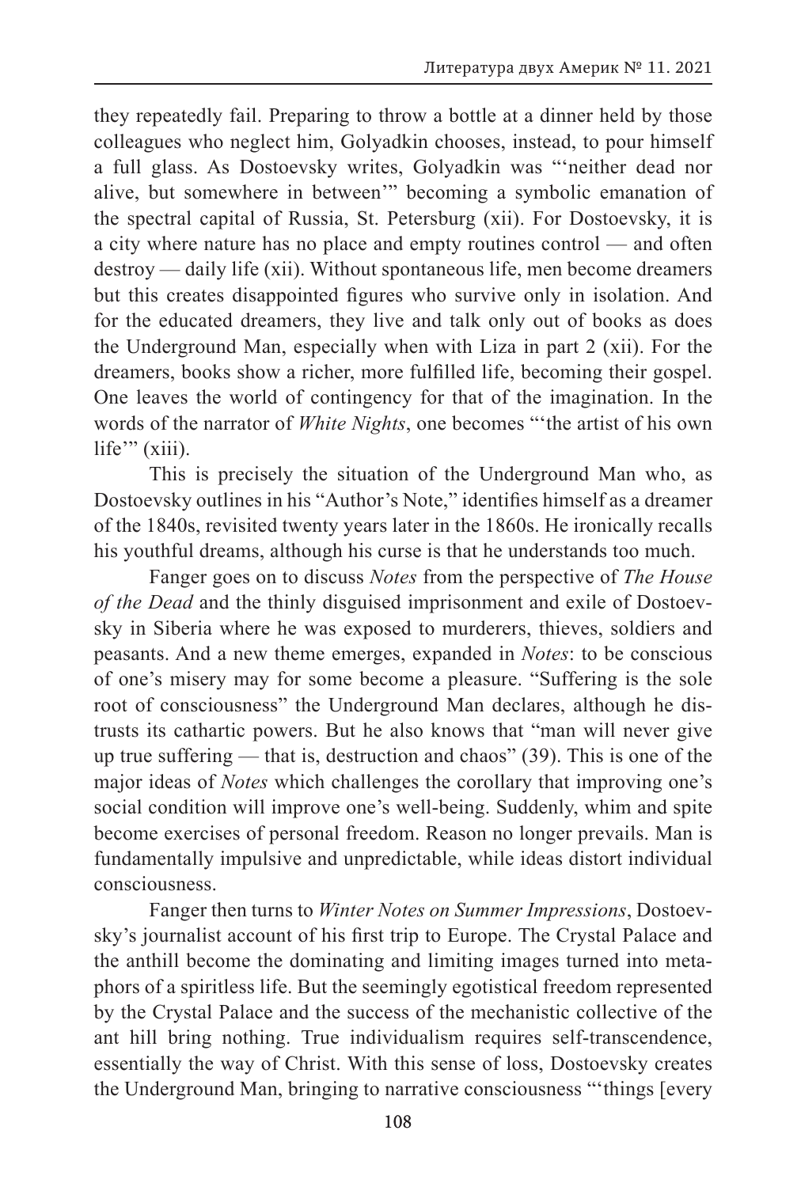they repeatedly fail. Preparing to throw a bottle at a dinner held by those colleagues who neglect him, Golyadkin chooses, instead, to pour himself a full glass. As Dostoevsky writes, Golyadkin was "'neither dead nor alive, but somewhere in between'" becoming a symbolic emanation of the spectral capital of Russia, St. Petersburg (xii). For Dostoevsky, it is a city where nature has no place and empty routines control — and often destroy — daily life (xii). Without spontaneous life, men become dreamers but this creates disappointed figures who survive only in isolation. And for the educated dreamers, they live and talk only out of books as does the Underground Man, especially when with Liza in part 2 (xii). For the dreamers, books show a richer, more fulfilled life, becoming their gospel. One leaves the world of contingency for that of the imagination. In the words of the narrator of *White Nights*, one becomes "'the artist of his own life'" (xiii).

This is precisely the situation of the Underground Man who, as Dostoevsky outlines in his "Author's Note," identifies himself as a dreamer of the 1840s, revisited twenty years later in the 1860s. He ironically recalls his youthful dreams, although his curse is that he understands too much.

Fanger goes on to discuss *Notes* from the perspective of *The House of the Dead* and the thinly disguised imprisonment and exile of Dostoevsky in Siberia where he was exposed to murderers, thieves, soldiers and peasants. And a new theme emerges, expanded in *Notes*: to be conscious of one's misery may for some become a pleasure. "Suffering is the sole root of consciousness" the Underground Man declares, although he distrusts its cathartic powers. But he also knows that "man will never give up true suffering — that is, destruction and chaos" (39). This is one of the major ideas of *Notes* which challenges the corollary that improving one's social condition will improve one's well-being. Suddenly, whim and spite become exercises of personal freedom. Reason no longer prevails. Man is fundamentally impulsive and unpredictable, while ideas distort individual consciousness.

Fanger then turns to *Winter Notes on Summer Impressions*, Dostoevsky's journalist account of his first trip to Europe. The Crystal Palace and the anthill become the dominating and limiting images turned into metaphors of a spiritless life. But the seemingly egotistical freedom represented by the Crystal Palace and the success of the mechanistic collective of the ant hill bring nothing. True individualism requires self-transcendence, essentially the way of Christ. With this sense of loss, Dostoevsky creates the Underground Man, bringing to narrative consciousness "'things [every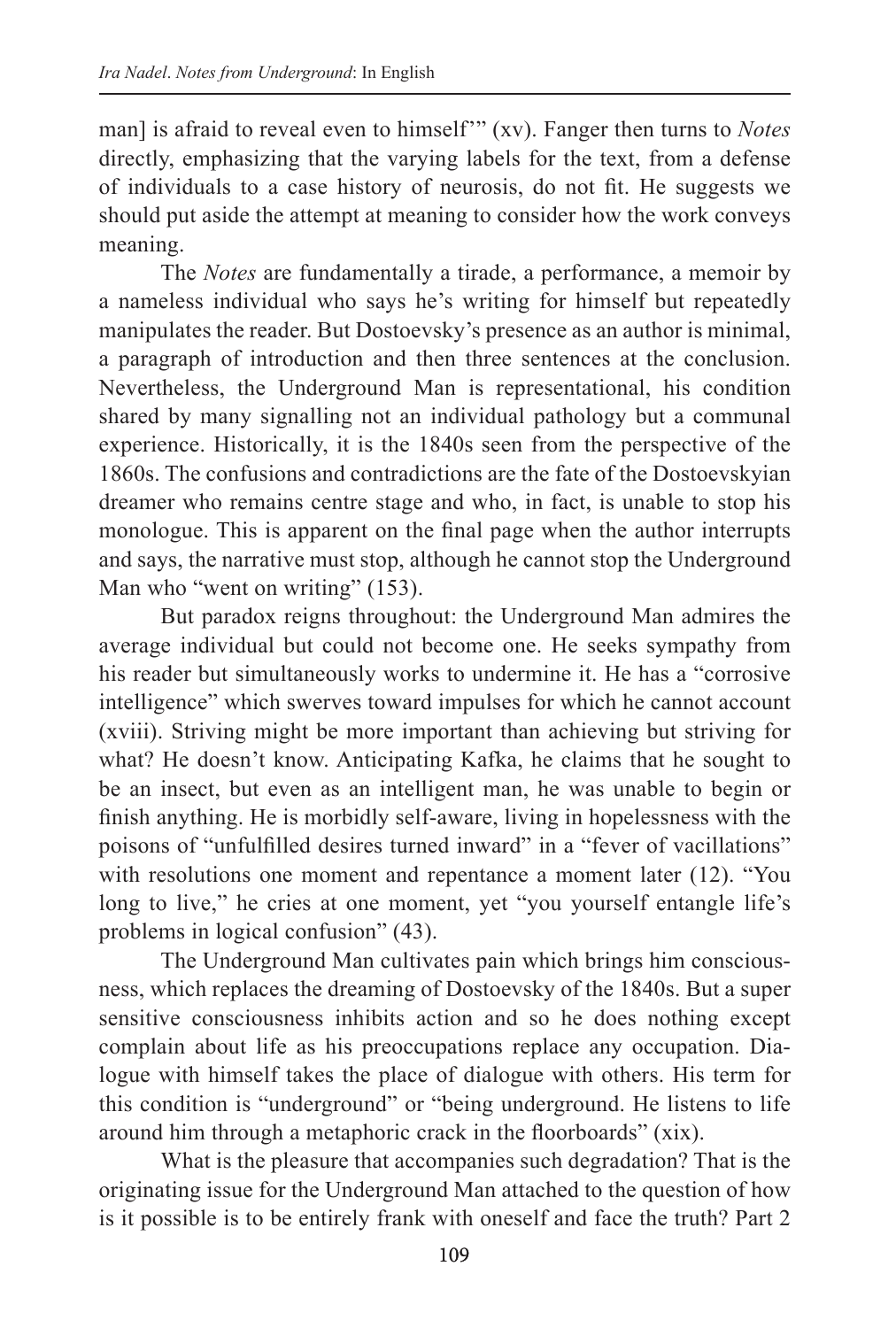man] is afraid to reveal even to himself'" (xv). Fanger then turns to *Notes* directly, emphasizing that the varying labels for the text, from a defense of individuals to a case history of neurosis, do not fit. He suggests we should put aside the attempt at meaning to consider how the work conveys meaning.

The *Notes* are fundamentally a tirade, a performance, a memoir by a nameless individual who says he's writing for himself but repeatedly manipulates the reader. But Dostoevsky's presence as an author is minimal, a paragraph of introduction and then three sentences at the conclusion. Nevertheless, the Underground Man is representational, his condition shared by many signalling not an individual pathology but a communal experience. Historically, it is the 1840s seen from the perspective of the 1860s. The confusions and contradictions are the fate of the Dostoevskyian dreamer who remains centre stage and who, in fact, is unable to stop his monologue. This is apparent on the final page when the author interrupts and says, the narrative must stop, although he cannot stop the Underground Man who "went on writing" (153).

But paradox reigns throughout: the Underground Man admires the average individual but could not become one. He seeks sympathy from his reader but simultaneously works to undermine it. He has a "corrosive intelligence" which swerves toward impulses for which he cannot account (xviii). Striving might be more important than achieving but striving for what? He doesn't know. Anticipating Kafka, he claims that he sought to be an insect, but even as an intelligent man, he was unable to begin or finish anything. He is morbidly self-aware, living in hopelessness with the poisons of "unfulfilled desires turned inward" in a "fever of vacillations" with resolutions one moment and repentance a moment later (12). "You long to live," he cries at one moment, yet "you yourself entangle life's problems in logical confusion" (43).

The Underground Man cultivates pain which brings him consciousness, which replaces the dreaming of Dostoevsky of the 1840s. But a super sensitive consciousness inhibits action and so he does nothing except complain about life as his preoccupations replace any occupation. Dialogue with himself takes the place of dialogue with others. His term for this condition is "underground" or "being underground. He listens to life around him through a metaphoric crack in the floorboards" (xix).

What is the pleasure that accompanies such degradation? That is the originating issue for the Underground Man attached to the question of how is it possible is to be entirely frank with oneself and face the truth? Part 2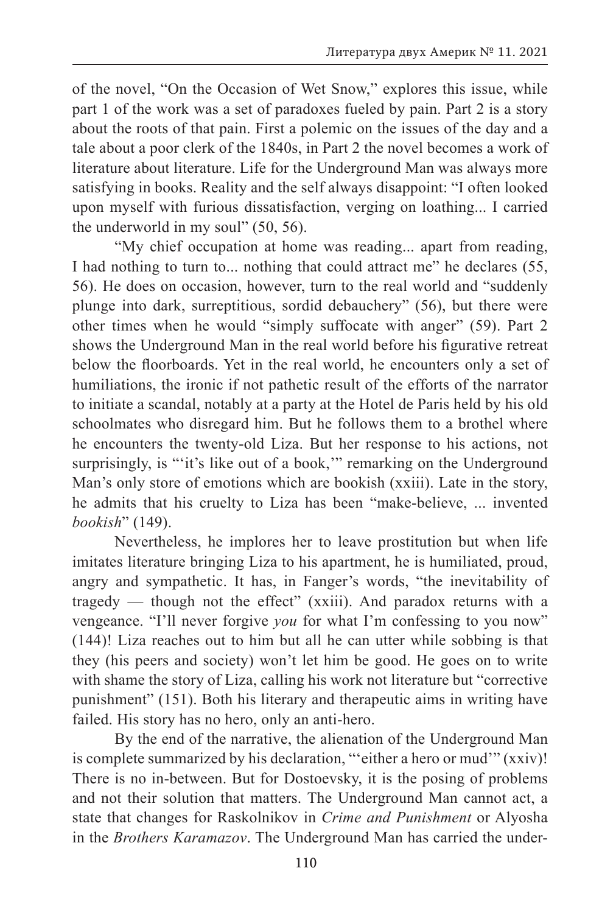of the novel, "On the Occasion of Wet Snow," explores this issue, while part 1 of the work was a set of paradoxes fueled by pain. Part 2 is a story about the roots of that pain. First a polemic on the issues of the day and a tale about a poor clerk of the 1840s, in Part 2 the novel becomes a work of literature about literature. Life for the Underground Man was always more satisfying in books. Reality and the self always disappoint: "I often looked upon myself with furious dissatisfaction, verging on loathing... I carried the underworld in my soul" (50, 56).

"My chief occupation at home was reading... apart from reading, I had nothing to turn to... nothing that could attract me" he declares (55, 56). He does on occasion, however, turn to the real world and "suddenly plunge into dark, surreptitious, sordid debauchery" (56), but there were other times when he would "simply suffocate with anger" (59). Part 2 shows the Underground Man in the real world before his figurative retreat below the floorboards. Yet in the real world, he encounters only a set of humiliations, the ironic if not pathetic result of the efforts of the narrator to initiate a scandal, notably at a party at the Hotel de Paris held by his old schoolmates who disregard him. But he follows them to a brothel where he encounters the twenty-old Liza. But her response to his actions, not surprisingly, is "'it's like out of a book,'" remarking on the Underground Man's only store of emotions which are bookish (xxiii). Late in the story, he admits that his cruelty to Liza has been "make-believe, ... invented *bookish*" (149).

Nevertheless, he implores her to leave prostitution but when life imitates literature bringing Liza to his apartment, he is humiliated, proud, angry and sympathetic. It has, in Fanger's words, "the inevitability of tragedy — though not the effect" (xxiii). And paradox returns with a vengeance. "I'll never forgive *you* for what I'm confessing to you now" (144)! Liza reaches out to him but all he can utter while sobbing is that they (his peers and society) won't let him be good. He goes on to write with shame the story of Liza, calling his work not literature but "corrective punishment" (151). Both his literary and therapeutic aims in writing have failed. His story has no hero, only an anti-hero.

By the end of the narrative, the alienation of the Underground Man is complete summarized by his declaration, "'either a hero or mud'" (xxiv)! There is no in-between. But for Dostoevsky, it is the posing of problems and not their solution that matters. The Underground Man cannot act, a state that changes for Raskolnikov in *Crime and Punishment* or Alyosha in the *Brothers Karamazov*. The Underground Man has carried the under-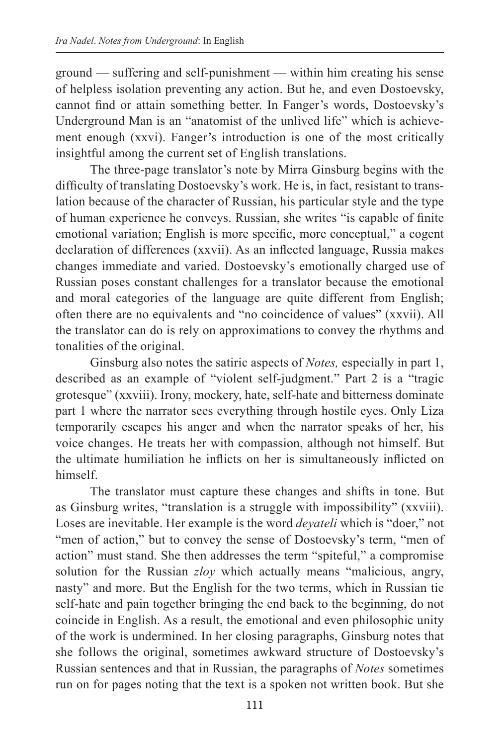ground — suffering and self-punishment — within him creating his sense of helpless isolation preventing any action. But he, and even Dostoevsky, cannot find or attain something better. In Fanger's words, Dostoevsky's Underground Man is an "anatomist of the unlived life" which is achievement enough (xxvi). Fanger's introduction is one of the most critically insightful among the current set of English translations.

The three-page translator's note by Mirra Ginsburg begins with the difficulty of translating Dostoevsky's work. He is, in fact, resistant to translation because of the character of Russian, his particular style and the type of human experience he conveys. Russian, she writes "is capable of finite emotional variation; English is more specific, more conceptual," a cogent declaration of differences (xxvii). As an inflected language, Russia makes changes immediate and varied. Dostoevsky's emotionally charged use of Russian poses constant challenges for a translator because the emotional and moral categories of the language are quite different from English; often there are no equivalents and "no coincidence of values" (xxvii). All the translator can do is rely on approximations to convey the rhythms and tonalities of the original.

Ginsburg also notes the satiric aspects of *Notes,* especially in part 1, described as an example of "violent self-judgment." Part 2 is a "tragic grotesque" (xxviii). Irony, mockery, hate, self-hate and bitterness dominate part 1 where the narrator sees everything through hostile eyes. Only Liza temporarily escapes his anger and when the narrator speaks of her, his voice changes. He treats her with compassion, although not himself. But the ultimate humiliation he inflicts on her is simultaneously inflicted on himself.

The translator must capture these changes and shifts in tone. But as Ginsburg writes, "translation is a struggle with impossibility" (xxviii). Loses are inevitable. Her example is the word *deyateli* which is "doer," not "men of action," but to convey the sense of Dostoevsky's term, "men of action" must stand. She then addresses the term "spiteful," a compromise solution for the Russian *zloy* which actually means "malicious, angry, nasty" and more. But the English for the two terms, which in Russian tie self-hate and pain together bringing the end back to the beginning, do not coincide in English. As a result, the emotional and even philosophic unity of the work is undermined. In her closing paragraphs, Ginsburg notes that she follows the original, sometimes awkward structure of Dostoevsky's Russian sentences and that in Russian, the paragraphs of *Notes* sometimes run on for pages noting that the text is a spoken not written book. But she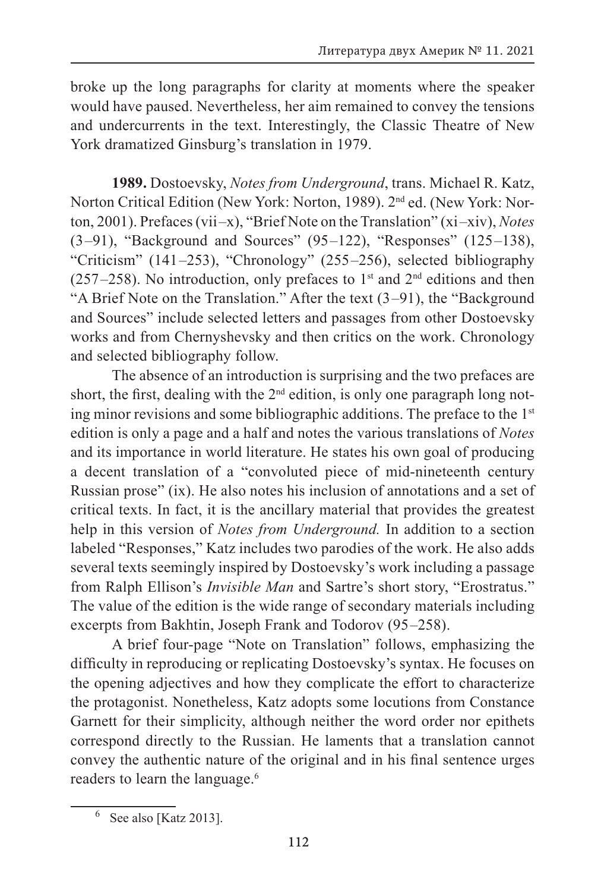broke up the long paragraphs for clarity at moments where the speaker would have paused. Nevertheless, her aim remained to convey the tensions and undercurrents in the text. Interestingly, the Classic Theatre of New York dramatized Ginsburg's translation in 1979.

**1989.** Dostoevsky, *Notes from Underground*, trans. Michael R. Katz, Norton Critical Edition (New York: Norton, 1989). 2nd ed. (New York: Norton, 2001). Prefaces (vii–x), "Brief Note on the Translation" (xi–xiv), *Notes* (3–91), "Background and Sources" (95–122), "Responses" (125–138), "Criticism" (141–253), "Chronology" (255–256), selected bibliography (257–258). No introduction, only prefaces to 1st and 2nd editions and then "A Brief Note on the Translation." After the text (3–91), the "Background and Sources" include selected letters and passages from other Dostoevsky works and from Chernyshevsky and then critics on the work. Chronology and selected bibliography follow.

The absence of an introduction is surprising and the two prefaces are short, the first, dealing with the 2nd edition, is only one paragraph long noting minor revisions and some bibliographic additions. The preface to the 1st edition is only a page and a half and notes the various translations of *Notes* and its importance in world literature. He states his own goal of producing a decent translation of a "convoluted piece of mid-nineteenth century Russian prose" (ix). He also notes his inclusion of annotations and a set of critical texts. In fact, it is the ancillary material that provides the greatest help in this version of *Notes from Underground.* In addition to a section labeled "Responses," Katz includes two parodies of the work. He also adds several texts seemingly inspired by Dostoevsky's work including a passage from Ralph Ellison's *Invisible Man* and Sartre's short story, "Erostratus." The value of the edition is the wide range of secondary materials including excerpts from Bakhtin, Joseph Frank and Todorov (95–258).

A brief four-page "Note on Translation" follows, emphasizing the difficulty in reproducing or replicating Dostoevsky's syntax. He focuses on the opening adjectives and how they complicate the effort to characterize the protagonist. Nonetheless, Katz adopts some locutions from Constance Garnett for their simplicity, although neither the word order nor epithets correspond directly to the Russian. He laments that a translation cannot convey the authentic nature of the original and in his final sentence urges readers to learn the language.[6]

[6] See also [Katz 2013].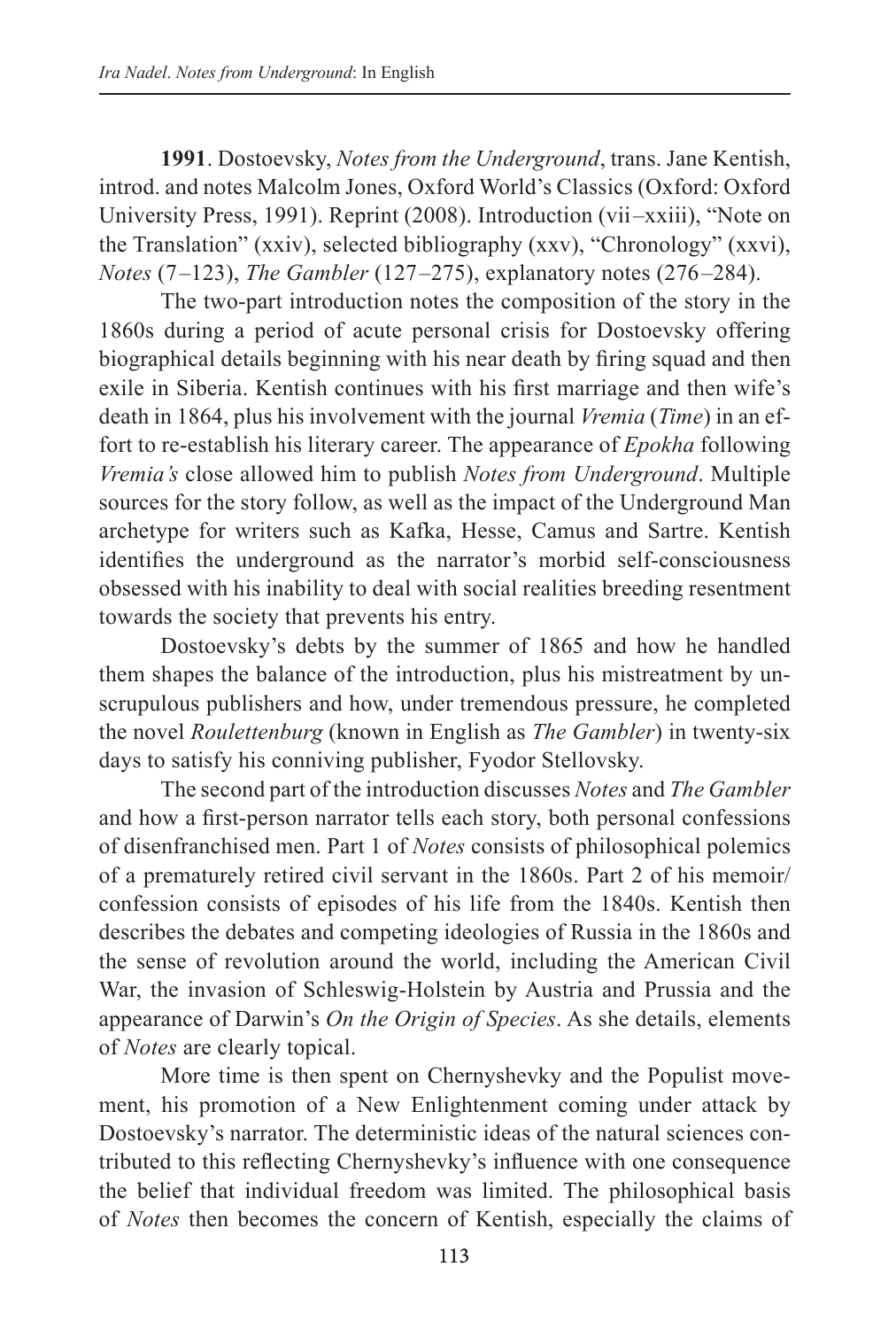**1991**. Dostoevsky, *Notes from the Underground*, trans. Jane Kentish, introd. and notes Malcolm Jones, Oxford World's Classics (Oxford: Oxford University Press, 1991). Reprint (2008). Introduction (vii–xxiii), "Note on the Translation" (xxiv), selected bibliography (xxv), "Chronology" (xxvi), *Notes* (7–123), *The Gambler* (127–275), explanatory notes (276–284).

The two-part introduction notes the composition of the story in the 1860s during a period of acute personal crisis for Dostoevsky offering biographical details beginning with his near death by firing squad and then exile in Siberia. Kentish continues with his first marriage and then wife's death in 1864, plus his involvement with the journal *Vremia* (*Time*) in an effort to re-establish his literary career. The appearance of *Epokha* following *Vremia's* close allowed him to publish *Notes from Underground*. Multiple sources for the story follow, as well as the impact of the Underground Man archetype for writers such as Kafka, Hesse, Camus and Sartre. Kentish identifies the underground as the narrator's morbid self-consciousness obsessed with his inability to deal with social realities breeding resentment towards the society that prevents his entry.

Dostoevsky's debts by the summer of 1865 and how he handled them shapes the balance of the introduction, plus his mistreatment by unscrupulous publishers and how, under tremendous pressure, he completed the novel *Roulettenburg* (known in English as *The Gambler*) in twenty-six days to satisfy his conniving publisher, Fyodor Stellovsky.

The second part of the introduction discusses *Notes* and *The Gambler* and how a first-person narrator tells each story, both personal confessions of disenfranchised men. Part 1 of *Notes* consists of philosophical polemics of a prematurely retired civil servant in the 1860s. Part 2 of his memoir/confession consists of episodes of his life from the 1840s. Kentish then describes the debates and competing ideologies of Russia in the 1860s and the sense of revolution around the world, including the American Civil War, the invasion of Schleswig-Holstein by Austria and Prussia and the appearance of Darwin's *On the Origin of Species*. As she details, elements of *Notes* are clearly topical.

More time is then spent on Chernyshevky and the Populist movement, his promotion of a New Enlightenment coming under attack by Dostoevsky's narrator. The deterministic ideas of the natural sciences contributed to this reflecting Chernyshevky's influence with one consequence the belief that individual freedom was limited. The philosophical basis of *Notes* then becomes the concern of Kentish, especially the claims of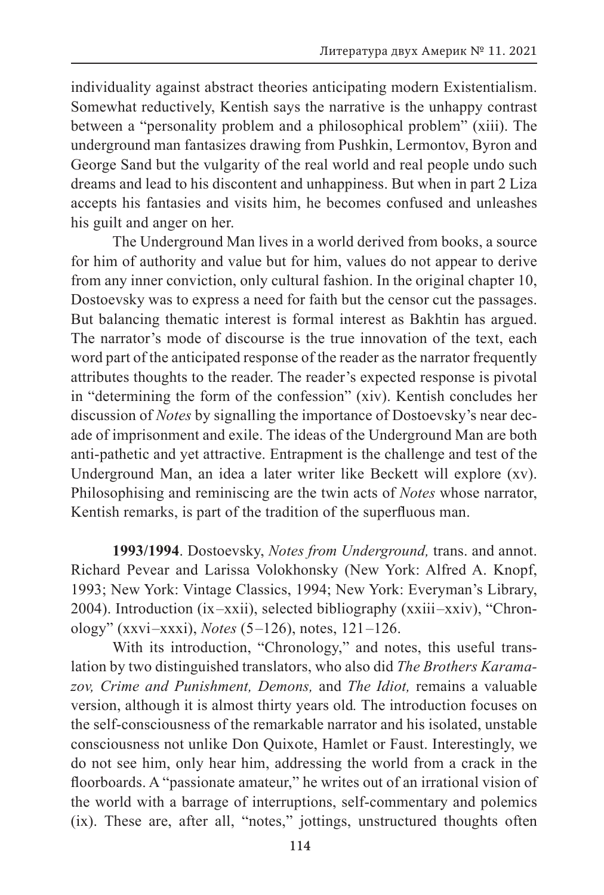individuality against abstract theories anticipating modern Existentialism. Somewhat reductively, Kentish says the narrative is the unhappy contrast between a "personality problem and a philosophical problem" (xiii). The underground man fantasizes drawing from Pushkin, Lermontov, Byron and George Sand but the vulgarity of the real world and real people undo such dreams and lead to his discontent and unhappiness. But when in part 2 Liza accepts his fantasies and visits him, he becomes confused and unleashes his guilt and anger on her.

The Underground Man lives in a world derived from books, a source for him of authority and value but for him, values do not appear to derive from any inner conviction, only cultural fashion. In the original chapter 10, Dostoevsky was to express a need for faith but the censor cut the passages. But balancing thematic interest is formal interest as Bakhtin has argued. The narrator's mode of discourse is the true innovation of the text, each word part of the anticipated response of the reader as the narrator frequently attributes thoughts to the reader. The reader's expected response is pivotal in "determining the form of the confession" (xiv). Kentish concludes her discussion of *Notes* by signalling the importance of Dostoevsky's near decade of imprisonment and exile. The ideas of the Underground Man are both anti-pathetic and yet attractive. Entrapment is the challenge and test of the Underground Man, an idea a later writer like Beckett will explore (xv). Philosophising and reminiscing are the twin acts of *Notes* whose narrator, Kentish remarks, is part of the tradition of the superfluous man.

**1993/1994**. Dostoevsky, *Notes from Underground,* trans. and annot. Richard Pevear and Larissa Volokhonsky (New York: Alfred A. Knopf, 1993; New York: Vintage Classics, 1994; New York: Everyman's Library, 2004). Introduction (ix–xxii), selected bibliography (xxiii–xxiv), "Chronology" (xxvi–xxxi), *Notes* (5–126), notes, 121–126.

With its introduction, "Chronology," and notes, this useful translation by two distinguished translators, who also did *The Brothers Karamazov, Crime and Punishment, Demons,* and *The Idiot,* remains a valuable version, although it is almost thirty years old. The introduction focuses on the self-consciousness of the remarkable narrator and his isolated, unstable consciousness not unlike Don Quixote, Hamlet or Faust. Interestingly, we do not see him, only hear him, addressing the world from a crack in the floorboards. A "passionate amateur," he writes out of an irrational vision of the world with a barrage of interruptions, self-commentary and polemics (ix). These are, after all, "notes," jottings, unstructured thoughts often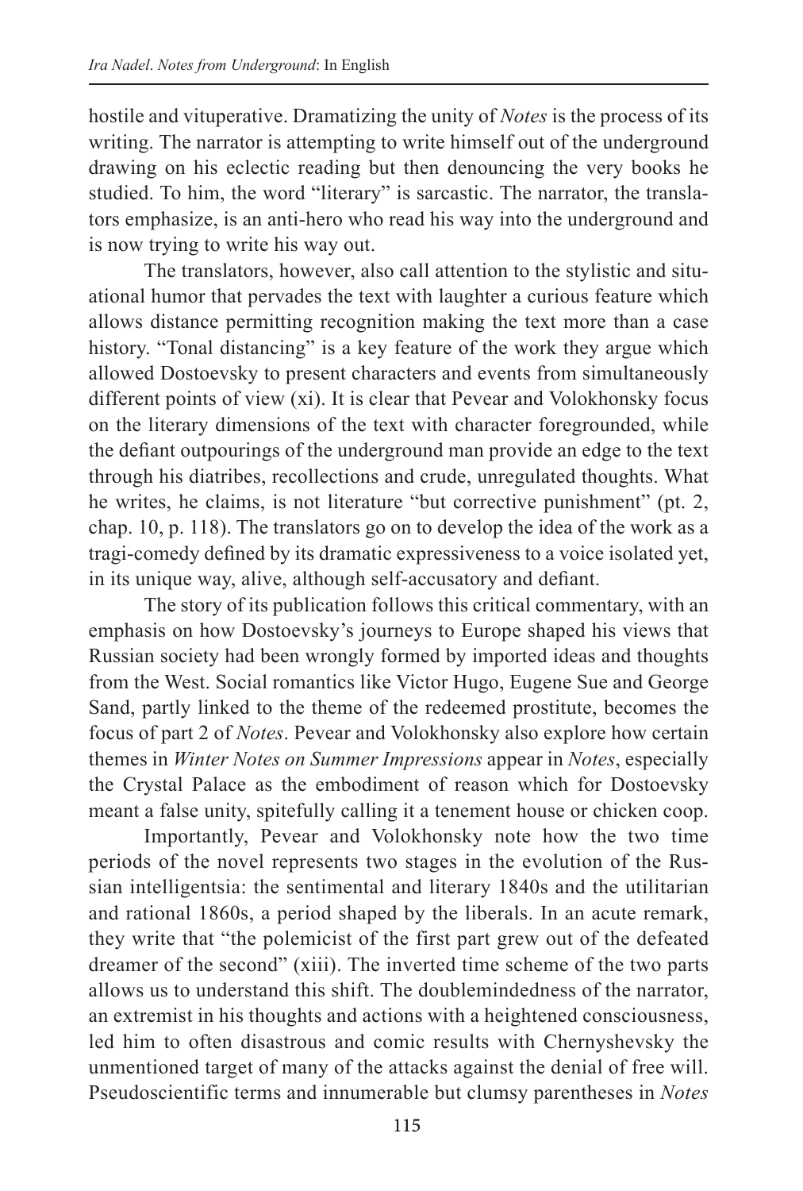hostile and vituperative. Dramatizing the unity of *Notes* is the process of its writing. The narrator is attempting to write himself out of the underground drawing on his eclectic reading but then denouncing the very books he studied. To him, the word "literary" is sarcastic. The narrator, the translators emphasize, is an anti-hero who read his way into the underground and is now trying to write his way out.

The translators, however, also call attention to the stylistic and situational humor that pervades the text with laughter a curious feature which allows distance permitting recognition making the text more than a case history. "Tonal distancing" is a key feature of the work they argue which allowed Dostoevsky to present characters and events from simultaneously different points of view (xi). It is clear that Pevear and Volokhonsky focus on the literary dimensions of the text with character foregrounded, while the defiant outpourings of the underground man provide an edge to the text through his diatribes, recollections and crude, unregulated thoughts. What he writes, he claims, is not literature "but corrective punishment" (pt. 2, chap. 10, p. 118). The translators go on to develop the idea of the work as a tragi-comedy defined by its dramatic expressiveness to a voice isolated yet, in its unique way, alive, although self-accusatory and defiant.

The story of its publication follows this critical commentary, with an emphasis on how Dostoevsky's journeys to Europe shaped his views that Russian society had been wrongly formed by imported ideas and thoughts from the West. Social romantics like Victor Hugo, Eugene Sue and George Sand, partly linked to the theme of the redeemed prostitute, becomes the focus of part 2 of *Notes*. Pevear and Volokhonsky also explore how certain themes in *Winter Notes on Summer Impressions* appear in *Notes*, especially the Crystal Palace as the embodiment of reason which for Dostoevsky meant a false unity, spitefully calling it a tenement house or chicken coop.

Importantly, Pevear and Volokhonsky note how the two time periods of the novel represents two stages in the evolution of the Russian intelligentsia: the sentimental and literary 1840s and the utilitarian and rational 1860s, a period shaped by the liberals. In an acute remark, they write that "the polemicist of the first part grew out of the defeated dreamer of the second" (xiii). The inverted time scheme of the two parts allows us to understand this shift. The doublemindedness of the narrator, an extremist in his thoughts and actions with a heightened consciousness, led him to often disastrous and comic results with Chernyshevsky the unmentioned target of many of the attacks against the denial of free will. Pseudoscientific terms and innumerable but clumsy parentheses in *Notes*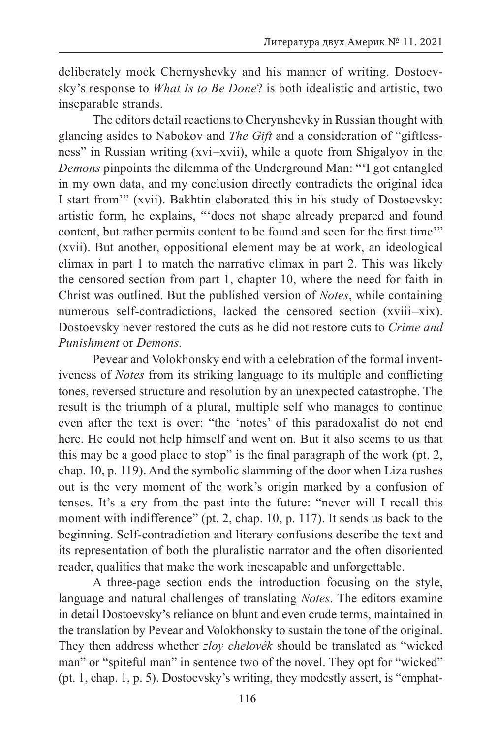deliberately mock Chernyshevky and his manner of writing. Dostoevsky's response to *What Is to Be Done*? is both idealistic and artistic, two inseparable strands.

The editors detail reactions to Cherynshevky in Russian thought with glancing asides to Nabokov and *The Gift* and a consideration of "giftlessness" in Russian writing (xvi–xvii), while a quote from Shigalyov in the *Demons* pinpoints the dilemma of the Underground Man: "'I got entangled in my own data, and my conclusion directly contradicts the original idea I start from'" (xvii). Bakhtin elaborated this in his study of Dostoevsky: artistic form, he explains, "'does not shape already prepared and found content, but rather permits content to be found and seen for the first time'" (xvii). But another, oppositional element may be at work, an ideological climax in part 1 to match the narrative climax in part 2. This was likely the censored section from part 1, chapter 10, where the need for faith in Christ was outlined. But the published version of *Notes*, while containing numerous self-contradictions, lacked the censored section (xviii–xix). Dostoevsky never restored the cuts as he did not restore cuts to *Crime and Punishment* or *Demons.*

Pevear and Volokhonsky end with a celebration of the formal inventiveness of *Notes* from its striking language to its multiple and conflicting tones, reversed structure and resolution by an unexpected catastrophe. The result is the triumph of a plural, multiple self who manages to continue even after the text is over: "the 'notes' of this paradoxalist do not end here. He could not help himself and went on. But it also seems to us that this may be a good place to stop" is the final paragraph of the work (pt. 2, chap. 10, p. 119). And the symbolic slamming of the door when Liza rushes out is the very moment of the work's origin marked by a confusion of tenses. It's a cry from the past into the future: "never will I recall this moment with indifference" (pt. 2, chap. 10, p. 117). It sends us back to the beginning. Self-contradiction and literary confusions describe the text and its representation of both the pluralistic narrator and the often disoriented reader, qualities that make the work inescapable and unforgettable.

A three-page section ends the introduction focusing on the style, language and natural challenges of translating *Notes*. The editors examine in detail Dostoevsky's reliance on blunt and even crude terms, maintained in the translation by Pevear and Volokhonsky to sustain the tone of the original. They then address whether *zloy chelovék* should be translated as "wicked man" or "spiteful man" in sentence two of the novel. They opt for "wicked" (pt. 1, chap. 1, p. 5). Dostoevsky's writing, they modestly assert, is "emphat-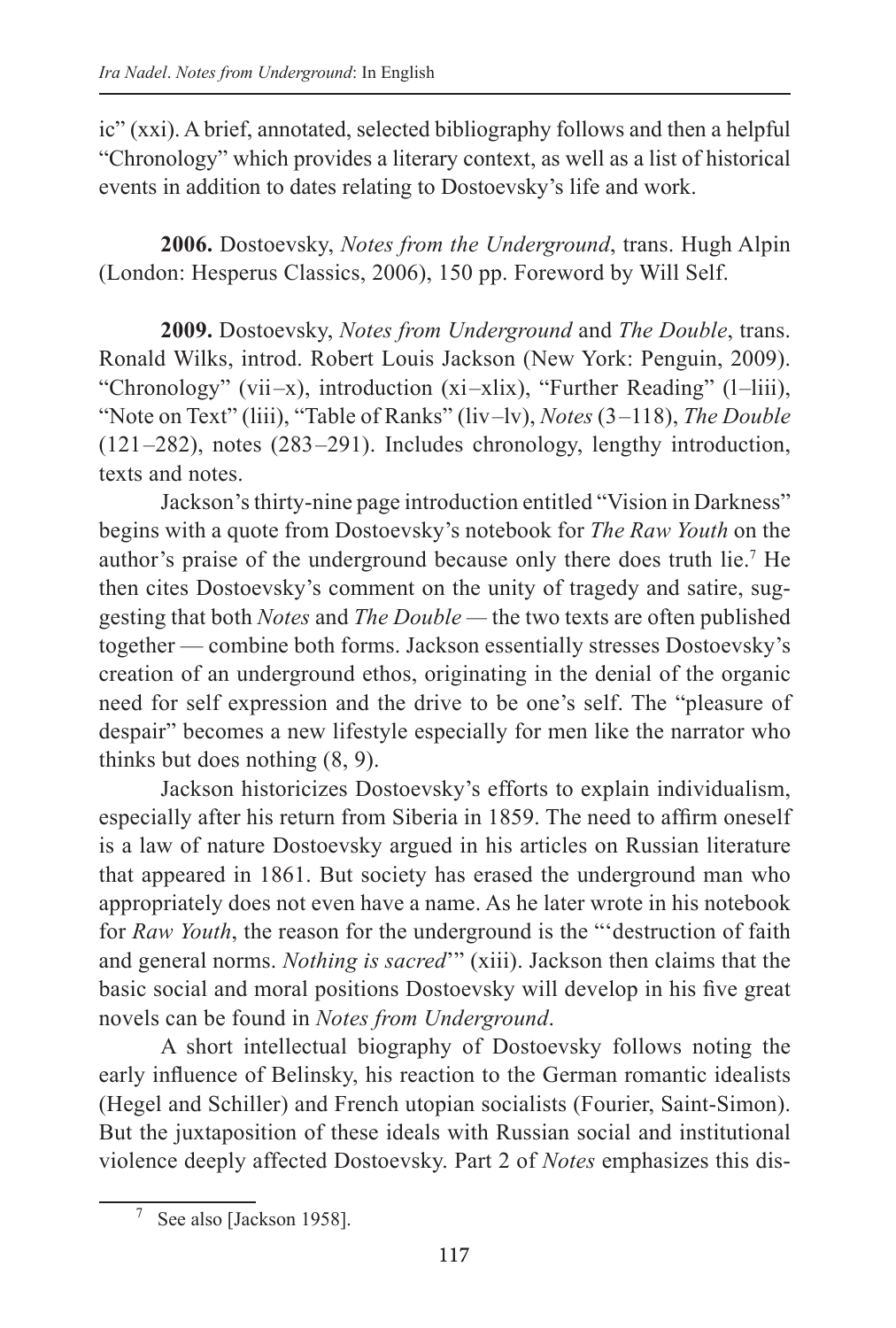ic” (xxi). A brief, annotated, selected bibliography follows and then a helpful “Chronology” which provides a literary context, as well as a list of historical events in addition to dates relating to Dostoevsky’s life and work.

**2006.** Dostoevsky, *Notes from the Underground*, trans. Hugh Alpin (London: Hesperus Classics, 2006), 150 pp. Foreword by Will Self.

**2009.** Dostoevsky, *Notes from Underground* and *The Double*, trans. Ronald Wilks, introd. Robert Louis Jackson (New York: Penguin, 2009). “Chronology” (vii–x), introduction (xi–xlix), “Further Reading” (l–liii), “Note on Text” (liii), “Table of Ranks” (liv–lv), *Notes* (3–118), *The Double* (121–282), notes (283–291). Includes chronology, lengthy introduction, texts and notes.

Jackson’s thirty-nine page introduction entitled “Vision in Darkness” begins with a quote from Dostoevsky’s notebook for *The Raw Youth* on the author’s praise of the underground because only there does truth lie.[7] He then cites Dostoevsky’s comment on the unity of tragedy and satire, suggesting that both *Notes* and *The Double* — the two texts are often published together — combine both forms. Jackson essentially stresses Dostoevsky’s creation of an underground ethos, originating in the denial of the organic need for self expression and the drive to be one’s self. The “pleasure of despair” becomes a new lifestyle especially for men like the narrator who thinks but does nothing (8, 9).

Jackson historicizes Dostoevsky’s efforts to explain individualism, especially after his return from Siberia in 1859. The need to affirm oneself is a law of nature Dostoevsky argued in his articles on Russian literature that appeared in 1861. But society has erased the underground man who appropriately does not even have a name. As he later wrote in his notebook for *Raw Youth*, the reason for the underground is the “‘destruction of faith and general norms. *Nothing is sacred*’” (xiii). Jackson then claims that the basic social and moral positions Dostoevsky will develop in his five great novels can be found in *Notes from Underground*.

A short intellectual biography of Dostoevsky follows noting the early influence of Belinsky, his reaction to the German romantic idealists (Hegel and Schiller) and French utopian socialists (Fourier, Saint-Simon). But the juxtaposition of these ideals with Russian social and institutional violence deeply affected Dostoevsky. Part 2 of *Notes* emphasizes this dis-

[7] See also [Jackson 1958].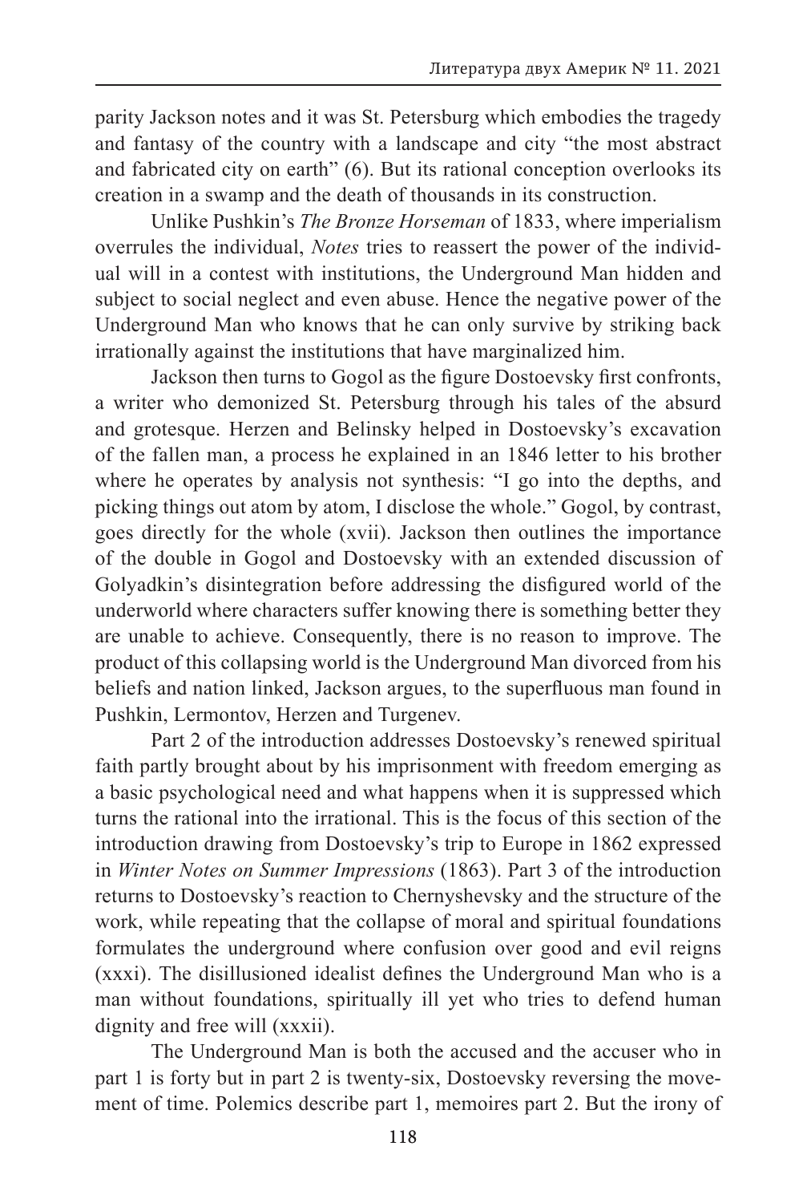parity Jackson notes and it was St. Petersburg which embodies the tragedy and fantasy of the country with a landscape and city "the most abstract and fabricated city on earth" (6). But its rational conception overlooks its creation in a swamp and the death of thousands in its construction.

Unlike Pushkin's *The Bronze Horseman* of 1833, where imperialism overrules the individual, *Notes* tries to reassert the power of the individual will in a contest with institutions, the Underground Man hidden and subject to social neglect and even abuse. Hence the negative power of the Underground Man who knows that he can only survive by striking back irrationally against the institutions that have marginalized him.

Jackson then turns to Gogol as the figure Dostoevsky first confronts, a writer who demonized St. Petersburg through his tales of the absurd and grotesque. Herzen and Belinsky helped in Dostoevsky's excavation of the fallen man, a process he explained in an 1846 letter to his brother where he operates by analysis not synthesis: "I go into the depths, and picking things out atom by atom, I disclose the whole." Gogol, by contrast, goes directly for the whole (xvii). Jackson then outlines the importance of the double in Gogol and Dostoevsky with an extended discussion of Golyadkin's disintegration before addressing the disfigured world of the underworld where characters suffer knowing there is something better they are unable to achieve. Consequently, there is no reason to improve. The product of this collapsing world is the Underground Man divorced from his beliefs and nation linked, Jackson argues, to the superfluous man found in Pushkin, Lermontov, Herzen and Turgenev.

Part 2 of the introduction addresses Dostoevsky's renewed spiritual faith partly brought about by his imprisonment with freedom emerging as a basic psychological need and what happens when it is suppressed which turns the rational into the irrational. This is the focus of this section of the introduction drawing from Dostoevsky's trip to Europe in 1862 expressed in *Winter Notes on Summer Impressions* (1863). Part 3 of the introduction returns to Dostoevsky's reaction to Chernyshevsky and the structure of the work, while repeating that the collapse of moral and spiritual foundations formulates the underground where confusion over good and evil reigns (xxxi). The disillusioned idealist defines the Underground Man who is a man without foundations, spiritually ill yet who tries to defend human dignity and free will (xxxii).

The Underground Man is both the accused and the accuser who in part 1 is forty but in part 2 is twenty-six, Dostoevsky reversing the movement of time. Polemics describe part 1, memoires part 2. But the irony of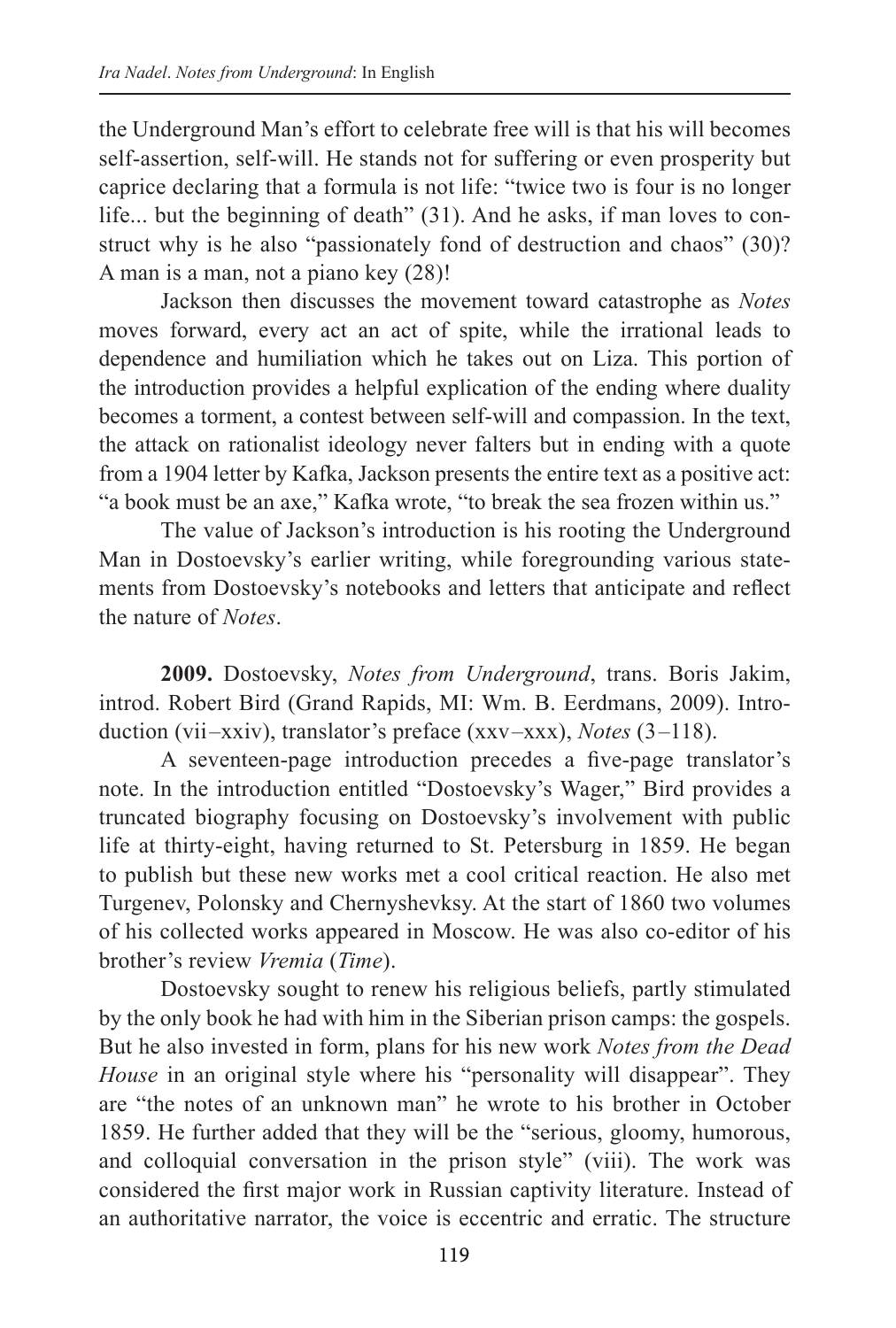the Underground Man's effort to celebrate free will is that his will becomes self-assertion, self-will. He stands not for suffering or even prosperity but caprice declaring that a formula is not life: "twice two is four is no longer life... but the beginning of death" (31). And he asks, if man loves to construct why is he also "passionately fond of destruction and chaos" (30)? A man is a man, not a piano key (28)!

Jackson then discusses the movement toward catastrophe as *Notes* moves forward, every act an act of spite, while the irrational leads to dependence and humiliation which he takes out on Liza. This portion of the introduction provides a helpful explication of the ending where duality becomes a torment, a contest between self-will and compassion. In the text, the attack on rationalist ideology never falters but in ending with a quote from a 1904 letter by Kafka, Jackson presents the entire text as a positive act: "a book must be an axe," Kafka wrote, "to break the sea frozen within us."

The value of Jackson's introduction is his rooting the Underground Man in Dostoevsky's earlier writing, while foregrounding various statements from Dostoevsky's notebooks and letters that anticipate and reflect the nature of *Notes*.

**2009.** Dostoevsky, *Notes from Underground*, trans. Boris Jakim, introd. Robert Bird (Grand Rapids, MI: Wm. B. Eerdmans, 2009). Introduction (vii–xxiv), translator's preface (xxv–xxx), *Notes* (3–118).

A seventeen-page introduction precedes a five-page translator's note. In the introduction entitled "Dostoevsky's Wager," Bird provides a truncated biography focusing on Dostoevsky's involvement with public life at thirty-eight, having returned to St. Petersburg in 1859. He began to publish but these new works met a cool critical reaction. He also met Turgenev, Polonsky and Chernyshevksy. At the start of 1860 two volumes of his collected works appeared in Moscow. He was also co-editor of his brother's review *Vremia* (*Time*).

Dostoevsky sought to renew his religious beliefs, partly stimulated by the only book he had with him in the Siberian prison camps: the gospels. But he also invested in form, plans for his new work *Notes from the Dead House* in an original style where his "personality will disappear". They are "the notes of an unknown man" he wrote to his brother in October 1859. He further added that they will be the "serious, gloomy, humorous, and colloquial conversation in the prison style" (viii). The work was considered the first major work in Russian captivity literature. Instead of an authoritative narrator, the voice is eccentric and erratic. The structure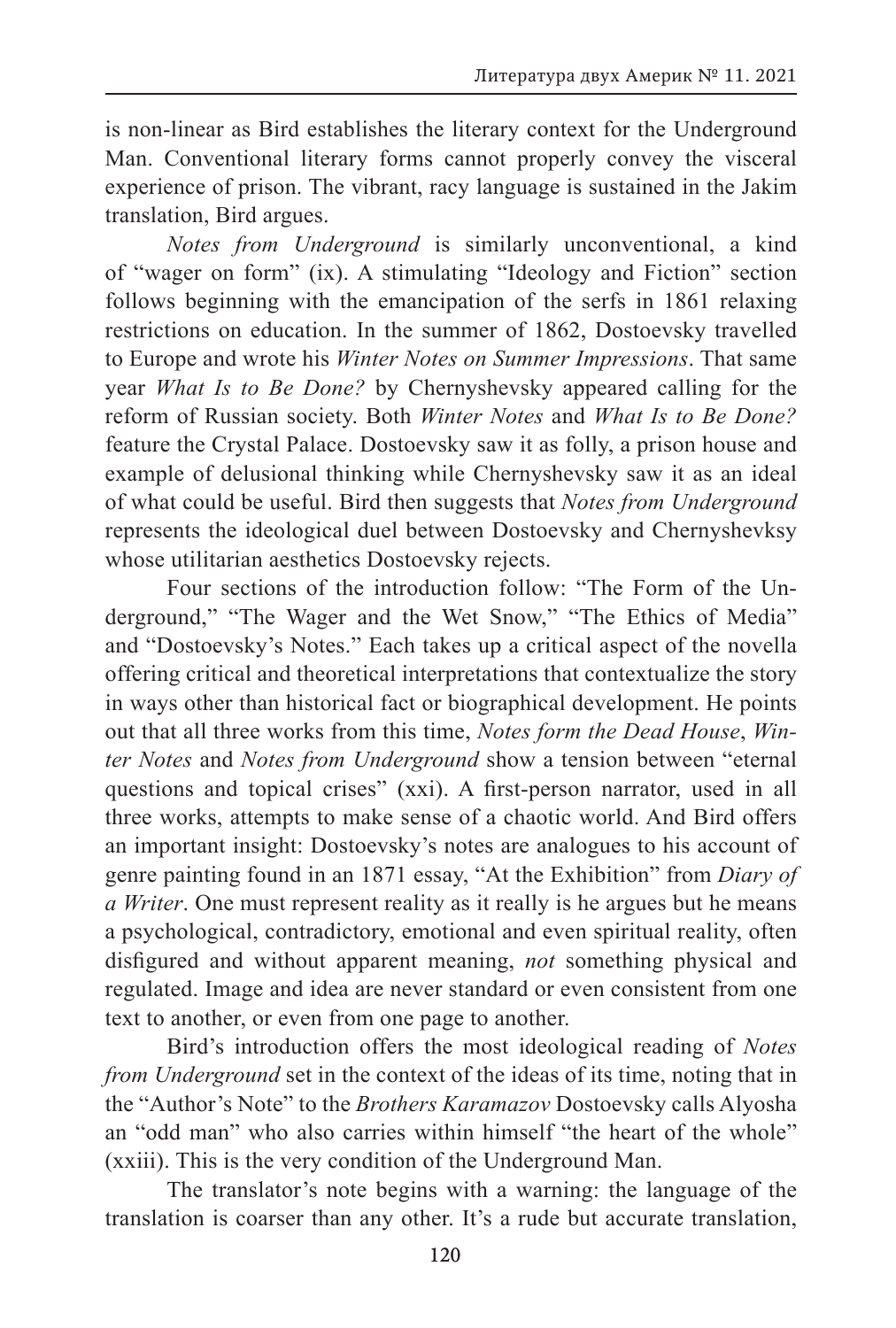is non-linear as Bird establishes the literary context for the Underground Man. Conventional literary forms cannot properly convey the visceral experience of prison. The vibrant, racy language is sustained in the Jakim translation, Bird argues.

*Notes from Underground* is similarly unconventional, a kind of "wager on form" (ix). A stimulating "Ideology and Fiction" section follows beginning with the emancipation of the serfs in 1861 relaxing restrictions on education. In the summer of 1862, Dostoevsky travelled to Europe and wrote his *Winter Notes on Summer Impressions*. That same year *What Is to Be Done?* by Chernyshevsky appeared calling for the reform of Russian society. Both *Winter Notes* and *What Is to Be Done?* feature the Crystal Palace. Dostoevsky saw it as folly, a prison house and example of delusional thinking while Chernyshevsky saw it as an ideal of what could be useful. Bird then suggests that *Notes from Underground* represents the ideological duel between Dostoevsky and Chernyshevksy whose utilitarian aesthetics Dostoevsky rejects.

Four sections of the introduction follow: "The Form of the Underground," "The Wager and the Wet Snow," "The Ethics of Media" and "Dostoevsky's Notes." Each takes up a critical aspect of the novella offering critical and theoretical interpretations that contextualize the story in ways other than historical fact or biographical development. He points out that all three works from this time, *Notes form the Dead House*, *Winter Notes* and *Notes from Underground* show a tension between "eternal questions and topical crises" (xxi). A first-person narrator, used in all three works, attempts to make sense of a chaotic world. And Bird offers an important insight: Dostoevsky's notes are analogues to his account of genre painting found in an 1871 essay, "At the Exhibition" from *Diary of a Writer*. One must represent reality as it really is he argues but he means a psychological, contradictory, emotional and even spiritual reality, often disfigured and without apparent meaning, *not* something physical and regulated. Image and idea are never standard or even consistent from one text to another, or even from one page to another.

Bird's introduction offers the most ideological reading of *Notes from Underground* set in the context of the ideas of its time, noting that in the "Author's Note" to the *Brothers Karamazov* Dostoevsky calls Alyosha an "odd man" who also carries within himself "the heart of the whole" (xxiii). This is the very condition of the Underground Man.

The translator's note begins with a warning: the language of the translation is coarser than any other. It's a rude but accurate translation,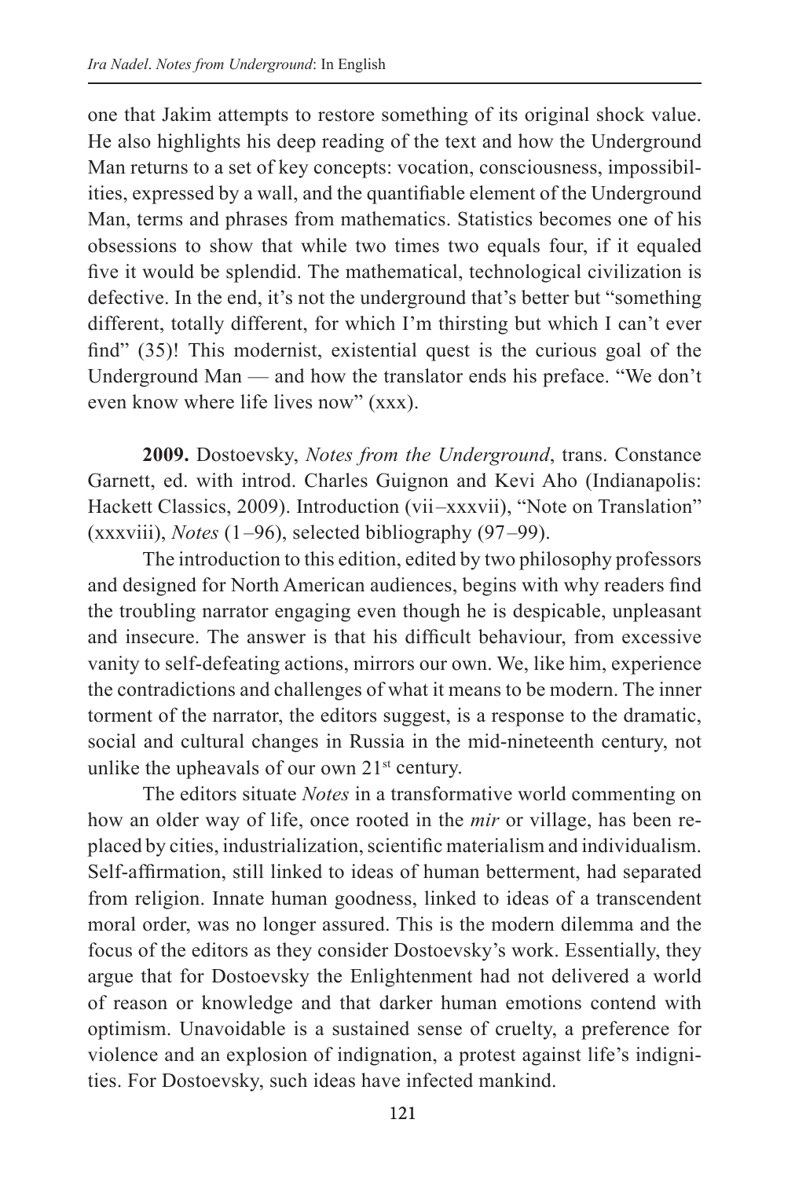one that Jakim attempts to restore something of its original shock value. He also highlights his deep reading of the text and how the Underground Man returns to a set of key concepts: vocation, consciousness, impossibilities, expressed by a wall, and the quantifiable element of the Underground Man, terms and phrases from mathematics. Statistics becomes one of his obsessions to show that while two times two equals four, if it equaled five it would be splendid. The mathematical, technological civilization is defective. In the end, it's not the underground that's better but "something different, totally different, for which I'm thirsting but which I can't ever find" (35)! This modernist, existential quest is the curious goal of the Underground Man — and how the translator ends his preface. "We don't even know where life lives now" (xxx).

**2009.** Dostoevsky, *Notes from the Underground*, trans. Constance Garnett, ed. with introd. Charles Guignon and Kevi Aho (Indianapolis: Hackett Classics, 2009). Introduction (vii–xxxvii), "Note on Translation" (xxxviii), *Notes* (1–96), selected bibliography (97–99).

The introduction to this edition, edited by two philosophy professors and designed for North American audiences, begins with why readers find the troubling narrator engaging even though he is despicable, unpleasant and insecure. The answer is that his difficult behaviour, from excessive vanity to self-defeating actions, mirrors our own. We, like him, experience the contradictions and challenges of what it means to be modern. The inner torment of the narrator, the editors suggest, is a response to the dramatic, social and cultural changes in Russia in the mid-nineteenth century, not unlike the upheavals of our own 21st century.

The editors situate *Notes* in a transformative world commenting on how an older way of life, once rooted in the *mir* or village, has been replaced by cities, industrialization, scientific materialism and individualism. Self-affirmation, still linked to ideas of human betterment, had separated from religion. Innate human goodness, linked to ideas of a transcendent moral order, was no longer assured. This is the modern dilemma and the focus of the editors as they consider Dostoevsky's work. Essentially, they argue that for Dostoevsky the Enlightenment had not delivered a world of reason or knowledge and that darker human emotions contend with optimism. Unavoidable is a sustained sense of cruelty, a preference for violence and an explosion of indignation, a protest against life's indignities. For Dostoevsky, such ideas have infected mankind.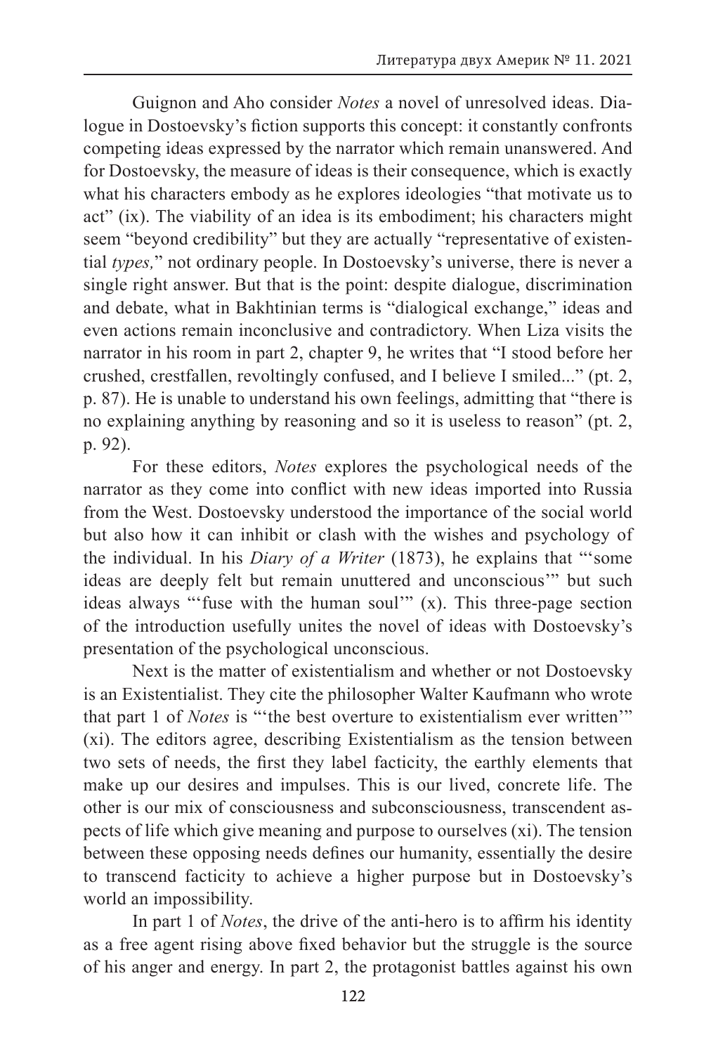Guignon and Aho consider *Notes* a novel of unresolved ideas. Dialogue in Dostoevsky's fiction supports this concept: it constantly confronts competing ideas expressed by the narrator which remain unanswered. And for Dostoevsky, the measure of ideas is their consequence, which is exactly what his characters embody as he explores ideologies "that motivate us to act" (ix). The viability of an idea is its embodiment; his characters might seem "beyond credibility" but they are actually "representative of existential *types,*" not ordinary people. In Dostoevsky's universe, there is never a single right answer. But that is the point: despite dialogue, discrimination and debate, what in Bakhtinian terms is "dialogical exchange," ideas and even actions remain inconclusive and contradictory. When Liza visits the narrator in his room in part 2, chapter 9, he writes that "I stood before her crushed, crestfallen, revoltingly confused, and I believe I smiled..." (pt. 2, p. 87). He is unable to understand his own feelings, admitting that "there is no explaining anything by reasoning and so it is useless to reason" (pt. 2, p. 92).

For these editors, *Notes* explores the psychological needs of the narrator as they come into conflict with new ideas imported into Russia from the West. Dostoevsky understood the importance of the social world but also how it can inhibit or clash with the wishes and psychology of the individual. In his *Diary of a Writer* (1873), he explains that "'some ideas are deeply felt but remain unuttered and unconscious'" but such ideas always "'fuse with the human soul'" (x). This three-page section of the introduction usefully unites the novel of ideas with Dostoevsky's presentation of the psychological unconscious.

Next is the matter of existentialism and whether or not Dostoevsky is an Existentialist. They cite the philosopher Walter Kaufmann who wrote that part 1 of *Notes* is "'the best overture to existentialism ever written'" (xi). The editors agree, describing Existentialism as the tension between two sets of needs, the first they label facticity, the earthly elements that make up our desires and impulses. This is our lived, concrete life. The other is our mix of consciousness and subconsciousness, transcendent aspects of life which give meaning and purpose to ourselves (xi). The tension between these opposing needs defines our humanity, essentially the desire to transcend facticity to achieve a higher purpose but in Dostoevsky's world an impossibility.

In part 1 of *Notes*, the drive of the anti-hero is to affirm his identity as a free agent rising above fixed behavior but the struggle is the source of his anger and energy. In part 2, the protagonist battles against his own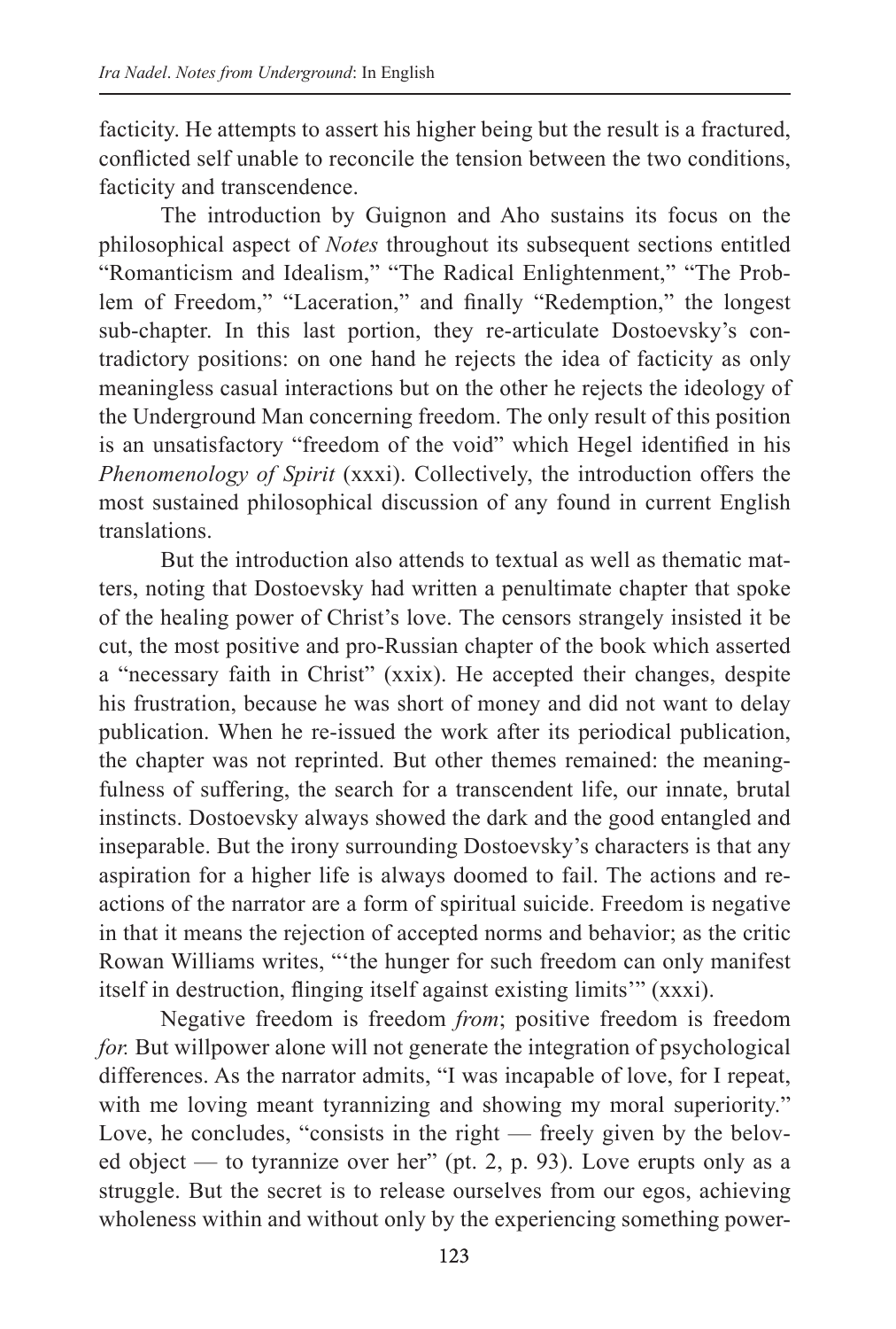facticity. He attempts to assert his higher being but the result is a fractured, conflicted self unable to reconcile the tension between the two conditions, facticity and transcendence.

The introduction by Guignon and Aho sustains its focus on the philosophical aspect of *Notes* throughout its subsequent sections entitled "Romanticism and Idealism," "The Radical Enlightenment," "The Problem of Freedom," "Laceration," and finally "Redemption," the longest sub-chapter. In this last portion, they re-articulate Dostoevsky's contradictory positions: on one hand he rejects the idea of facticity as only meaningless casual interactions but on the other he rejects the ideology of the Underground Man concerning freedom. The only result of this position is an unsatisfactory "freedom of the void" which Hegel identified in his *Phenomenology of Spirit* (xxxi). Collectively, the introduction offers the most sustained philosophical discussion of any found in current English translations.

But the introduction also attends to textual as well as thematic matters, noting that Dostoevsky had written a penultimate chapter that spoke of the healing power of Christ's love. The censors strangely insisted it be cut, the most positive and pro-Russian chapter of the book which asserted a "necessary faith in Christ" (xxix). He accepted their changes, despite his frustration, because he was short of money and did not want to delay publication. When he re-issued the work after its periodical publication, the chapter was not reprinted. But other themes remained: the meaningfulness of suffering, the search for a transcendent life, our innate, brutal instincts. Dostoevsky always showed the dark and the good entangled and inseparable. But the irony surrounding Dostoevsky's characters is that any aspiration for a higher life is always doomed to fail. The actions and reactions of the narrator are a form of spiritual suicide. Freedom is negative in that it means the rejection of accepted norms and behavior; as the critic Rowan Williams writes, "'the hunger for such freedom can only manifest itself in destruction, flinging itself against existing limits'" (xxxi).

Negative freedom is freedom *from*; positive freedom is freedom *for*. But willpower alone will not generate the integration of psychological differences. As the narrator admits, "I was incapable of love, for I repeat, with me loving meant tyrannizing and showing my moral superiority." Love, he concludes, "consists in the right — freely given by the beloved object — to tyrannize over her" (pt. 2, p. 93). Love erupts only as a struggle. But the secret is to release ourselves from our egos, achieving wholeness within and without only by the experiencing something power-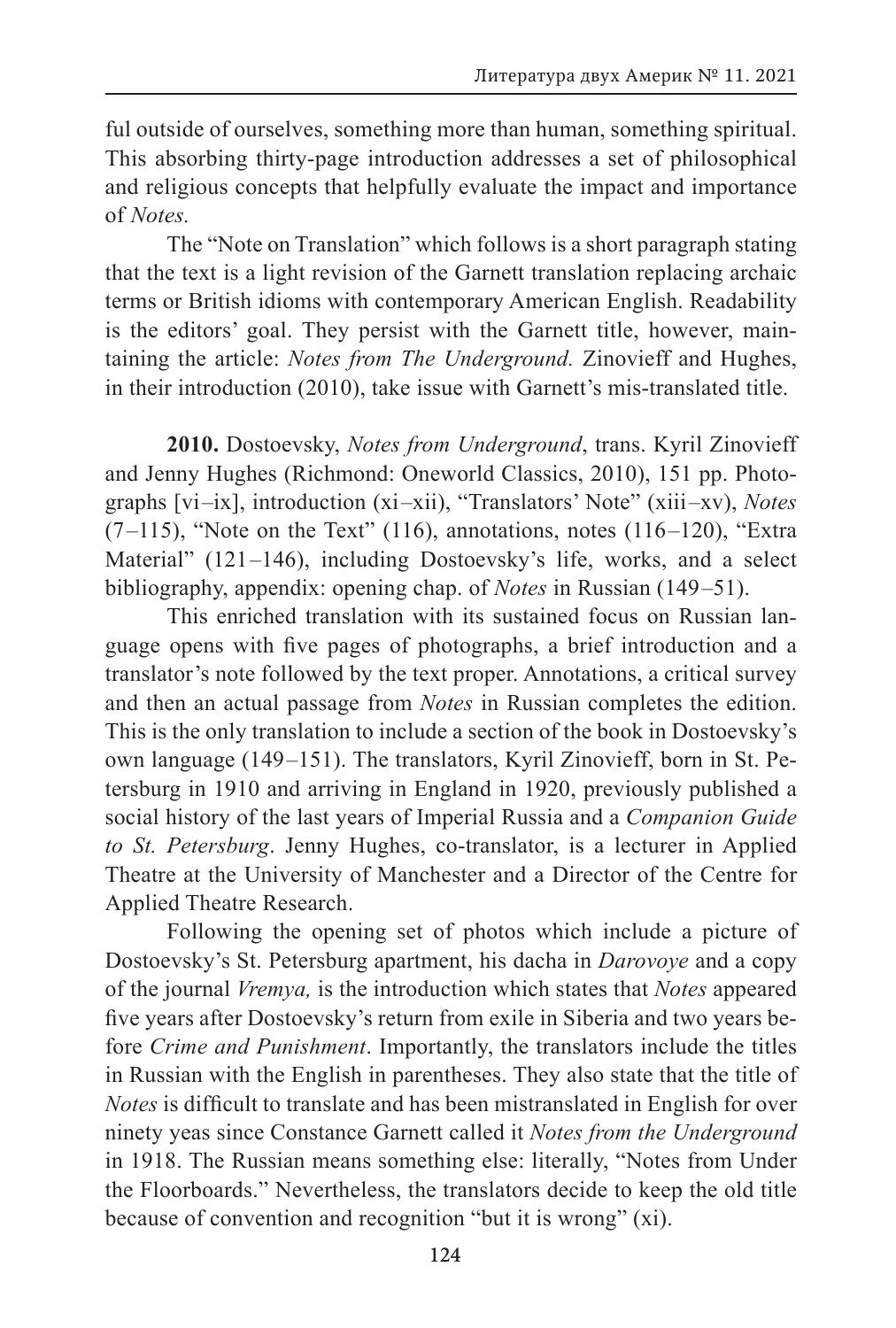ful outside of ourselves, something more than human, something spiritual. This absorbing thirty-page introduction addresses a set of philosophical and religious concepts that helpfully evaluate the impact and importance of *Notes.*

The "Note on Translation" which follows is a short paragraph stating that the text is a light revision of the Garnett translation replacing archaic terms or British idioms with contemporary American English. Readability is the editors' goal. They persist with the Garnett title, however, maintaining the article: *Notes from The Underground.* Zinovieff and Hughes, in their introduction (2010), take issue with Garnett's mis-translated title.

**2010.** Dostoevsky, *Notes from Underground*, trans. Kyril Zinovieff and Jenny Hughes (Richmond: Oneworld Classics, 2010), 151 pp. Photographs [vi–ix], introduction (xi–xii), "Translators' Note" (xiii–xv), *Notes* (7–115), "Note on the Text" (116), annotations, notes (116–120), "Extra Material" (121–146), including Dostoevsky's life, works, and a select bibliography, appendix: opening chap. of *Notes* in Russian (149–51).

This enriched translation with its sustained focus on Russian language opens with five pages of photographs, a brief introduction and a translator's note followed by the text proper. Annotations, a critical survey and then an actual passage from *Notes* in Russian completes the edition. This is the only translation to include a section of the book in Dostoevsky's own language (149–151). The translators, Kyril Zinovieff, born in St. Petersburg in 1910 and arriving in England in 1920, previously published a social history of the last years of Imperial Russia and a *Companion Guide to St. Petersburg*. Jenny Hughes, co-translator, is a lecturer in Applied Theatre at the University of Manchester and a Director of the Centre for Applied Theatre Research.

Following the opening set of photos which include a picture of Dostoevsky's St. Petersburg apartment, his dacha in *Darovoye* and a copy of the journal *Vremya,* is the introduction which states that *Notes* appeared five years after Dostoevsky's return from exile in Siberia and two years before *Crime and Punishment*. Importantly, the translators include the titles in Russian with the English in parentheses. They also state that the title of *Notes* is difficult to translate and has been mistranslated in English for over ninety yeas since Constance Garnett called it *Notes from the Underground* in 1918. The Russian means something else: literally, "Notes from Under the Floorboards." Nevertheless, the translators decide to keep the old title because of convention and recognition "but it is wrong" (xi).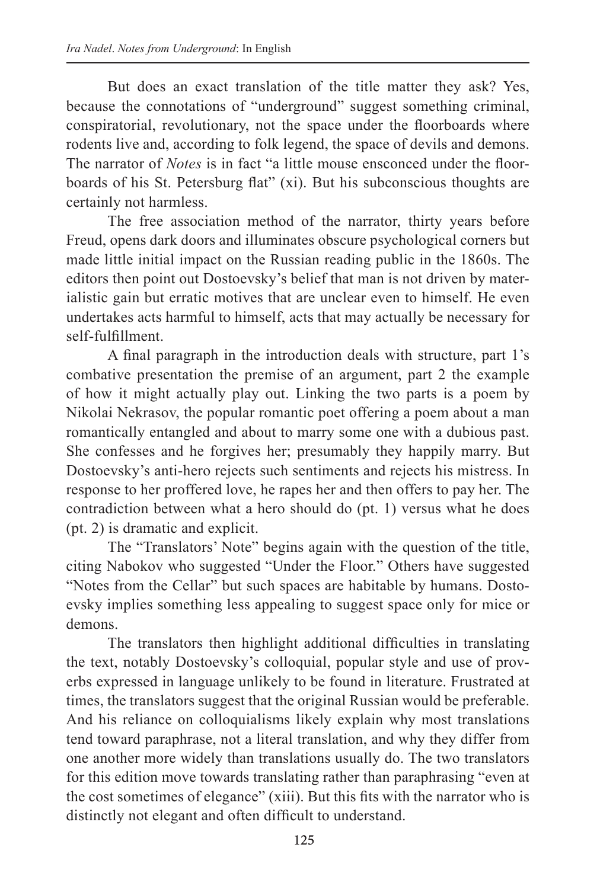But does an exact translation of the title matter they ask? Yes, because the connotations of "underground" suggest something criminal, conspiratorial, revolutionary, not the space under the floorboards where rodents live and, according to folk legend, the space of devils and demons. The narrator of *Notes* is in fact "a little mouse ensconced under the floorboards of his St. Petersburg flat" (xi). But his subconscious thoughts are certainly not harmless.

The free association method of the narrator, thirty years before Freud, opens dark doors and illuminates obscure psychological corners but made little initial impact on the Russian reading public in the 1860s. The editors then point out Dostoevsky's belief that man is not driven by materialistic gain but erratic motives that are unclear even to himself. He even undertakes acts harmful to himself, acts that may actually be necessary for self-fulfillment.

A final paragraph in the introduction deals with structure, part 1's combative presentation the premise of an argument, part 2 the example of how it might actually play out. Linking the two parts is a poem by Nikolai Nekrasov, the popular romantic poet offering a poem about a man romantically entangled and about to marry some one with a dubious past. She confesses and he forgives her; presumably they happily marry. But Dostoevsky's anti-hero rejects such sentiments and rejects his mistress. In response to her proffered love, he rapes her and then offers to pay her. The contradiction between what a hero should do (pt. 1) versus what he does (pt. 2) is dramatic and explicit.

The "Translators' Note" begins again with the question of the title, citing Nabokov who suggested "Under the Floor." Others have suggested "Notes from the Cellar" but such spaces are habitable by humans. Dostoevsky implies something less appealing to suggest space only for mice or demons.

The translators then highlight additional difficulties in translating the text, notably Dostoevsky's colloquial, popular style and use of proverbs expressed in language unlikely to be found in literature. Frustrated at times, the translators suggest that the original Russian would be preferable. And his reliance on colloquialisms likely explain why most translations tend toward paraphrase, not a literal translation, and why they differ from one another more widely than translations usually do. The two translators for this edition move towards translating rather than paraphrasing "even at the cost sometimes of elegance" (xiii). But this fits with the narrator who is distinctly not elegant and often difficult to understand.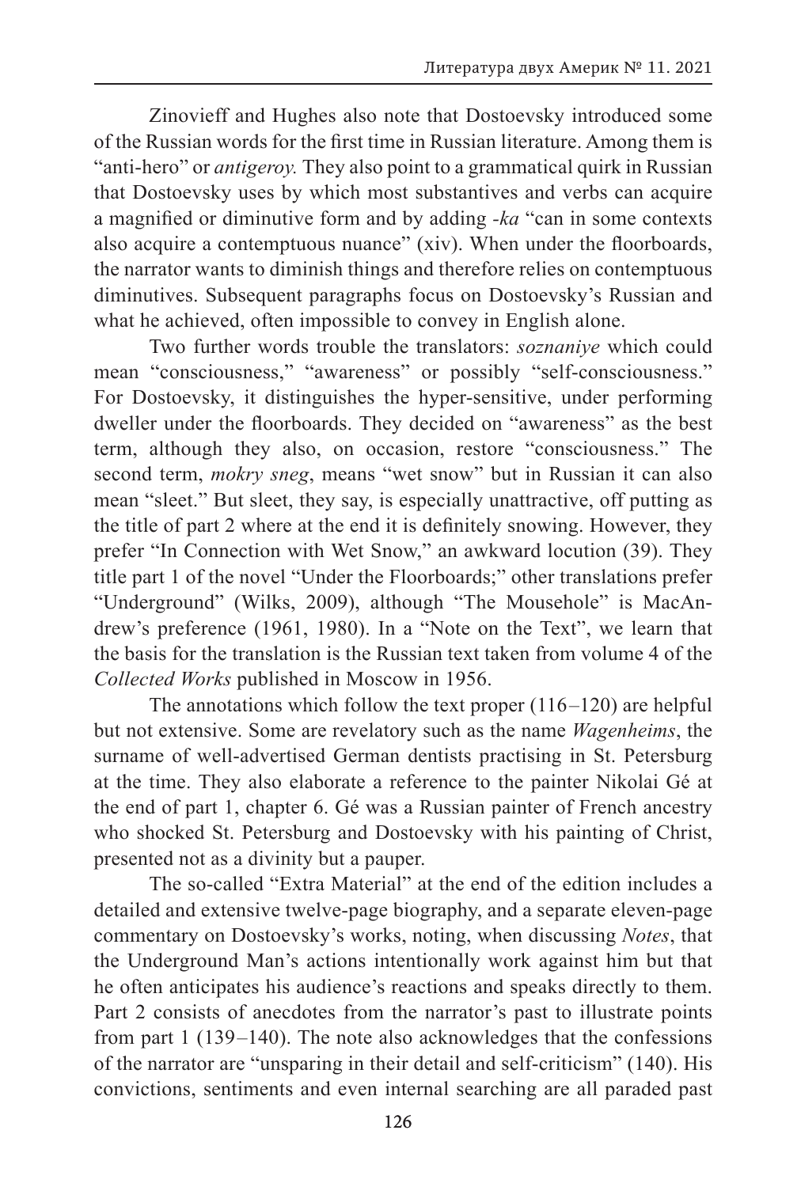Zinovieff and Hughes also note that Dostoevsky introduced some of the Russian words for the first time in Russian literature. Among them is "anti-hero" or *antigeroy.* They also point to a grammatical quirk in Russian that Dostoevsky uses by which most substantives and verbs can acquire a magnified or diminutive form and by adding *-ka* "can in some contexts also acquire a contemptuous nuance" (xiv). When under the floorboards, the narrator wants to diminish things and therefore relies on contemptuous diminutives. Subsequent paragraphs focus on Dostoevsky's Russian and what he achieved, often impossible to convey in English alone.

Two further words trouble the translators: *soznaniye* which could mean "consciousness," "awareness" or possibly "self-consciousness." For Dostoevsky, it distinguishes the hyper-sensitive, under performing dweller under the floorboards. They decided on "awareness" as the best term, although they also, on occasion, restore "consciousness." The second term, *mokry sneg*, means "wet snow" but in Russian it can also mean "sleet." But sleet, they say, is especially unattractive, off putting as the title of part 2 where at the end it is definitely snowing. However, they prefer "In Connection with Wet Snow," an awkward locution (39). They title part 1 of the novel "Under the Floorboards;" other translations prefer "Underground" (Wilks, 2009), although "The Mousehole" is MacAndrew's preference (1961, 1980). In a "Note on the Text", we learn that the basis for the translation is the Russian text taken from volume 4 of the *Collected Works* published in Moscow in 1956.

The annotations which follow the text proper (116–120) are helpful but not extensive. Some are revelatory such as the name *Wagenheims*, the surname of well-advertised German dentists practising in St. Petersburg at the time. They also elaborate a reference to the painter Nikolai Gé at the end of part 1, chapter 6. Gé was a Russian painter of French ancestry who shocked St. Petersburg and Dostoevsky with his painting of Christ, presented not as a divinity but a pauper.

The so-called "Extra Material" at the end of the edition includes a detailed and extensive twelve-page biography, and a separate eleven-page commentary on Dostoevsky's works, noting, when discussing *Notes*, that the Underground Man's actions intentionally work against him but that he often anticipates his audience's reactions and speaks directly to them. Part 2 consists of anecdotes from the narrator's past to illustrate points from part 1 (139–140). The note also acknowledges that the confessions of the narrator are "unsparing in their detail and self-criticism" (140). His convictions, sentiments and even internal searching are all paraded past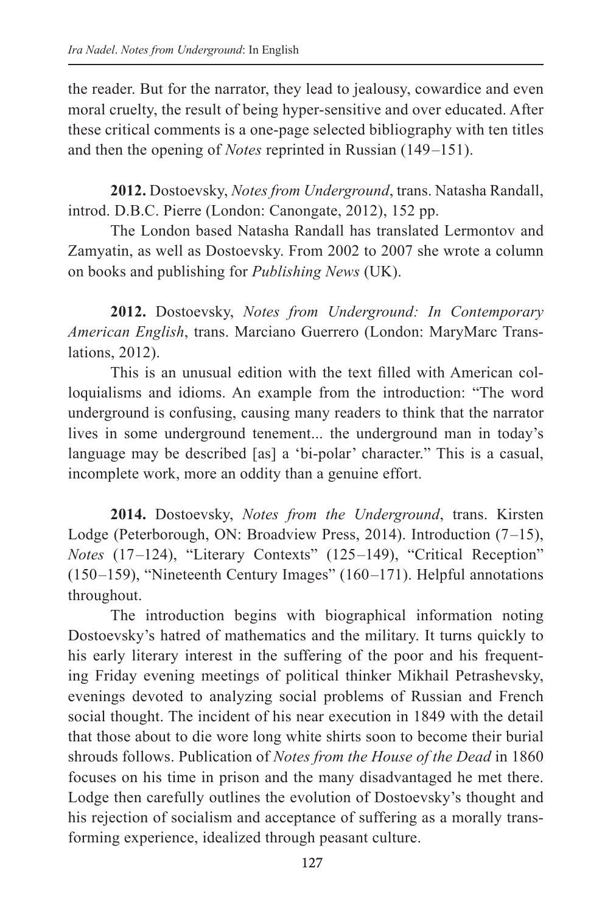the reader. But for the narrator, they lead to jealousy, cowardice and even moral cruelty, the result of being hyper-sensitive and over educated. After these critical comments is a one-page selected bibliography with ten titles and then the opening of *Notes* reprinted in Russian (149–151).

**2012.** Dostoevsky, *Notes from Underground*, trans. Natasha Randall, introd. D.B.C. Pierre (London: Canongate, 2012), 152 pp.

The London based Natasha Randall has translated Lermontov and Zamyatin, as well as Dostoevsky. From 2002 to 2007 she wrote a column on books and publishing for *Publishing News* (UK).

**2012.** Dostoevsky, *Notes from Underground: In Contemporary American English*, trans. Marciano Guerrero (London: MaryMarc Translations, 2012).

This is an unusual edition with the text filled with American colloquialisms and idioms. An example from the introduction: "The word underground is confusing, causing many readers to think that the narrator lives in some underground tenement... the underground man in today's language may be described [as] a 'bi-polar' character." This is a casual, incomplete work, more an oddity than a genuine effort.

**2014.** Dostoevsky, *Notes from the Underground*, trans. Kirsten Lodge (Peterborough, ON: Broadview Press, 2014). Introduction (7–15), *Notes* (17–124), "Literary Contexts" (125–149), "Critical Reception" (150–159), "Nineteenth Century Images" (160–171). Helpful annotations throughout.

The introduction begins with biographical information noting Dostoevsky's hatred of mathematics and the military. It turns quickly to his early literary interest in the suffering of the poor and his frequenting Friday evening meetings of political thinker Mikhail Petrashevsky, evenings devoted to analyzing social problems of Russian and French social thought. The incident of his near execution in 1849 with the detail that those about to die wore long white shirts soon to become their burial shrouds follows. Publication of *Notes from the House of the Dead* in 1860 focuses on his time in prison and the many disadvantaged he met there. Lodge then carefully outlines the evolution of Dostoevsky's thought and his rejection of socialism and acceptance of suffering as a morally transforming experience, idealized through peasant culture.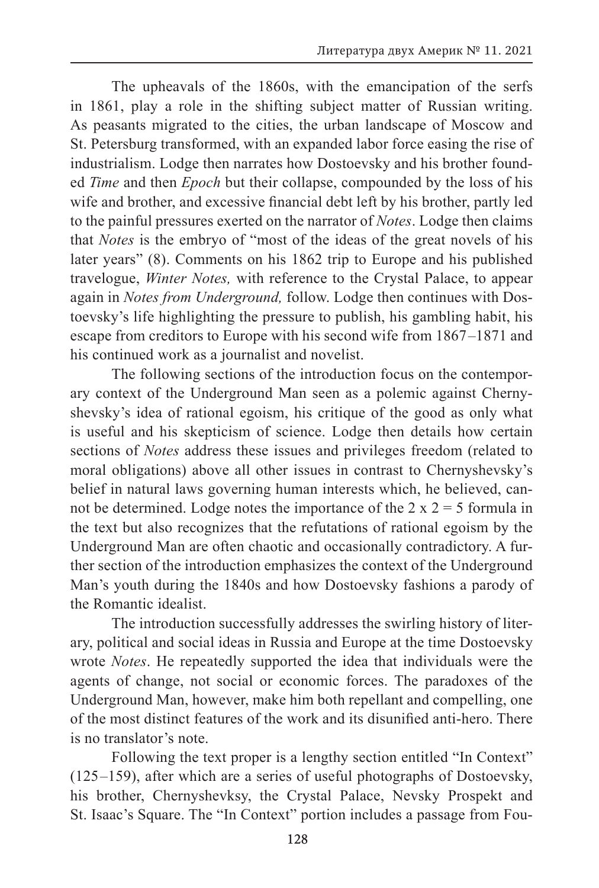The upheavals of the 1860s, with the emancipation of the serfs in 1861, play a role in the shifting subject matter of Russian writing. As peasants migrated to the cities, the urban landscape of Moscow and St. Petersburg transformed, with an expanded labor force easing the rise of industrialism. Lodge then narrates how Dostoevsky and his brother founded *Time* and then *Epoch* but their collapse, compounded by the loss of his wife and brother, and excessive financial debt left by his brother, partly led to the painful pressures exerted on the narrator of *Notes*. Lodge then claims that *Notes* is the embryo of "most of the ideas of the great novels of his later years" (8). Comments on his 1862 trip to Europe and his published travelogue, *Winter Notes,* with reference to the Crystal Palace, to appear again in *Notes from Underground,* follow. Lodge then continues with Dostoevsky's life highlighting the pressure to publish, his gambling habit, his escape from creditors to Europe with his second wife from 1867–1871 and his continued work as a journalist and novelist.

The following sections of the introduction focus on the contemporary context of the Underground Man seen as a polemic against Chernyshevsky's idea of rational egoism, his critique of the good as only what is useful and his skepticism of science. Lodge then details how certain sections of *Notes* address these issues and privileges freedom (related to moral obligations) above all other issues in contrast to Chernyshevsky's belief in natural laws governing human interests which, he believed, cannot be determined. Lodge notes the importance of the 2 x 2 = 5 formula in the text but also recognizes that the refutations of rational egoism by the Underground Man are often chaotic and occasionally contradictory. A further section of the introduction emphasizes the context of the Underground Man's youth during the 1840s and how Dostoevsky fashions a parody of the Romantic idealist.

The introduction successfully addresses the swirling history of literary, political and social ideas in Russia and Europe at the time Dostoevsky wrote *Notes*. He repeatedly supported the idea that individuals were the agents of change, not social or economic forces. The paradoxes of the Underground Man, however, make him both repellant and compelling, one of the most distinct features of the work and its disunified anti-hero. There is no translator's note.

Following the text proper is a lengthy section entitled "In Context" (125–159), after which are a series of useful photographs of Dostoevsky, his brother, Chernyshevksy, the Crystal Palace, Nevsky Prospekt and St. Isaac's Square. The "In Context" portion includes a passage from Fou-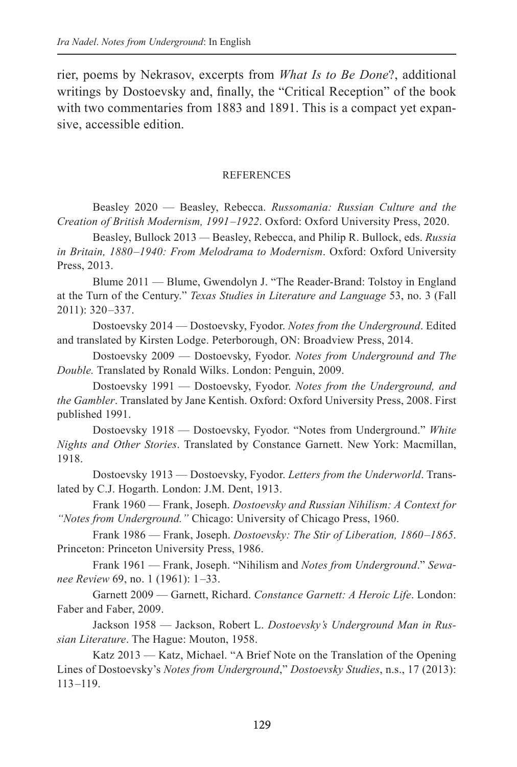rier, poems by Nekrasov, excerpts from *What Is to Be Done*?, additional writings by Dostoevsky and, finally, the "Critical Reception" of the book with two commentaries from 1883 and 1891. This is a compact yet expansive, accessible edition.

## REFERENCES

Beasley 2020 — Beasley, Rebecca. *Russomania: Russian Culture and the Creation of British Modernism, 1991–1922*. Oxford: Oxford University Press, 2020.

Beasley, Bullock 2013 — Beasley, Rebecca, and Philip R. Bullock, eds. *Russia in Britain, 1880–1940: From Melodrama to Modernism*. Oxford: Oxford University Press, 2013.

Blume 2011 — Blume, Gwendolyn J. "The Reader-Brand: Tolstoy in England at the Turn of the Century." *Texas Studies in Literature and Language* 53, no. 3 (Fall 2011): 320–337.

Dostoevsky 2014 — Dostoevsky, Fyodor. *Notes from the Underground*. Edited and translated by Kirsten Lodge. Peterborough, ON: Broadview Press, 2014.

Dostoevsky 2009 — Dostoevsky, Fyodor. *Notes from Underground and The Double.* Translated by Ronald Wilks. London: Penguin, 2009.

Dostoevsky 1991 — Dostoevsky, Fyodor. *Notes from the Underground, and the Gambler*. Translated by Jane Kentish. Oxford: Oxford University Press, 2008. First published 1991.

Dostoevsky 1918 — Dostoevsky, Fyodor. "Notes from Underground." *White Nights and Other Stories*. Translated by Constance Garnett. New York: Macmillan, 1918.

Dostoevsky 1913 — Dostoevsky, Fyodor. *Letters from the Underworld*. Translated by C.J. Hogarth. London: J.M. Dent, 1913.

Frank 1960 — Frank, Joseph. *Dostoevsky and Russian Nihilism: A Context for "Notes from Underground."* Chicago: University of Chicago Press, 1960.

Frank 1986 — Frank, Joseph. *Dostoevsky: The Stir of Liberation, 1860–1865*. Princeton: Princeton University Press, 1986.

Frank 1961 — Frank, Joseph. "Nihilism and *Notes from Underground*." *Sewanee Review* 69, no. 1 (1961): 1–33.

Garnett 2009 — Garnett, Richard. *Constance Garnett: A Heroic Life*. London: Faber and Faber, 2009.

Jackson 1958 — Jackson, Robert L. *Dostoevsky's Underground Man in Russian Literature*. The Hague: Mouton, 1958.

Katz 2013 — Katz, Michael. "A Brief Note on the Translation of the Opening Lines of Dostoevsky's *Notes from Underground*," *Dostoevsky Studies*, n.s., 17 (2013): 113–119.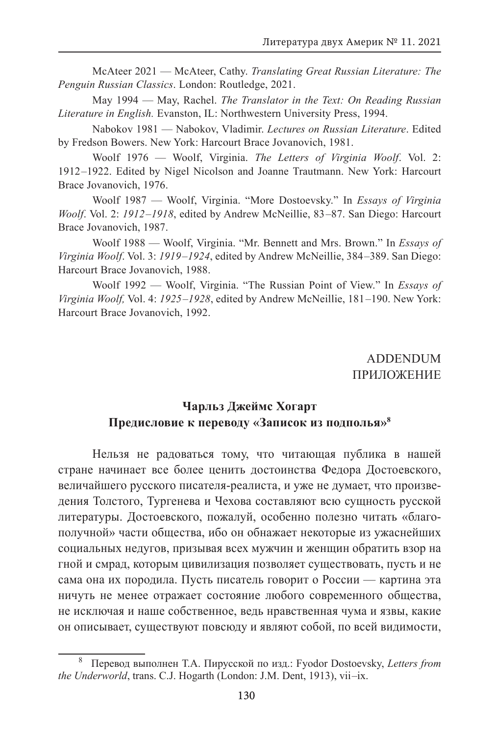McAteer 2021 — McAteer, Cathy. *Translating Great Russian Literature: The Penguin Russian Classics*. London: Routledge, 2021.

May 1994 — May, Rachel. *The Translator in the Text: On Reading Russian Literature in English.* Evanston, IL: Northwestern University Press, 1994.

Nabokov 1981 — Nabokov, Vladimir. *Lectures on Russian Literature*. Edited by Fredson Bowers. New York: Harcourt Brace Jovanovich, 1981.

Woolf 1976 — Woolf, Virginia. *The Letters of Virginia Woolf*. Vol. 2: 1912–1922. Edited by Nigel Nicolson and Joanne Trautmann. New York: Harcourt Brace Jovanovich, 1976.

Woolf 1987 — Woolf, Virginia. "More Dostoevsky." In *Essays of Virginia Woolf*. Vol. 2: *1912–1918*, edited by Andrew McNeillie, 83–87. San Diego: Harcourt Brace Jovanovich, 1987.

Woolf 1988 — Woolf, Virginia. "Mr. Bennett and Mrs. Brown." In *Essays of Virginia Woolf*. Vol. 3: *1919–1924*, edited by Andrew McNeillie, 384–389. San Diego: Harcourt Brace Jovanovich, 1988.

Woolf 1992 — Woolf, Virginia. "The Russian Point of View." In *Essays of Virginia Woolf,* Vol. 4: *1925–1928*, edited by Andrew McNeillie, 181–190. New York: Harcourt Brace Jovanovich, 1992.

ADDENDUM
ПРИЛОЖЕНИЕ

## Чарльз Джеймс Хогарт
## Предисловие к переводу «Записок из подполья»[8]

Нельзя не радоваться тому, что читающая публика в нашей стране начинает все более ценить достоинства Федора Достоевского, величайшего русского писателя-реалиста, и уже не думает, что произведения Толстого, Тургенева и Чехова составляют всю сущность русской литературы. Достоевского, пожалуй, особенно полезно читать «благополучной» части общества, ибо он обнажает некоторые из ужаснейших социальных недугов, призывая всех мужчин и женщин обратить взор на гной и смрад, которым цивилизация позволяет существовать, пусть и не сама она их породила. Пусть писатель говорит о России — картина эта ничуть не менее отражает состояние любого современного общества, не исключая и наше собственное, ведь нравственная чума и язвы, какие он описывает, существуют повсюду и являют собой, по всей видимости,

[8] Перевод выполнен Т.А. Пирусской по изд.: Fyodor Dostoevsky, *Letters from the Underworld*, trans. C.J. Hogarth (London: J.M. Dent, 1913), vii–ix.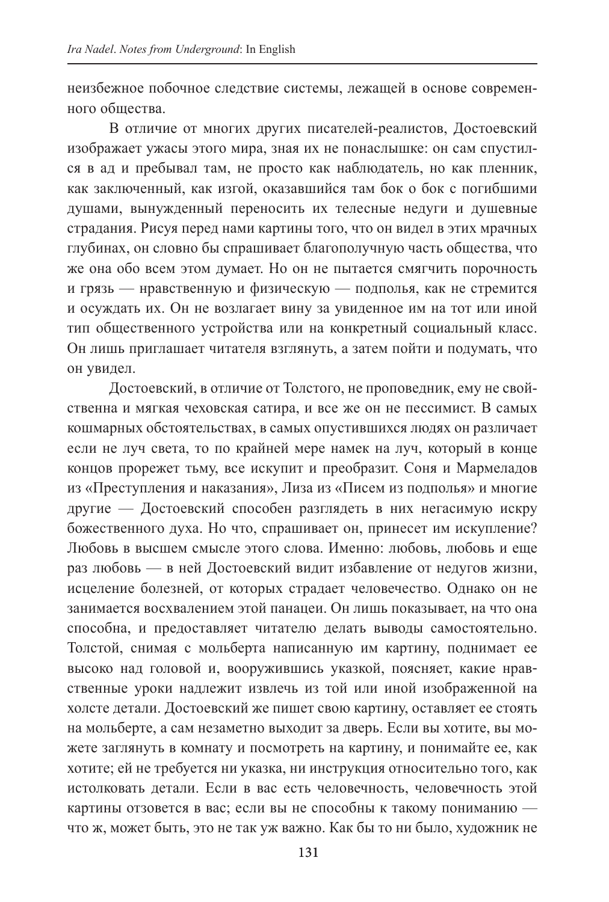неизбежное побочное следствие системы, лежащей в основе современного общества.

В отличие от многих других писателей-реалистов, Достоевский изображает ужасы этого мира, зная их не понаслышке: он сам спустился в ад и пребывал там, не просто как наблюдатель, но как пленник, как заключенный, как изгой, оказавшийся там бок о бок с погибшими душами, вынужденный переносить их телесные недуги и душевные страдания. Рисуя перед нами картины того, что он видел в этих мрачных глубинах, он словно бы спрашивает благополучную часть общества, что же она обо всем этом думает. Но он не пытается смягчить порочность и грязь — нравственную и физическую — подполья, как не стремится и осуждать их. Он не возлагает вину за увиденное им на тот или иной тип общественного устройства или на конкретный социальный класс. Он лишь приглашает читателя взглянуть, а затем пойти и подумать, что он увидел.

Достоевский, в отличие от Толстого, не проповедник, ему не свойственна и мягкая чеховская сатира, и все же он не пессимист. В самых кошмарных обстоятельствах, в самых опустившихся людях он различает если не луч света, то по крайней мере намек на луч, который в конце концов прорежет тьму, все искупит и преобразит. Соня и Мармеладов из «Преступления и наказания», Лиза из «Писем из подполья» и многие другие — Достоевский способен разглядеть в них негасимую искру божественного духа. Но что, спрашивает он, принесет им искупление? Любовь в высшем смысле этого слова. Именно: любовь, любовь и еще раз любовь — в ней Достоевский видит избавление от недугов жизни, исцеление болезней, от которых страдает человечество. Однако он не занимается восхвалением этой панацеи. Он лишь показывает, на что она способна, и предоставляет читателю делать выводы самостоятельно. Толстой, снимая с мольберта написанную им картину, поднимает ее высоко над головой и, вооружившись указкой, поясняет, какие нравственные уроки надлежит извлечь из той или иной изображенной на холсте детали. Достоевский же пишет свою картину, оставляет ее стоять на мольберте, а сам незаметно выходит за дверь. Если вы хотите, вы можете заглянуть в комнату и посмотреть на картину, и понимайте ее, как хотите; ей не требуется ни указка, ни инструкция относительно того, как истолковать детали. Если в вас есть человечность, человечность этой картины отзовется в вас; если вы не способны к такому пониманию — что ж, может быть, это не так уж важно. Как бы то ни было, художник не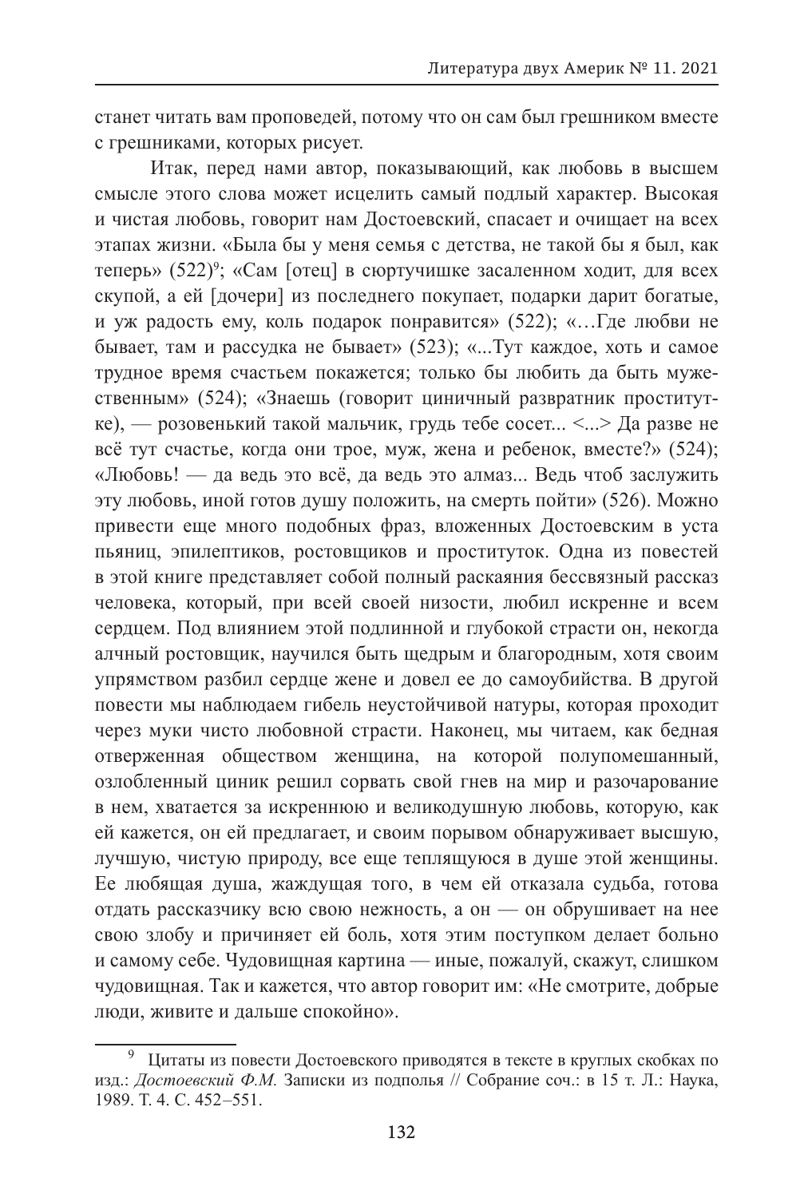станет читать вам проповедей, потому что он сам был грешником вместе с грешниками, которых рисует.

Итак, перед нами автор, показывающий, как любовь в высшем смысле этого слова может исцелить самый подлый характер. Высокая и чистая любовь, говорит нам Достоевский, спасает и очищает на всех этапах жизни. «Была бы у меня семья с детства, не такой бы я был, как теперь» (522)[9]; «Сам [отец] в сюртучишке засаленном ходит, для всех скупой, а ей [дочери] из последнего покупает, подарки дарит богатые, и уж радость ему, коль подарок понравится» (522); «…Где любви не бывает, там и рассудка не бывает» (523); «...Тут каждое, хоть и самое трудное время счастьем покажется; только бы любить да быть мужественным» (524); «Знаешь (говорит циничный развратник проститутке), — розовенький такой мальчик, грудь тебе сосет... <...> Да разве не всё тут счастье, когда они трое, муж, жена и ребенок, вместе?» (524); «Любовь! — да ведь это всё, да ведь это алмаз... Ведь чтоб заслужить эту любовь, иной готов душу положить, на смерть пойти» (526). Можно привести еще много подобных фраз, вложенных Достоевским в уста пьяниц, эпилептиков, ростовщиков и проституток. Одна из повестей в этой книге представляет собой полный раскаяния бессвязный рассказ человека, который, при всей своей низости, любил искренне и всем сердцем. Под влиянием этой подлинной и глубокой страсти он, некогда алчный ростовщик, научился быть щедрым и благородным, хотя своим упрямством разбил сердце жене и довел ее до самоубийства. В другой повести мы наблюдаем гибель неустойчивой натуры, которая проходит через муки чисто любовной страсти. Наконец, мы читаем, как бедная отверженная обществом женщина, на которой полупомешанный, озлобленный циник решил сорвать свой гнев на мир и разочарование в нем, хватается за искреннюю и великодушную любовь, которую, как ей кажется, он ей предлагает, и своим порывом обнаруживает высшую, лучшую, чистую природу, все еще теплящуюся в душе этой женщины. Ее любящая душа, жаждущая того, в чем ей отказала судьба, готова отдать рассказчику всю свою нежность, а он — он обрушивает на нее свою злобу и причиняет ей боль, хотя этим поступком делает больно и самому себе. Чудовищная картина — иные, пожалуй, скажут, слишком чудовищная. Так и кажется, что автор говорит им: «Не смотрите, добрые люди, живите и дальше спокойно».

---

[9] Цитаты из повести Достоевского приводятся в тексте в круглых скобках по изд.: *Достоевский Ф.М.* Записки из подполья // Собрание соч.: в 15 т. Л.: Наука, 1989. Т. 4. С. 452–551.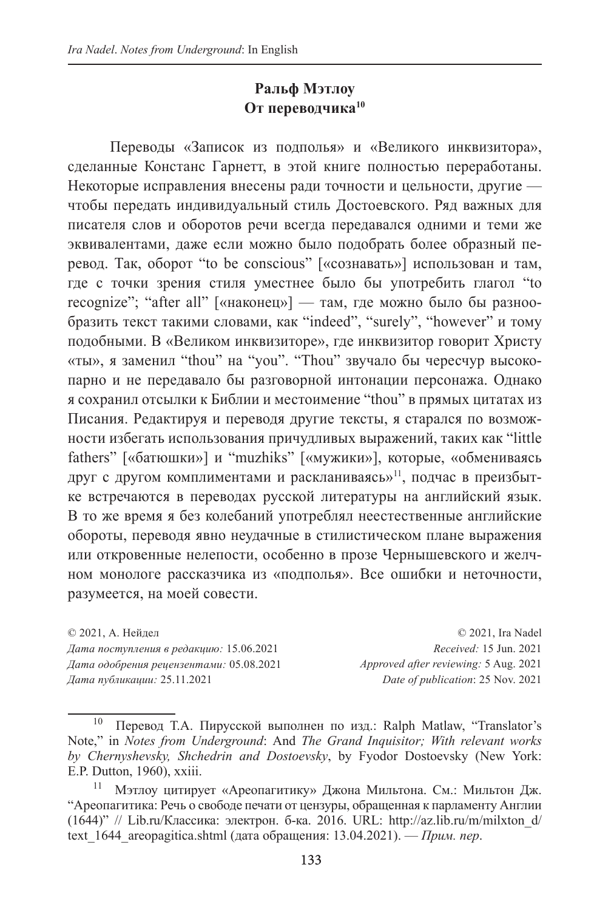## Ральф Мэтлоу
## От переводчика[10]

Переводы «Записок из подполья» и «Великого инквизитора», сделанные Констанс Гарнетт, в этой книге полностью переработаны. Некоторые исправления внесены ради точности и цельности, другие — чтобы передать индивидуальный стиль Достоевского. Ряд важных для писателя слов и оборотов речи всегда передавался одними и теми же эквивалентами, даже если можно было подобрать более образный перевод. Так, оборот “to be conscious” [«сознавать»] использован и там, где с точки зрения стиля уместнее было бы употребить глагол “to recognize”; “after all” [«наконец»] — там, где можно было бы разнообразить текст такими словами, как “indeed”, “surely”, “however” и тому подобными. В «Великом инквизиторе», где инквизитор говорит Христу «ты», я заменил “thou” на “you”. “Thou” звучало бы чересчур высокопарно и не передавало бы разговорной интонации персонажа. Однако я сохранил отсылки к Библии и местоимение “thou” в прямых цитатах из Писания. Редактируя и переводя другие тексты, я старался по возможности избегать использования причудливых выражений, таких как “little fathers” [«батюшки»] и “muzhiks” [«мужики»], которые, «обмениваясь друг с другом комплиментами и раскланиваясь»[11], подчас в преизбытке встречаются в переводах русской литературы на английский язык. В то же время я без колебаний употреблял неестественные английские обороты, переводя явно неудачные в стилистическом плане выражения или откровенные нелепости, особенно в прозе Чернышевского и желчном монологе рассказчика из «подполья». Все ошибки и неточности, разумеется, на моей совести.

© 2021, А. Нейдел
*Дата поступления в редакцию:* 15.06.2021
*Дата одобрения рецензентами:* 05.08.2021
*Дата публикации:* 25.11.2021

© 2021, Ira Nadel
*Received:* 15 Jun. 2021
*Approved after reviewing:* 5 Aug. 2021
*Date of publication*: 25 Nov. 2021

---

[10] Перевод Т.А. Пирусской выполнен по изд.: Ralph Matlaw, “Translator’s Note,” in *Notes from Underground*: And *The Grand Inquisitor; With relevant works by Chernyshevsky, Shchedrin and Dostoevsky*, by Fyodor Dostoevsky (New York: E.P. Dutton, 1960), xxiii.

[11] Мэтлоу цитирует «Ареопагитику» Джона Мильтона. См.: Мильтон Дж. “Ареопагитика: Речь о свободе печати от цензуры, обращенная к парламенту Англии (1644)” // Lib.ru/Классика: электрон. б-ка. 2016. URL: http://az.lib.ru/m/milxton_d/text_1644_areopagitica.shtml (дата обращения: 13.04.2021). — *Прим. пер*.